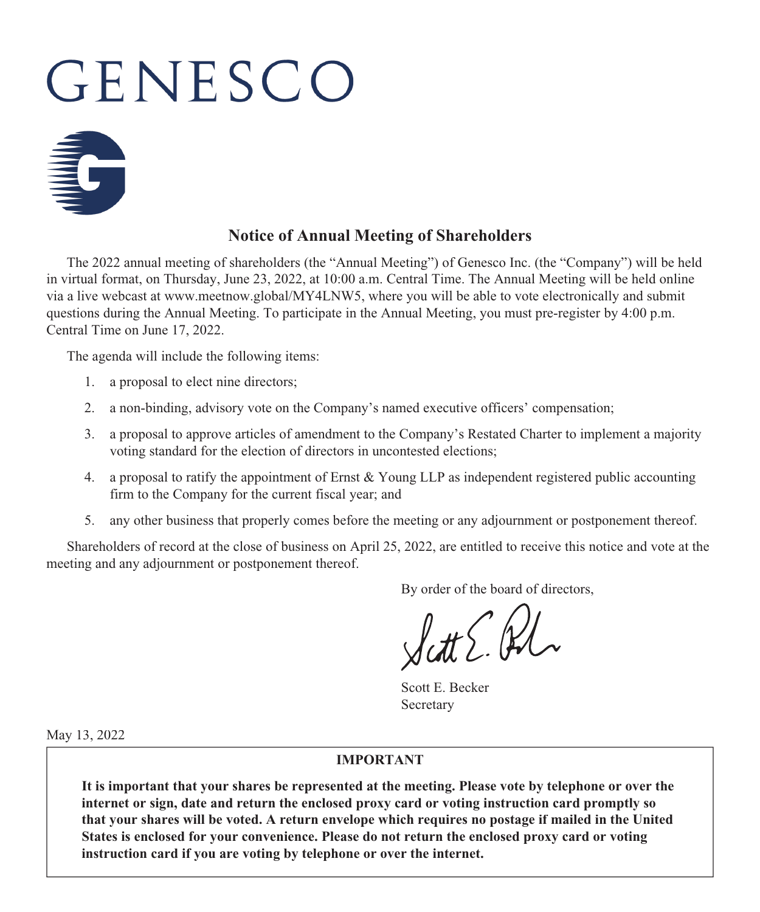# GENESCO

## Notice of Annual Meeting of Shareholders

The 2022 annual meeting of shareholders (the "Annual Meeting") of Genesco Inc. (the "Company") will be held in virtual format, on Thursday, June 23, 2022, at 10:00 a.m. Central Time. The Annual Meeting will be held online via a live webcast at www.meetnow.global/MY4LNW5, where you will be able to vote electronically and submit questions during the Annual Meeting. To participate in the Annual Meeting, you must pre-register by 4:00 p.m. Central Time on June 17, 2022.

The agenda will include the following items:

1. a proposal to elect nine directors;
2. a non-binding, advisory vote on the Company's named executive officers' compensation;
3. a proposal to approve articles of amendment to the Company's Restated Charter to implement a majority voting standard for the election of directors in uncontested elections;
4. a proposal to ratify the appointment of Ernst & Young LLP as independent registered public accounting firm to the Company for the current fiscal year; and
5. any other business that properly comes before the meeting or any adjournment or postponement thereof.

Shareholders of record at the close of business on April 25, 2022, are entitled to receive this notice and vote at the meeting and any adjournment or postponement thereof.

By order of the board of directors,

Scott E. Becker
Secretary

May 13, 2022

**IMPORTANT**

**It is important that your shares be represented at the meeting. Please vote by telephone or over the internet or sign, date and return the enclosed proxy card or voting instruction card promptly so that your shares will be voted. A return envelope which requires no postage if mailed in the United States is enclosed for your convenience. Please do not return the enclosed proxy card or voting instruction card if you are voting by telephone or over the internet.**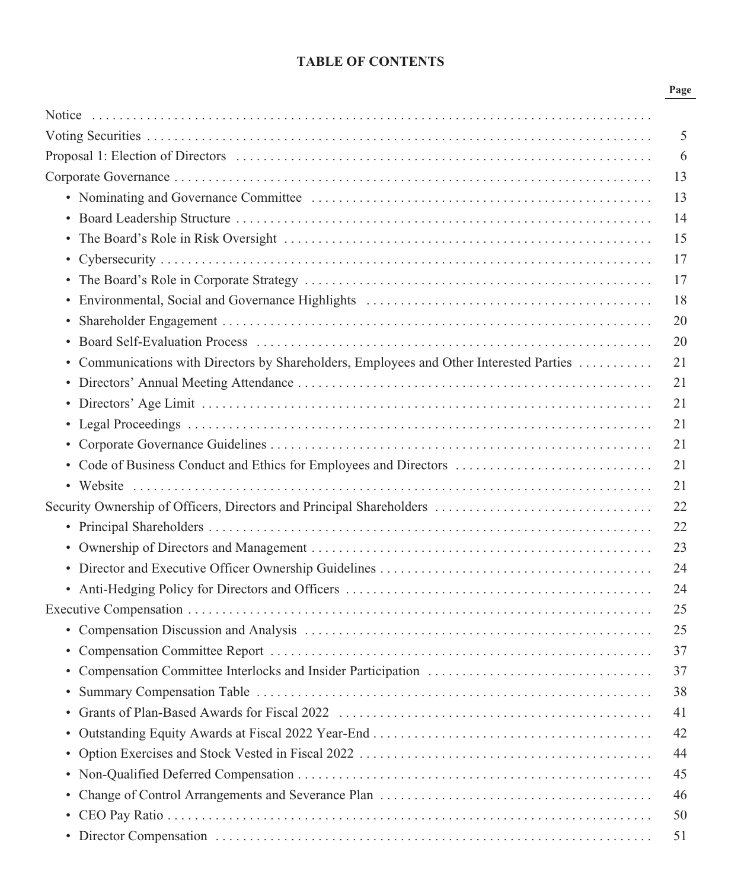# TABLE OF CONTENTS

| | Page |
|---|---|
| Notice | |
| Voting Securities | 5 |
| Proposal 1: Election of Directors | 6 |
| Corporate Governance | 13 |
| • Nominating and Governance Committee | 13 |
| • Board Leadership Structure | 14 |
| • The Board's Role in Risk Oversight | 15 |
| • Cybersecurity | 17 |
| • The Board's Role in Corporate Strategy | 17 |
| • Environmental, Social and Governance Highlights | 18 |
| • Shareholder Engagement | 20 |
| • Board Self-Evaluation Process | 20 |
| • Communications with Directors by Shareholders, Employees and Other Interested Parties | 21 |
| • Directors' Annual Meeting Attendance | 21 |
| • Directors' Age Limit | 21 |
| • Legal Proceedings | 21 |
| • Corporate Governance Guidelines | 21 |
| • Code of Business Conduct and Ethics for Employees and Directors | 21 |
| • Website | 21 |
| Security Ownership of Officers, Directors and Principal Shareholders | 22 |
| • Principal Shareholders | 22 |
| • Ownership of Directors and Management | 23 |
| • Director and Executive Officer Ownership Guidelines | 24 |
| • Anti-Hedging Policy for Directors and Officers | 24 |
| Executive Compensation | 25 |
| • Compensation Discussion and Analysis | 25 |
| • Compensation Committee Report | 37 |
| • Compensation Committee Interlocks and Insider Participation | 37 |
| • Summary Compensation Table | 38 |
| • Grants of Plan-Based Awards for Fiscal 2022 | 41 |
| • Outstanding Equity Awards at Fiscal 2022 Year-End | 42 |
| • Option Exercises and Stock Vested in Fiscal 2022 | 44 |
| • Non-Qualified Deferred Compensation | 45 |
| • Change of Control Arrangements and Severance Plan | 46 |
| • CEO Pay Ratio | 50 |
| • Director Compensation | 51 |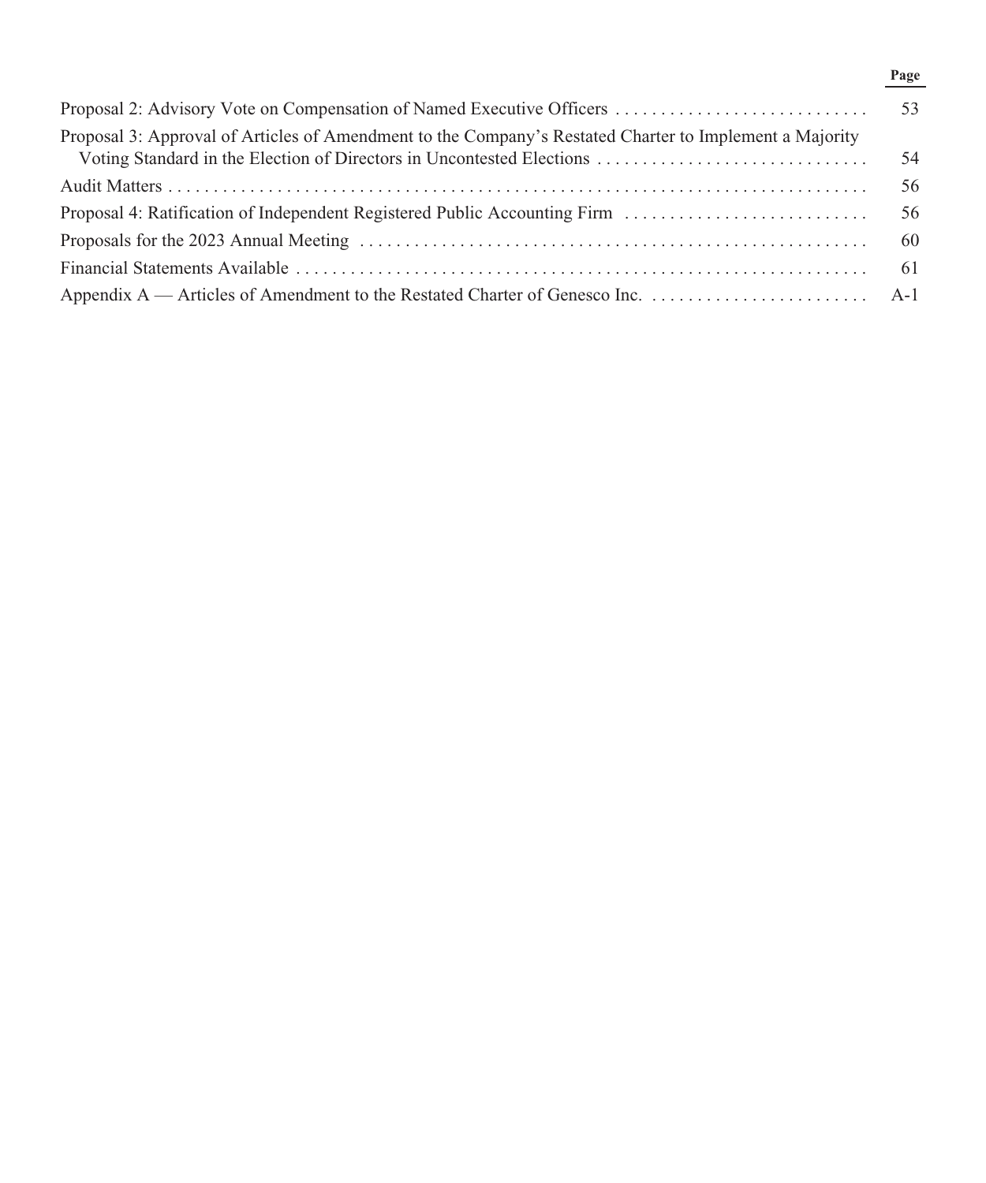| | Page |
|---|---|
| Proposal 2: Advisory Vote on Compensation of Named Executive Officers | 53 |
| Proposal 3: Approval of Articles of Amendment to the Company's Restated Charter to Implement a Majority Voting Standard in the Election of Directors in Uncontested Elections | 54 |
| Audit Matters | 56 |
| Proposal 4: Ratification of Independent Registered Public Accounting Firm | 56 |
| Proposals for the 2023 Annual Meeting | 60 |
| Financial Statements Available | 61 |
| Appendix A — Articles of Amendment to the Restated Charter of Genesco Inc. | A-1 |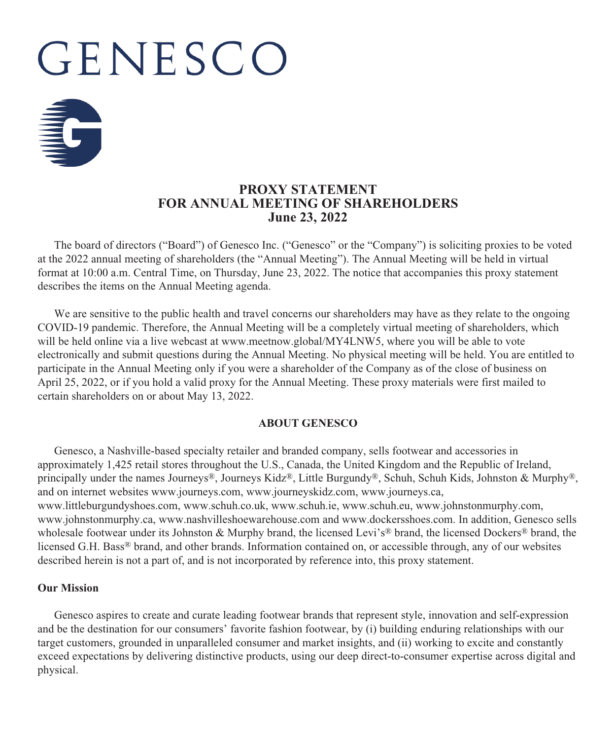# GENESCO

## PROXY STATEMENT
## FOR ANNUAL MEETING OF SHAREHOLDERS
## June 23, 2022

The board of directors ("Board") of Genesco Inc. ("Genesco" or the "Company") is soliciting proxies to be voted at the 2022 annual meeting of shareholders (the "Annual Meeting"). The Annual Meeting will be held in virtual format at 10:00 a.m. Central Time, on Thursday, June 23, 2022. The notice that accompanies this proxy statement describes the items on the Annual Meeting agenda.

We are sensitive to the public health and travel concerns our shareholders may have as they relate to the ongoing COVID-19 pandemic. Therefore, the Annual Meeting will be a completely virtual meeting of shareholders, which will be held online via a live webcast at www.meetnow.global/MY4LNW5, where you will be able to vote electronically and submit questions during the Annual Meeting. No physical meeting will be held. You are entitled to participate in the Annual Meeting only if you were a shareholder of the Company as of the close of business on April 25, 2022, or if you hold a valid proxy for the Annual Meeting. These proxy materials were first mailed to certain shareholders on or about May 13, 2022.

### ABOUT GENESCO

Genesco, a Nashville-based specialty retailer and branded company, sells footwear and accessories in approximately 1,425 retail stores throughout the U.S., Canada, the United Kingdom and the Republic of Ireland, principally under the names Journeys®, Journeys Kidz®, Little Burgundy®, Schuh, Schuh Kids, Johnston & Murphy®, and on internet websites www.journeys.com, www.journeyskidz.com, www.journeys.ca, www.littleburgundyshoes.com, www.schuh.co.uk, www.schuh.ie, www.schuh.eu, www.johnstonmurphy.com, www.johnstonmurphy.ca, www.nashvilleshoewarehouse.com and www.dockersshoes.com. In addition, Genesco sells wholesale footwear under its Johnston & Murphy brand, the licensed Levi's® brand, the licensed Dockers® brand, the licensed G.H. Bass® brand, and other brands. Information contained on, or accessible through, any of our websites described herein is not a part of, and is not incorporated by reference into, this proxy statement.

### Our Mission

Genesco aspires to create and curate leading footwear brands that represent style, innovation and self-expression and be the destination for our consumers' favorite fashion footwear, by (i) building enduring relationships with our target customers, grounded in unparalleled consumer and market insights, and (ii) working to excite and constantly exceed expectations by delivering distinctive products, using our deep direct-to-consumer expertise across digital and physical.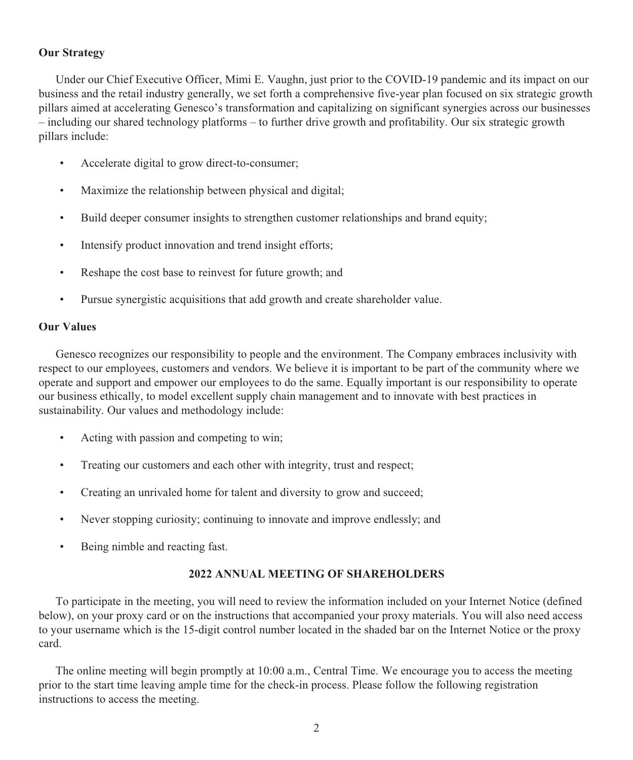**Our Strategy**

Under our Chief Executive Officer, Mimi E. Vaughn, just prior to the COVID-19 pandemic and its impact on our business and the retail industry generally, we set forth a comprehensive five-year plan focused on six strategic growth pillars aimed at accelerating Genesco's transformation and capitalizing on significant synergies across our businesses – including our shared technology platforms – to further drive growth and profitability. Our six strategic growth pillars include:

- Accelerate digital to grow direct-to-consumer;
- Maximize the relationship between physical and digital;
- Build deeper consumer insights to strengthen customer relationships and brand equity;
- Intensify product innovation and trend insight efforts;
- Reshape the cost base to reinvest for future growth; and
- Pursue synergistic acquisitions that add growth and create shareholder value.

**Our Values**

Genesco recognizes our responsibility to people and the environment. The Company embraces inclusivity with respect to our employees, customers and vendors. We believe it is important to be part of the community where we operate and support and empower our employees to do the same. Equally important is our responsibility to operate our business ethically, to model excellent supply chain management and to innovate with best practices in sustainability. Our values and methodology include:

- Acting with passion and competing to win;
- Treating our customers and each other with integrity, trust and respect;
- Creating an unrivaled home for talent and diversity to grow and succeed;
- Never stopping curiosity; continuing to innovate and improve endlessly; and
- Being nimble and reacting fast.

## 2022 ANNUAL MEETING OF SHAREHOLDERS

To participate in the meeting, you will need to review the information included on your Internet Notice (defined below), on your proxy card or on the instructions that accompanied your proxy materials. You will also need access to your username which is the 15-digit control number located in the shaded bar on the Internet Notice or the proxy card.

The online meeting will begin promptly at 10:00 a.m., Central Time. We encourage you to access the meeting prior to the start time leaving ample time for the check-in process. Please follow the following registration instructions to access the meeting.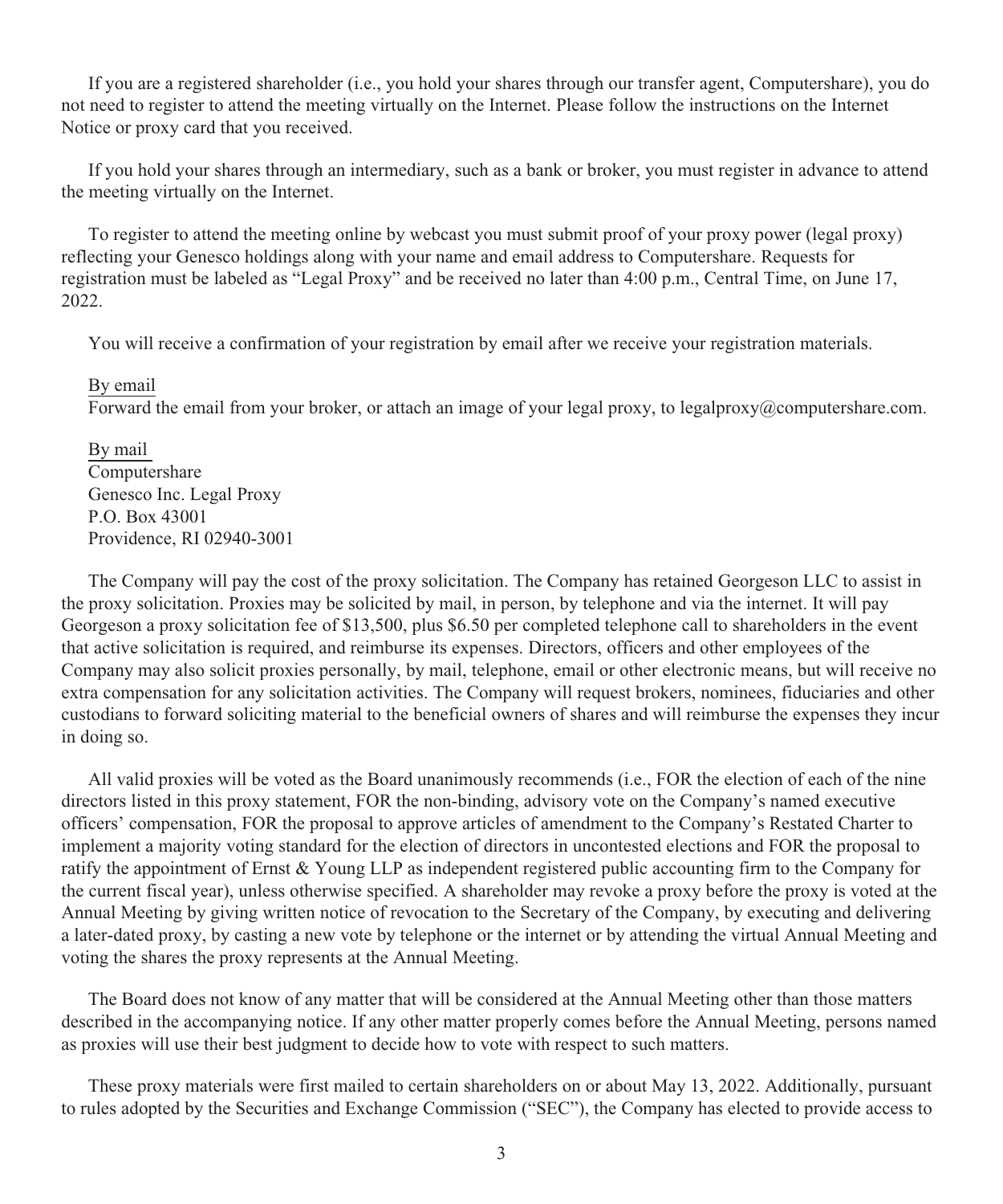If you are a registered shareholder (i.e., you hold your shares through our transfer agent, Computershare), you do not need to register to attend the meeting virtually on the Internet. Please follow the instructions on the Internet Notice or proxy card that you received.

If you hold your shares through an intermediary, such as a bank or broker, you must register in advance to attend the meeting virtually on the Internet.

To register to attend the meeting online by webcast you must submit proof of your proxy power (legal proxy) reflecting your Genesco holdings along with your name and email address to Computershare. Requests for registration must be labeled as "Legal Proxy" and be received no later than 4:00 p.m., Central Time, on June 17, 2022.

You will receive a confirmation of your registration by email after we receive your registration materials.

By email
Forward the email from your broker, or attach an image of your legal proxy, to legalproxy@computershare.com.

By mail
Computershare
Genesco Inc. Legal Proxy
P.O. Box 43001
Providence, RI 02940-3001

The Company will pay the cost of the proxy solicitation. The Company has retained Georgeson LLC to assist in the proxy solicitation. Proxies may be solicited by mail, in person, by telephone and via the internet. It will pay Georgeson a proxy solicitation fee of $13,500, plus $6.50 per completed telephone call to shareholders in the event that active solicitation is required, and reimburse its expenses. Directors, officers and other employees of the Company may also solicit proxies personally, by mail, telephone, email or other electronic means, but will receive no extra compensation for any solicitation activities. The Company will request brokers, nominees, fiduciaries and other custodians to forward soliciting material to the beneficial owners of shares and will reimburse the expenses they incur in doing so.

All valid proxies will be voted as the Board unanimously recommends (i.e., FOR the election of each of the nine directors listed in this proxy statement, FOR the non-binding, advisory vote on the Company's named executive officers' compensation, FOR the proposal to approve articles of amendment to the Company's Restated Charter to implement a majority voting standard for the election of directors in uncontested elections and FOR the proposal to ratify the appointment of Ernst & Young LLP as independent registered public accounting firm to the Company for the current fiscal year), unless otherwise specified. A shareholder may revoke a proxy before the proxy is voted at the Annual Meeting by giving written notice of revocation to the Secretary of the Company, by executing and delivering a later-dated proxy, by casting a new vote by telephone or the internet or by attending the virtual Annual Meeting and voting the shares the proxy represents at the Annual Meeting.

The Board does not know of any matter that will be considered at the Annual Meeting other than those matters described in the accompanying notice. If any other matter properly comes before the Annual Meeting, persons named as proxies will use their best judgment to decide how to vote with respect to such matters.

These proxy materials were first mailed to certain shareholders on or about May 13, 2022. Additionally, pursuant to rules adopted by the Securities and Exchange Commission ("SEC"), the Company has elected to provide access to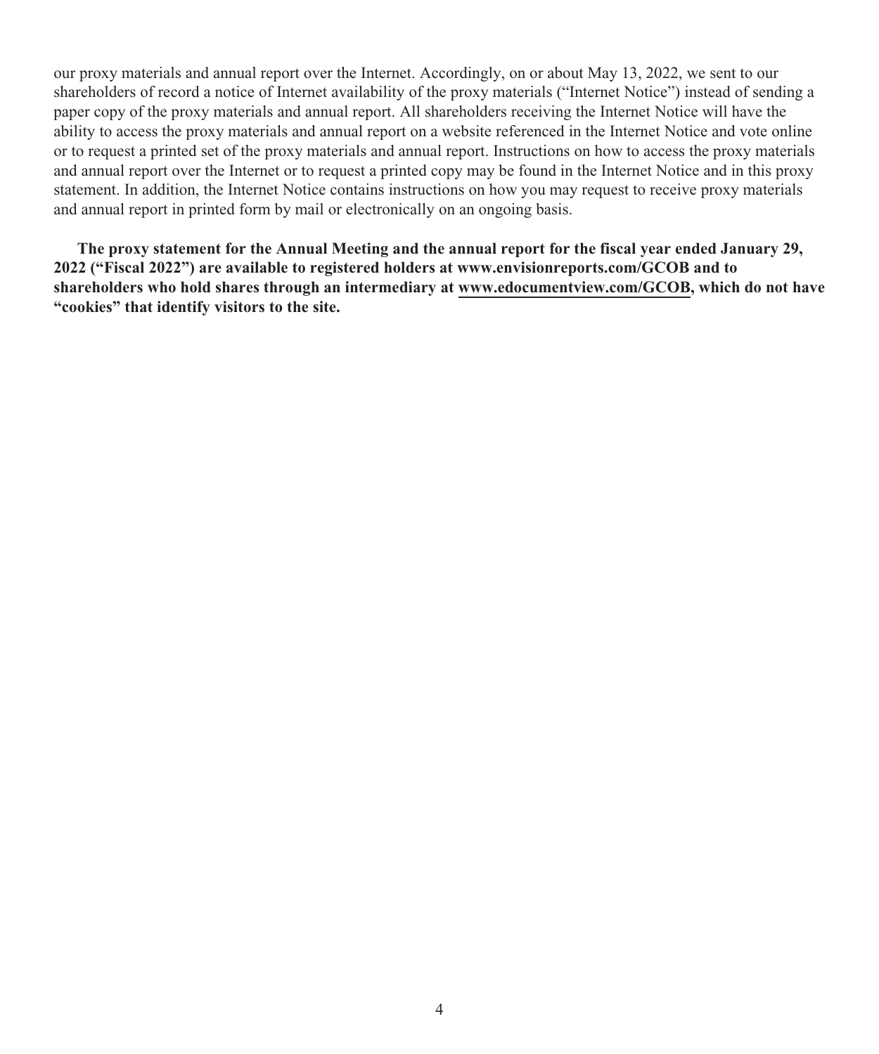our proxy materials and annual report over the Internet. Accordingly, on or about May 13, 2022, we sent to our shareholders of record a notice of Internet availability of the proxy materials ("Internet Notice") instead of sending a paper copy of the proxy materials and annual report. All shareholders receiving the Internet Notice will have the ability to access the proxy materials and annual report on a website referenced in the Internet Notice and vote online or to request a printed set of the proxy materials and annual report. Instructions on how to access the proxy materials and annual report over the Internet or to request a printed copy may be found in the Internet Notice and in this proxy statement. In addition, the Internet Notice contains instructions on how you may request to receive proxy materials and annual report in printed form by mail or electronically on an ongoing basis.

**The proxy statement for the Annual Meeting and the annual report for the fiscal year ended January 29, 2022 ("Fiscal 2022") are available to registered holders at www.envisionreports.com/GCOB and to shareholders who hold shares through an intermediary at www.edocumentview.com/GCOB, which do not have "cookies" that identify visitors to the site.**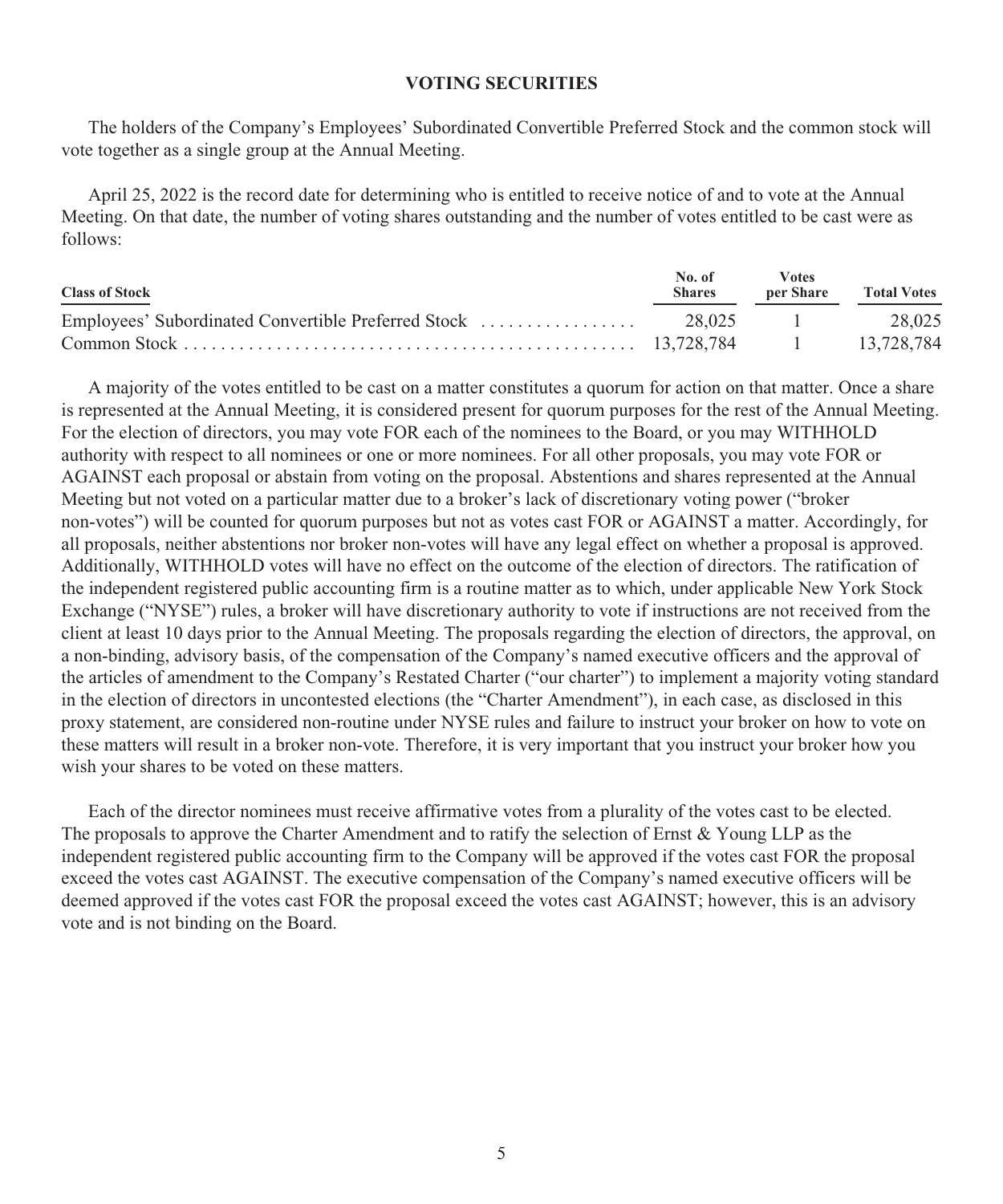## VOTING SECURITIES

The holders of the Company's Employees' Subordinated Convertible Preferred Stock and the common stock will vote together as a single group at the Annual Meeting.

April 25, 2022 is the record date for determining who is entitled to receive notice of and to vote at the Annual Meeting. On that date, the number of voting shares outstanding and the number of votes entitled to be cast were as follows:

| Class of Stock | No. of Shares | Votes per Share | Total Votes |
| --- | --- | --- | --- |
| Employees' Subordinated Convertible Preferred Stock | 28,025 | 1 | 28,025 |
| Common Stock | 13,728,784 | 1 | 13,728,784 |

A majority of the votes entitled to be cast on a matter constitutes a quorum for action on that matter. Once a share is represented at the Annual Meeting, it is considered present for quorum purposes for the rest of the Annual Meeting. For the election of directors, you may vote FOR each of the nominees to the Board, or you may WITHHOLD authority with respect to all nominees or one or more nominees. For all other proposals, you may vote FOR or AGAINST each proposal or abstain from voting on the proposal. Abstentions and shares represented at the Annual Meeting but not voted on a particular matter due to a broker's lack of discretionary voting power ("broker non-votes") will be counted for quorum purposes but not as votes cast FOR or AGAINST a matter. Accordingly, for all proposals, neither abstentions nor broker non-votes will have any legal effect on whether a proposal is approved. Additionally, WITHHOLD votes will have no effect on the outcome of the election of directors. The ratification of the independent registered public accounting firm is a routine matter as to which, under applicable New York Stock Exchange ("NYSE") rules, a broker will have discretionary authority to vote if instructions are not received from the client at least 10 days prior to the Annual Meeting. The proposals regarding the election of directors, the approval, on a non-binding, advisory basis, of the compensation of the Company's named executive officers and the approval of the articles of amendment to the Company's Restated Charter ("our charter") to implement a majority voting standard in the election of directors in uncontested elections (the "Charter Amendment"), in each case, as disclosed in this proxy statement, are considered non-routine under NYSE rules and failure to instruct your broker on how to vote on these matters will result in a broker non-vote. Therefore, it is very important that you instruct your broker how you wish your shares to be voted on these matters.

Each of the director nominees must receive affirmative votes from a plurality of the votes cast to be elected. The proposals to approve the Charter Amendment and to ratify the selection of Ernst & Young LLP as the independent registered public accounting firm to the Company will be approved if the votes cast FOR the proposal exceed the votes cast AGAINST. The executive compensation of the Company's named executive officers will be deemed approved if the votes cast FOR the proposal exceed the votes cast AGAINST; however, this is an advisory vote and is not binding on the Board.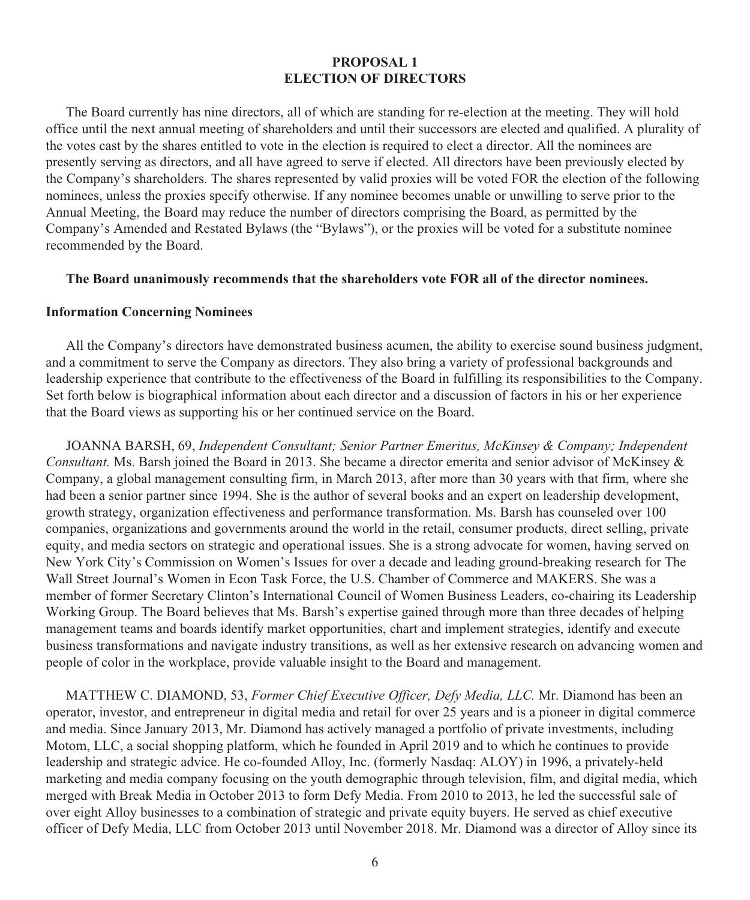## PROPOSAL 1
## ELECTION OF DIRECTORS

The Board currently has nine directors, all of which are standing for re-election at the meeting. They will hold office until the next annual meeting of shareholders and until their successors are elected and qualified. A plurality of the votes cast by the shares entitled to vote in the election is required to elect a director. All the nominees are presently serving as directors, and all have agreed to serve if elected. All directors have been previously elected by the Company's shareholders. The shares represented by valid proxies will be voted FOR the election of the following nominees, unless the proxies specify otherwise. If any nominee becomes unable or unwilling to serve prior to the Annual Meeting, the Board may reduce the number of directors comprising the Board, as permitted by the Company's Amended and Restated Bylaws (the "Bylaws"), or the proxies will be voted for a substitute nominee recommended by the Board.

**The Board unanimously recommends that the shareholders vote FOR all of the director nominees.**

### Information Concerning Nominees

All the Company's directors have demonstrated business acumen, the ability to exercise sound business judgment, and a commitment to serve the Company as directors. They also bring a variety of professional backgrounds and leadership experience that contribute to the effectiveness of the Board in fulfilling its responsibilities to the Company. Set forth below is biographical information about each director and a discussion of factors in his or her experience that the Board views as supporting his or her continued service on the Board.

JOANNA BARSH, 69, *Independent Consultant; Senior Partner Emeritus, McKinsey & Company; Independent Consultant.* Ms. Barsh joined the Board in 2013. She became a director emerita and senior advisor of McKinsey & Company, a global management consulting firm, in March 2013, after more than 30 years with that firm, where she had been a senior partner since 1994. She is the author of several books and an expert on leadership development, growth strategy, organization effectiveness and performance transformation. Ms. Barsh has counseled over 100 companies, organizations and governments around the world in the retail, consumer products, direct selling, private equity, and media sectors on strategic and operational issues. She is a strong advocate for women, having served on New York City's Commission on Women's Issues for over a decade and leading ground-breaking research for The Wall Street Journal's Women in Econ Task Force, the U.S. Chamber of Commerce and MAKERS. She was a member of former Secretary Clinton's International Council of Women Business Leaders, co-chairing its Leadership Working Group. The Board believes that Ms. Barsh's expertise gained through more than three decades of helping management teams and boards identify market opportunities, chart and implement strategies, identify and execute business transformations and navigate industry transitions, as well as her extensive research on advancing women and people of color in the workplace, provide valuable insight to the Board and management.

MATTHEW C. DIAMOND, 53, *Former Chief Executive Officer, Defy Media, LLC.* Mr. Diamond has been an operator, investor, and entrepreneur in digital media and retail for over 25 years and is a pioneer in digital commerce and media. Since January 2013, Mr. Diamond has actively managed a portfolio of private investments, including Motom, LLC, a social shopping platform, which he founded in April 2019 and to which he continues to provide leadership and strategic advice. He co-founded Alloy, Inc. (formerly Nasdaq: ALOY) in 1996, a privately-held marketing and media company focusing on the youth demographic through television, film, and digital media, which merged with Break Media in October 2013 to form Defy Media. From 2010 to 2013, he led the successful sale of over eight Alloy businesses to a combination of strategic and private equity buyers. He served as chief executive officer of Defy Media, LLC from October 2013 until November 2018. Mr. Diamond was a director of Alloy since its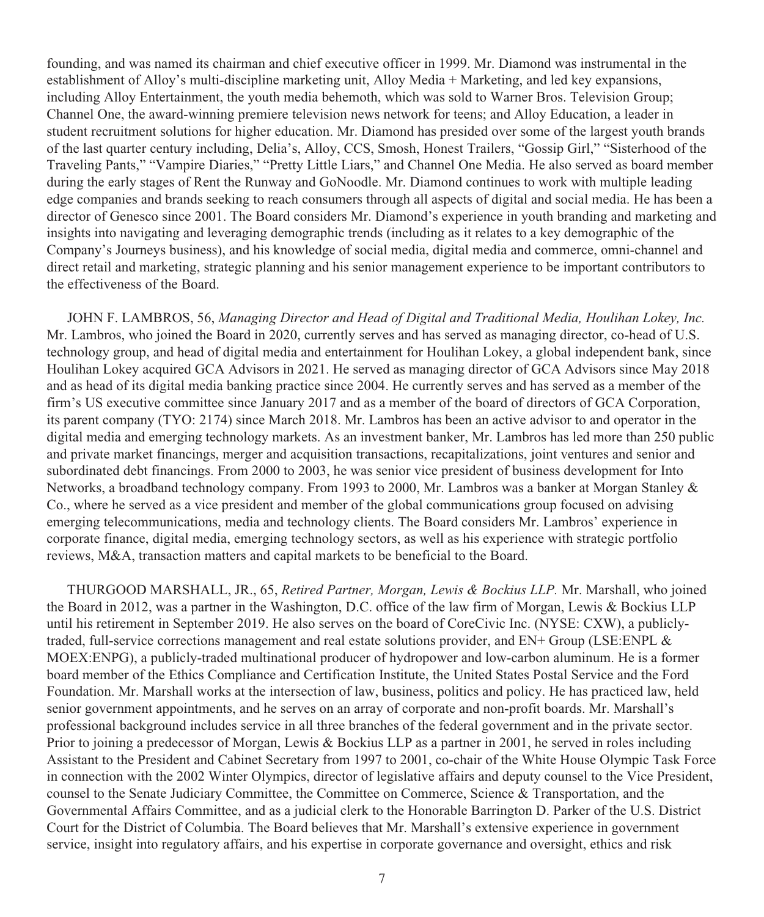founding, and was named its chairman and chief executive officer in 1999. Mr. Diamond was instrumental in the establishment of Alloy's multi-discipline marketing unit, Alloy Media + Marketing, and led key expansions, including Alloy Entertainment, the youth media behemoth, which was sold to Warner Bros. Television Group; Channel One, the award-winning premiere television news network for teens; and Alloy Education, a leader in student recruitment solutions for higher education. Mr. Diamond has presided over some of the largest youth brands of the last quarter century including, Delia's, Alloy, CCS, Smosh, Honest Trailers, "Gossip Girl," "Sisterhood of the Traveling Pants," "Vampire Diaries," "Pretty Little Liars," and Channel One Media. He also served as board member during the early stages of Rent the Runway and GoNoodle. Mr. Diamond continues to work with multiple leading edge companies and brands seeking to reach consumers through all aspects of digital and social media. He has been a director of Genesco since 2001. The Board considers Mr. Diamond's experience in youth branding and marketing and insights into navigating and leveraging demographic trends (including as it relates to a key demographic of the Company's Journeys business), and his knowledge of social media, digital media and commerce, omni-channel and direct retail and marketing, strategic planning and his senior management experience to be important contributors to the effectiveness of the Board.

JOHN F. LAMBROS, 56, *Managing Director and Head of Digital and Traditional Media, Houlihan Lokey, Inc.* Mr. Lambros, who joined the Board in 2020, currently serves and has served as managing director, co-head of U.S. technology group, and head of digital media and entertainment for Houlihan Lokey, a global independent bank, since Houlihan Lokey acquired GCA Advisors in 2021. He served as managing director of GCA Advisors since May 2018 and as head of its digital media banking practice since 2004. He currently serves and has served as a member of the firm's US executive committee since January 2017 and as a member of the board of directors of GCA Corporation, its parent company (TYO: 2174) since March 2018. Mr. Lambros has been an active advisor to and operator in the digital media and emerging technology markets. As an investment banker, Mr. Lambros has led more than 250 public and private market financings, merger and acquisition transactions, recapitalizations, joint ventures and senior and subordinated debt financings. From 2000 to 2003, he was senior vice president of business development for Into Networks, a broadband technology company. From 1993 to 2000, Mr. Lambros was a banker at Morgan Stanley & Co., where he served as a vice president and member of the global communications group focused on advising emerging telecommunications, media and technology clients. The Board considers Mr. Lambros' experience in corporate finance, digital media, emerging technology sectors, as well as his experience with strategic portfolio reviews, M&A, transaction matters and capital markets to be beneficial to the Board.

THURGOOD MARSHALL, JR., 65, *Retired Partner, Morgan, Lewis & Bockius LLP.* Mr. Marshall, who joined the Board in 2012, was a partner in the Washington, D.C. office of the law firm of Morgan, Lewis & Bockius LLP until his retirement in September 2019. He also serves on the board of CoreCivic Inc. (NYSE: CXW), a publicly-traded, full-service corrections management and real estate solutions provider, and EN+ Group (LSE:ENPL & MOEX:ENPG), a publicly-traded multinational producer of hydropower and low-carbon aluminum. He is a former board member of the Ethics Compliance and Certification Institute, the United States Postal Service and the Ford Foundation. Mr. Marshall works at the intersection of law, business, politics and policy. He has practiced law, held senior government appointments, and he serves on an array of corporate and non-profit boards. Mr. Marshall's professional background includes service in all three branches of the federal government and in the private sector. Prior to joining a predecessor of Morgan, Lewis & Bockius LLP as a partner in 2001, he served in roles including Assistant to the President and Cabinet Secretary from 1997 to 2001, co-chair of the White House Olympic Task Force in connection with the 2002 Winter Olympics, director of legislative affairs and deputy counsel to the Vice President, counsel to the Senate Judiciary Committee, the Committee on Commerce, Science & Transportation, and the Governmental Affairs Committee, and as a judicial clerk to the Honorable Barrington D. Parker of the U.S. District Court for the District of Columbia. The Board believes that Mr. Marshall's extensive experience in government service, insight into regulatory affairs, and his expertise in corporate governance and oversight, ethics and risk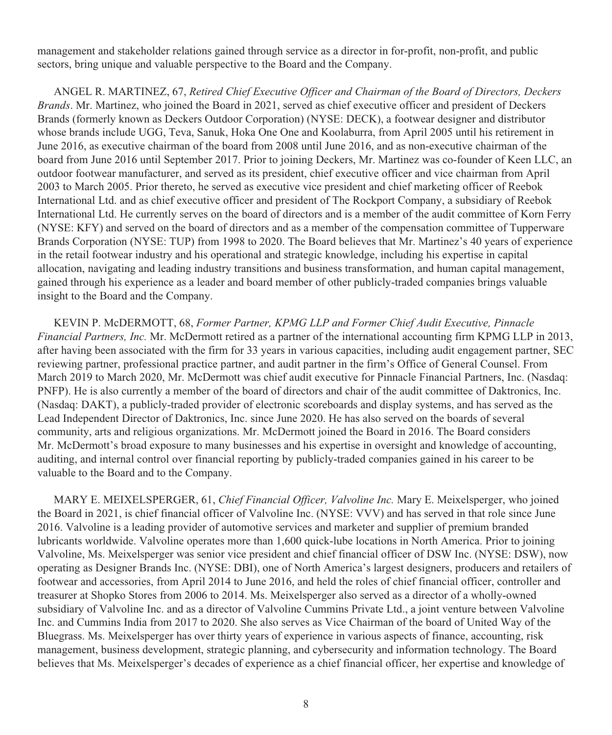management and stakeholder relations gained through service as a director in for-profit, non-profit, and public sectors, bring unique and valuable perspective to the Board and the Company.

ANGEL R. MARTINEZ, 67, *Retired Chief Executive Officer and Chairman of the Board of Directors, Deckers Brands*. Mr. Martinez, who joined the Board in 2021, served as chief executive officer and president of Deckers Brands (formerly known as Deckers Outdoor Corporation) (NYSE: DECK), a footwear designer and distributor whose brands include UGG, Teva, Sanuk, Hoka One One and Koolaburra, from April 2005 until his retirement in June 2016, as executive chairman of the board from 2008 until June 2016, and as non-executive chairman of the board from June 2016 until September 2017. Prior to joining Deckers, Mr. Martinez was co-founder of Keen LLC, an outdoor footwear manufacturer, and served as its president, chief executive officer and vice chairman from April 2003 to March 2005. Prior thereto, he served as executive vice president and chief marketing officer of Reebok International Ltd. and as chief executive officer and president of The Rockport Company, a subsidiary of Reebok International Ltd. He currently serves on the board of directors and is a member of the audit committee of Korn Ferry (NYSE: KFY) and served on the board of directors and as a member of the compensation committee of Tupperware Brands Corporation (NYSE: TUP) from 1998 to 2020. The Board believes that Mr. Martinez's 40 years of experience in the retail footwear industry and his operational and strategic knowledge, including his expertise in capital allocation, navigating and leading industry transitions and business transformation, and human capital management, gained through his experience as a leader and board member of other publicly-traded companies brings valuable insight to the Board and the Company.

KEVIN P. McDERMOTT, 68, *Former Partner, KPMG LLP and Former Chief Audit Executive, Pinnacle Financial Partners, Inc.* Mr. McDermott retired as a partner of the international accounting firm KPMG LLP in 2013, after having been associated with the firm for 33 years in various capacities, including audit engagement partner, SEC reviewing partner, professional practice partner, and audit partner in the firm's Office of General Counsel. From March 2019 to March 2020, Mr. McDermott was chief audit executive for Pinnacle Financial Partners, Inc. (Nasdaq: PNFP). He is also currently a member of the board of directors and chair of the audit committee of Daktronics, Inc. (Nasdaq: DAKT), a publicly-traded provider of electronic scoreboards and display systems, and has served as the Lead Independent Director of Daktronics, Inc. since June 2020. He has also served on the boards of several community, arts and religious organizations. Mr. McDermott joined the Board in 2016. The Board considers Mr. McDermott's broad exposure to many businesses and his expertise in oversight and knowledge of accounting, auditing, and internal control over financial reporting by publicly-traded companies gained in his career to be valuable to the Board and to the Company.

MARY E. MEIXELSPERGER, 61, *Chief Financial Officer, Valvoline Inc.* Mary E. Meixelsperger, who joined the Board in 2021, is chief financial officer of Valvoline Inc. (NYSE: VVV) and has served in that role since June 2016. Valvoline is a leading provider of automotive services and marketer and supplier of premium branded lubricants worldwide. Valvoline operates more than 1,600 quick-lube locations in North America. Prior to joining Valvoline, Ms. Meixelsperger was senior vice president and chief financial officer of DSW Inc. (NYSE: DSW), now operating as Designer Brands Inc. (NYSE: DBI), one of North America's largest designers, producers and retailers of footwear and accessories, from April 2014 to June 2016, and held the roles of chief financial officer, controller and treasurer at Shopko Stores from 2006 to 2014. Ms. Meixelsperger also served as a director of a wholly-owned subsidiary of Valvoline Inc. and as a director of Valvoline Cummins Private Ltd., a joint venture between Valvoline Inc. and Cummins India from 2017 to 2020. She also serves as Vice Chairman of the board of United Way of the Bluegrass. Ms. Meixelsperger has over thirty years of experience in various aspects of finance, accounting, risk management, business development, strategic planning, and cybersecurity and information technology. The Board believes that Ms. Meixelsperger's decades of experience as a chief financial officer, her expertise and knowledge of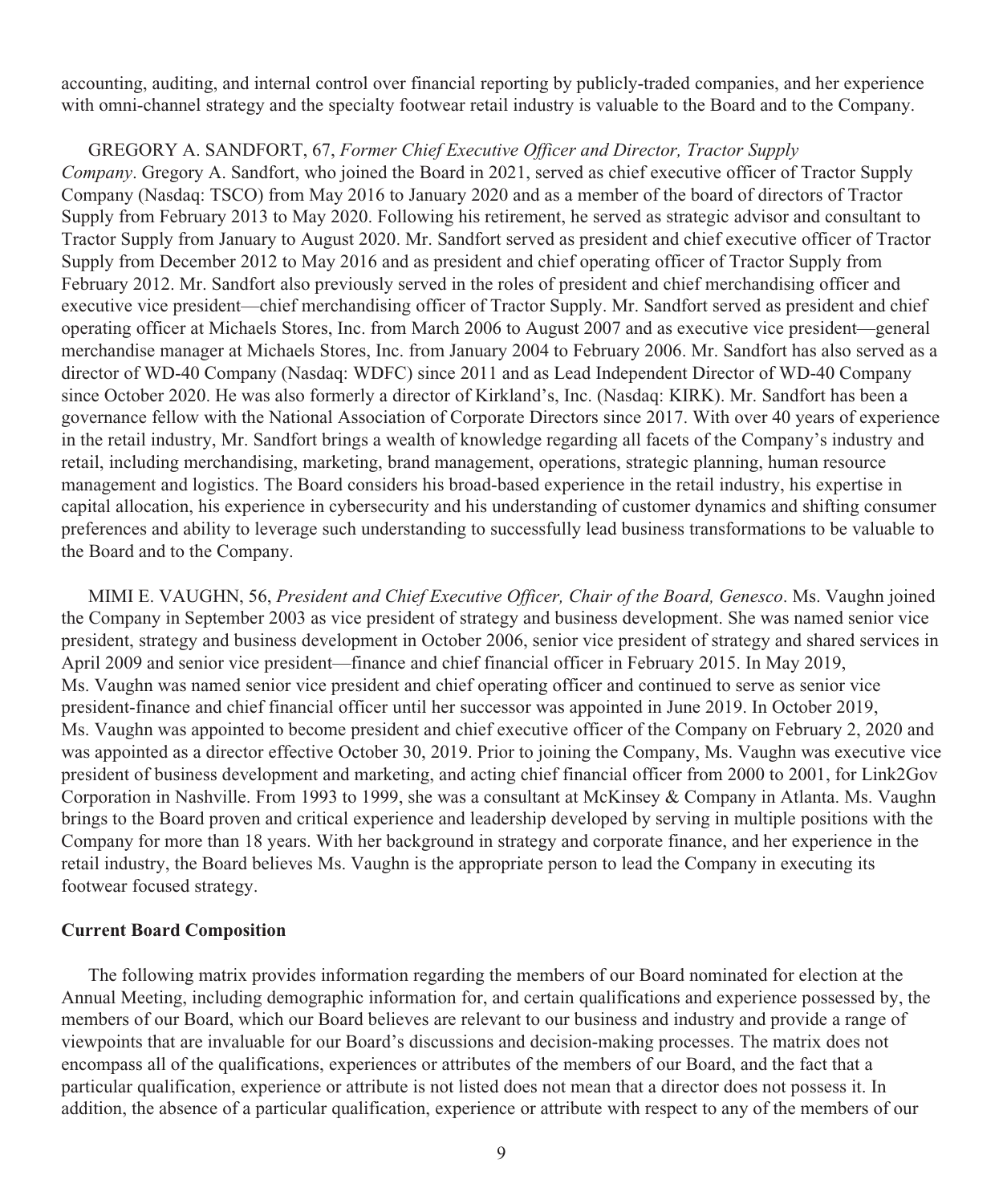accounting, auditing, and internal control over financial reporting by publicly-traded companies, and her experience with omni-channel strategy and the specialty footwear retail industry is valuable to the Board and to the Company.

GREGORY A. SANDFORT, 67, *Former Chief Executive Officer and Director, Tractor Supply Company*. Gregory A. Sandfort, who joined the Board in 2021, served as chief executive officer of Tractor Supply Company (Nasdaq: TSCO) from May 2016 to January 2020 and as a member of the board of directors of Tractor Supply from February 2013 to May 2020. Following his retirement, he served as strategic advisor and consultant to Tractor Supply from January to August 2020. Mr. Sandfort served as president and chief executive officer of Tractor Supply from December 2012 to May 2016 and as president and chief operating officer of Tractor Supply from February 2012. Mr. Sandfort also previously served in the roles of president and chief merchandising officer and executive vice president—chief merchandising officer of Tractor Supply. Mr. Sandfort served as president and chief operating officer at Michaels Stores, Inc. from March 2006 to August 2007 and as executive vice president—general merchandise manager at Michaels Stores, Inc. from January 2004 to February 2006. Mr. Sandfort has also served as a director of WD-40 Company (Nasdaq: WDFC) since 2011 and as Lead Independent Director of WD-40 Company since October 2020. He was also formerly a director of Kirkland's, Inc. (Nasdaq: KIRK). Mr. Sandfort has been a governance fellow with the National Association of Corporate Directors since 2017. With over 40 years of experience in the retail industry, Mr. Sandfort brings a wealth of knowledge regarding all facets of the Company's industry and retail, including merchandising, marketing, brand management, operations, strategic planning, human resource management and logistics. The Board considers his broad-based experience in the retail industry, his expertise in capital allocation, his experience in cybersecurity and his understanding of customer dynamics and shifting consumer preferences and ability to leverage such understanding to successfully lead business transformations to be valuable to the Board and to the Company.

MIMI E. VAUGHN, 56, *President and Chief Executive Officer, Chair of the Board, Genesco*. Ms. Vaughn joined the Company in September 2003 as vice president of strategy and business development. She was named senior vice president, strategy and business development in October 2006, senior vice president of strategy and shared services in April 2009 and senior vice president—finance and chief financial officer in February 2015. In May 2019, Ms. Vaughn was named senior vice president and chief operating officer and continued to serve as senior vice president-finance and chief financial officer until her successor was appointed in June 2019. In October 2019, Ms. Vaughn was appointed to become president and chief executive officer of the Company on February 2, 2020 and was appointed as a director effective October 30, 2019. Prior to joining the Company, Ms. Vaughn was executive vice president of business development and marketing, and acting chief financial officer from 2000 to 2001, for Link2Gov Corporation in Nashville. From 1993 to 1999, she was a consultant at McKinsey & Company in Atlanta. Ms. Vaughn brings to the Board proven and critical experience and leadership developed by serving in multiple positions with the Company for more than 18 years. With her background in strategy and corporate finance, and her experience in the retail industry, the Board believes Ms. Vaughn is the appropriate person to lead the Company in executing its footwear focused strategy.

**Current Board Composition**

The following matrix provides information regarding the members of our Board nominated for election at the Annual Meeting, including demographic information for, and certain qualifications and experience possessed by, the members of our Board, which our Board believes are relevant to our business and industry and provide a range of viewpoints that are invaluable for our Board's discussions and decision-making processes. The matrix does not encompass all of the qualifications, experiences or attributes of the members of our Board, and the fact that a particular qualification, experience or attribute is not listed does not mean that a director does not possess it. In addition, the absence of a particular qualification, experience or attribute with respect to any of the members of our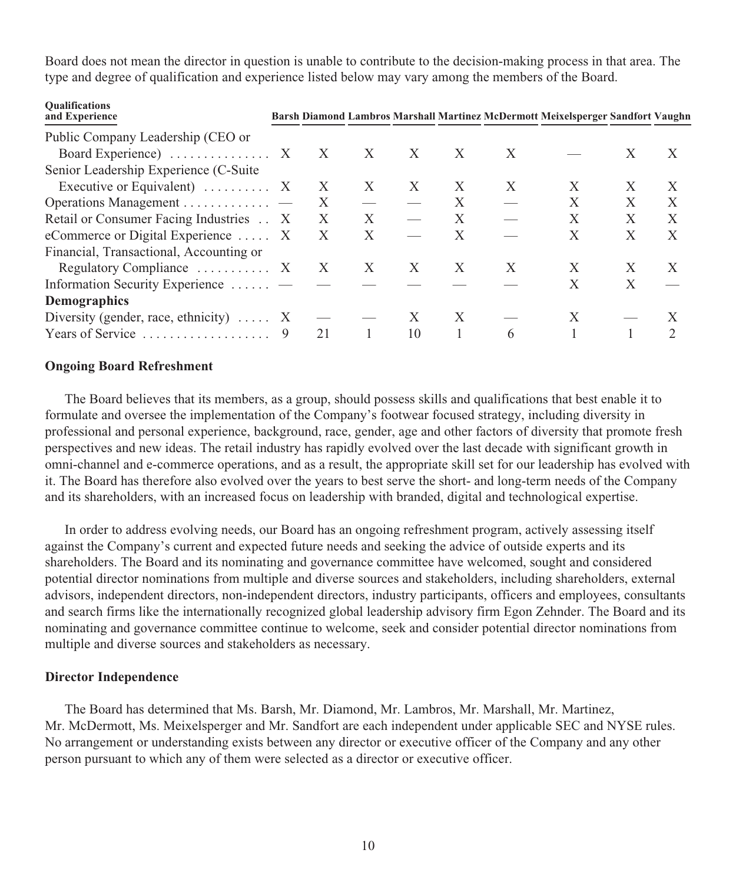Board does not mean the director in question is unable to contribute to the decision-making process in that area. The type and degree of qualification and experience listed below may vary among the members of the Board.

| Qualifications and Experience | Barsh | Diamond | Lambros | Marshall | Martinez | McDermott | Meixelsperger | Sandfort | Vaughn |
|---|---|---|---|---|---|---|---|---|---|
| Public Company Leadership (CEO or Board Experience) | X | X | X | X | X | X | — | X | X |
| Senior Leadership Experience (C-Suite Executive or Equivalent) | X | X | X | X | X | X | X | X | X |
| Operations Management | — | X | — | — | X | — | X | X | X |
| Retail or Consumer Facing Industries | X | X | X | — | X | — | X | X | X |
| eCommerce or Digital Experience | X | X | X | — | X | — | X | X | X |
| Financial, Transactional, Accounting or Regulatory Compliance | X | X | X | X | X | X | X | X | X |
| Information Security Experience | — | — | — | — | — | — | X | X | — |
| **Demographics** | | | | | | | | | |
| Diversity (gender, race, ethnicity) | X | — | — | X | X | — | X | — | X |
| Years of Service | 9 | 21 | 1 | 10 | 1 | 6 | 1 | 1 | 2 |

## Ongoing Board Refreshment

The Board believes that its members, as a group, should possess skills and qualifications that best enable it to formulate and oversee the implementation of the Company's footwear focused strategy, including diversity in professional and personal experience, background, race, gender, age and other factors of diversity that promote fresh perspectives and new ideas. The retail industry has rapidly evolved over the last decade with significant growth in omni-channel and e-commerce operations, and as a result, the appropriate skill set for our leadership has evolved with it. The Board has therefore also evolved over the years to best serve the short- and long-term needs of the Company and its shareholders, with an increased focus on leadership with branded, digital and technological expertise.

In order to address evolving needs, our Board has an ongoing refreshment program, actively assessing itself against the Company's current and expected future needs and seeking the advice of outside experts and its shareholders. The Board and its nominating and governance committee have welcomed, sought and considered potential director nominations from multiple and diverse sources and stakeholders, including shareholders, external advisors, independent directors, non-independent directors, industry participants, officers and employees, consultants and search firms like the internationally recognized global leadership advisory firm Egon Zehnder. The Board and its nominating and governance committee continue to welcome, seek and consider potential director nominations from multiple and diverse sources and stakeholders as necessary.

## Director Independence

The Board has determined that Ms. Barsh, Mr. Diamond, Mr. Lambros, Mr. Marshall, Mr. Martinez, Mr. McDermott, Ms. Meixelsperger and Mr. Sandfort are each independent under applicable SEC and NYSE rules. No arrangement or understanding exists between any director or executive officer of the Company and any other person pursuant to which any of them were selected as a director or executive officer.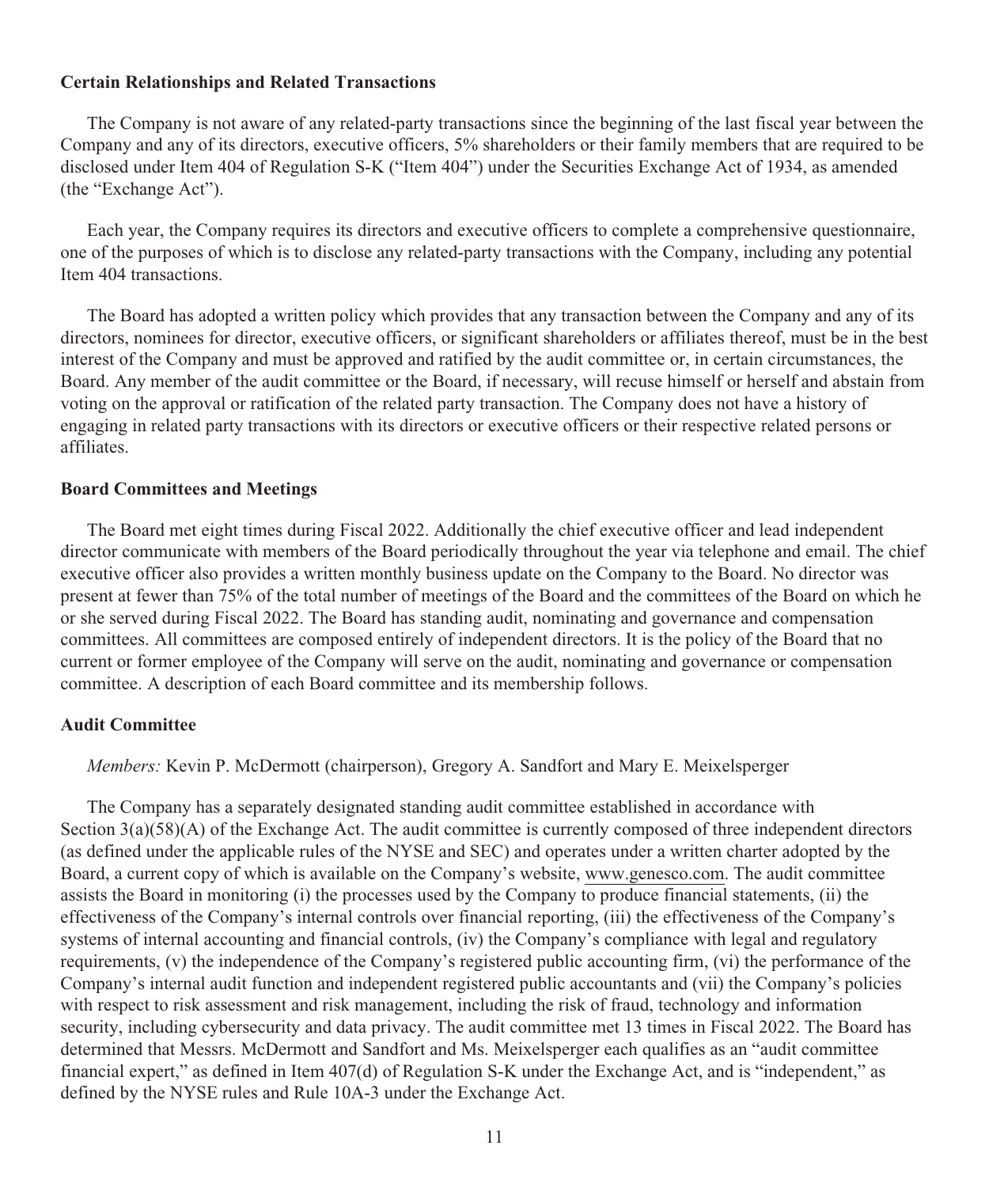**Certain Relationships and Related Transactions**

The Company is not aware of any related-party transactions since the beginning of the last fiscal year between the Company and any of its directors, executive officers, 5% shareholders or their family members that are required to be disclosed under Item 404 of Regulation S-K ("Item 404") under the Securities Exchange Act of 1934, as amended (the "Exchange Act").

Each year, the Company requires its directors and executive officers to complete a comprehensive questionnaire, one of the purposes of which is to disclose any related-party transactions with the Company, including any potential Item 404 transactions.

The Board has adopted a written policy which provides that any transaction between the Company and any of its directors, nominees for director, executive officers, or significant shareholders or affiliates thereof, must be in the best interest of the Company and must be approved and ratified by the audit committee or, in certain circumstances, the Board. Any member of the audit committee or the Board, if necessary, will recuse himself or herself and abstain from voting on the approval or ratification of the related party transaction. The Company does not have a history of engaging in related party transactions with its directors or executive officers or their respective related persons or affiliates.

**Board Committees and Meetings**

The Board met eight times during Fiscal 2022. Additionally the chief executive officer and lead independent director communicate with members of the Board periodically throughout the year via telephone and email. The chief executive officer also provides a written monthly business update on the Company to the Board. No director was present at fewer than 75% of the total number of meetings of the Board and the committees of the Board on which he or she served during Fiscal 2022. The Board has standing audit, nominating and governance and compensation committees. All committees are composed entirely of independent directors. It is the policy of the Board that no current or former employee of the Company will serve on the audit, nominating and governance or compensation committee. A description of each Board committee and its membership follows.

**Audit Committee**

*Members:* Kevin P. McDermott (chairperson), Gregory A. Sandfort and Mary E. Meixelsperger

The Company has a separately designated standing audit committee established in accordance with Section 3(a)(58)(A) of the Exchange Act. The audit committee is currently composed of three independent directors (as defined under the applicable rules of the NYSE and SEC) and operates under a written charter adopted by the Board, a current copy of which is available on the Company's website, www.genesco.com. The audit committee assists the Board in monitoring (i) the processes used by the Company to produce financial statements, (ii) the effectiveness of the Company's internal controls over financial reporting, (iii) the effectiveness of the Company's systems of internal accounting and financial controls, (iv) the Company's compliance with legal and regulatory requirements, (v) the independence of the Company's registered public accounting firm, (vi) the performance of the Company's internal audit function and independent registered public accountants and (vii) the Company's policies with respect to risk assessment and risk management, including the risk of fraud, technology and information security, including cybersecurity and data privacy. The audit committee met 13 times in Fiscal 2022. The Board has determined that Messrs. McDermott and Sandfort and Ms. Meixelsperger each qualifies as an "audit committee financial expert," as defined in Item 407(d) of Regulation S-K under the Exchange Act, and is "independent," as defined by the NYSE rules and Rule 10A-3 under the Exchange Act.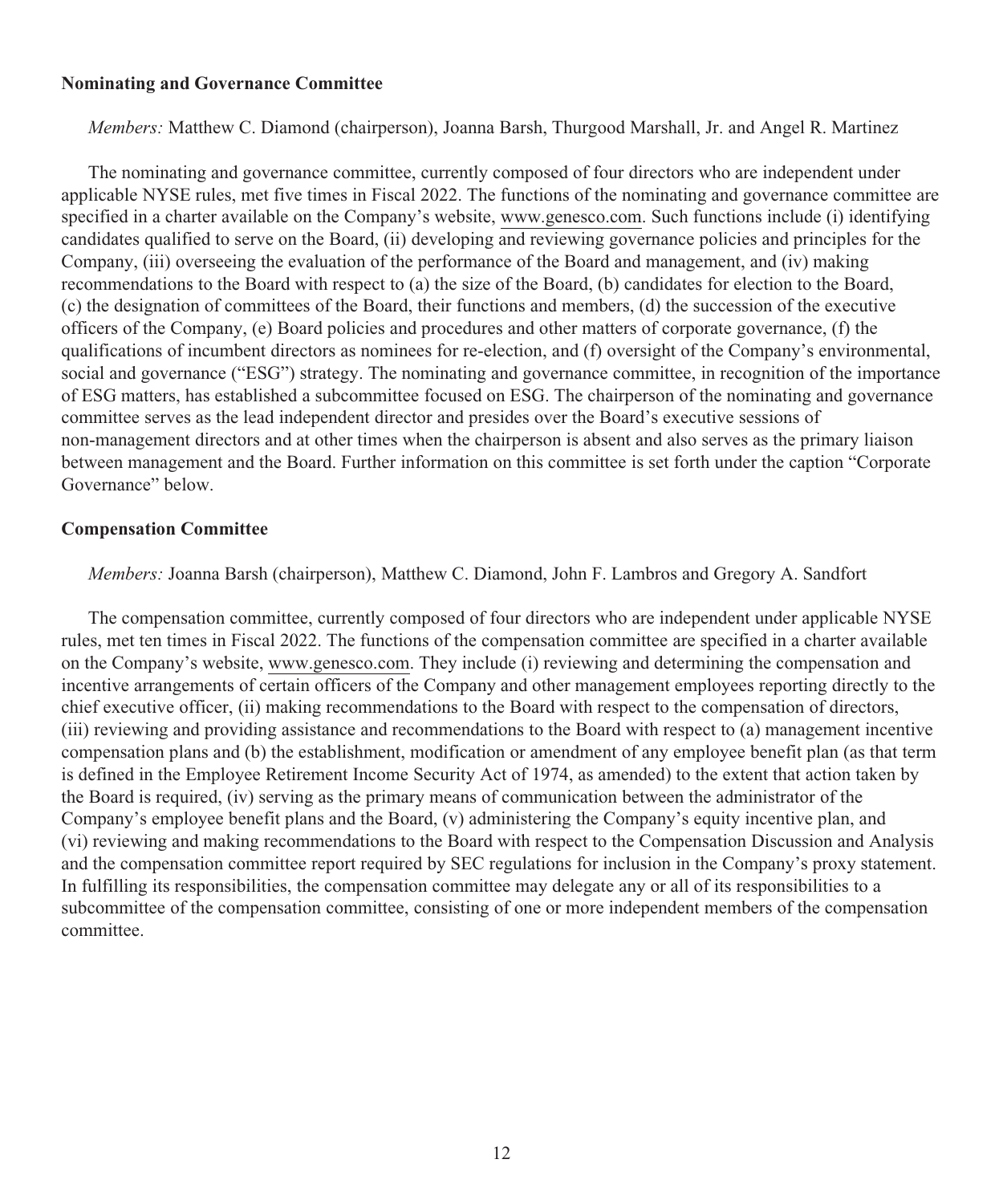**Nominating and Governance Committee**

*Members:* Matthew C. Diamond (chairperson), Joanna Barsh, Thurgood Marshall, Jr. and Angel R. Martinez

The nominating and governance committee, currently composed of four directors who are independent under applicable NYSE rules, met five times in Fiscal 2022. The functions of the nominating and governance committee are specified in a charter available on the Company's website, www.genesco.com. Such functions include (i) identifying candidates qualified to serve on the Board, (ii) developing and reviewing governance policies and principles for the Company, (iii) overseeing the evaluation of the performance of the Board and management, and (iv) making recommendations to the Board with respect to (a) the size of the Board, (b) candidates for election to the Board, (c) the designation of committees of the Board, their functions and members, (d) the succession of the executive officers of the Company, (e) Board policies and procedures and other matters of corporate governance, (f) the qualifications of incumbent directors as nominees for re-election, and (f) oversight of the Company's environmental, social and governance ("ESG") strategy. The nominating and governance committee, in recognition of the importance of ESG matters, has established a subcommittee focused on ESG. The chairperson of the nominating and governance committee serves as the lead independent director and presides over the Board's executive sessions of non-management directors and at other times when the chairperson is absent and also serves as the primary liaison between management and the Board. Further information on this committee is set forth under the caption "Corporate Governance" below.

**Compensation Committee**

*Members:* Joanna Barsh (chairperson), Matthew C. Diamond, John F. Lambros and Gregory A. Sandfort

The compensation committee, currently composed of four directors who are independent under applicable NYSE rules, met ten times in Fiscal 2022. The functions of the compensation committee are specified in a charter available on the Company's website, www.genesco.com. They include (i) reviewing and determining the compensation and incentive arrangements of certain officers of the Company and other management employees reporting directly to the chief executive officer, (ii) making recommendations to the Board with respect to the compensation of directors, (iii) reviewing and providing assistance and recommendations to the Board with respect to (a) management incentive compensation plans and (b) the establishment, modification or amendment of any employee benefit plan (as that term is defined in the Employee Retirement Income Security Act of 1974, as amended) to the extent that action taken by the Board is required, (iv) serving as the primary means of communication between the administrator of the Company's employee benefit plans and the Board, (v) administering the Company's equity incentive plan, and (vi) reviewing and making recommendations to the Board with respect to the Compensation Discussion and Analysis and the compensation committee report required by SEC regulations for inclusion in the Company's proxy statement. In fulfilling its responsibilities, the compensation committee may delegate any or all of its responsibilities to a subcommittee of the compensation committee, consisting of one or more independent members of the compensation committee.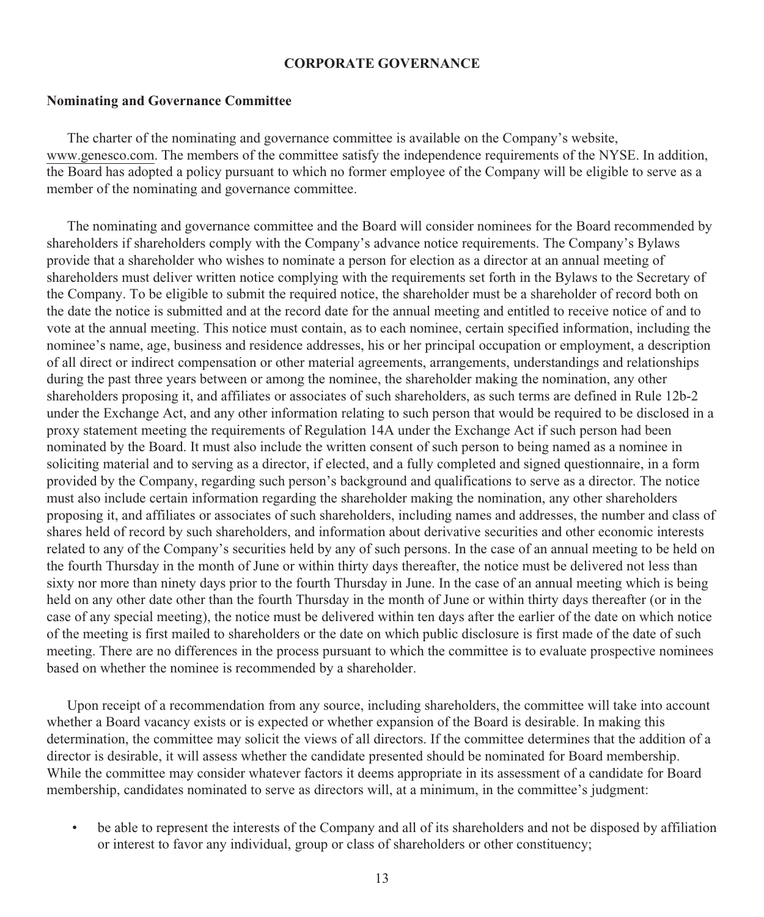# CORPORATE GOVERNANCE

## Nominating and Governance Committee

The charter of the nominating and governance committee is available on the Company's website, www.genesco.com. The members of the committee satisfy the independence requirements of the NYSE. In addition, the Board has adopted a policy pursuant to which no former employee of the Company will be eligible to serve as a member of the nominating and governance committee.

The nominating and governance committee and the Board will consider nominees for the Board recommended by shareholders if shareholders comply with the Company's advance notice requirements. The Company's Bylaws provide that a shareholder who wishes to nominate a person for election as a director at an annual meeting of shareholders must deliver written notice complying with the requirements set forth in the Bylaws to the Secretary of the Company. To be eligible to submit the required notice, the shareholder must be a shareholder of record both on the date the notice is submitted and at the record date for the annual meeting and entitled to receive notice of and to vote at the annual meeting. This notice must contain, as to each nominee, certain specified information, including the nominee's name, age, business and residence addresses, his or her principal occupation or employment, a description of all direct or indirect compensation or other material agreements, arrangements, understandings and relationships during the past three years between or among the nominee, the shareholder making the nomination, any other shareholders proposing it, and affiliates or associates of such shareholders, as such terms are defined in Rule 12b-2 under the Exchange Act, and any other information relating to such person that would be required to be disclosed in a proxy statement meeting the requirements of Regulation 14A under the Exchange Act if such person had been nominated by the Board. It must also include the written consent of such person to being named as a nominee in soliciting material and to serving as a director, if elected, and a fully completed and signed questionnaire, in a form provided by the Company, regarding such person's background and qualifications to serve as a director. The notice must also include certain information regarding the shareholder making the nomination, any other shareholders proposing it, and affiliates or associates of such shareholders, including names and addresses, the number and class of shares held of record by such shareholders, and information about derivative securities and other economic interests related to any of the Company's securities held by any of such persons. In the case of an annual meeting to be held on the fourth Thursday in the month of June or within thirty days thereafter, the notice must be delivered not less than sixty nor more than ninety days prior to the fourth Thursday in June. In the case of an annual meeting which is being held on any other date other than the fourth Thursday in the month of June or within thirty days thereafter (or in the case of any special meeting), the notice must be delivered within ten days after the earlier of the date on which notice of the meeting is first mailed to shareholders or the date on which public disclosure is first made of the date of such meeting. There are no differences in the process pursuant to which the committee is to evaluate prospective nominees based on whether the nominee is recommended by a shareholder.

Upon receipt of a recommendation from any source, including shareholders, the committee will take into account whether a Board vacancy exists or is expected or whether expansion of the Board is desirable. In making this determination, the committee may solicit the views of all directors. If the committee determines that the addition of a director is desirable, it will assess whether the candidate presented should be nominated for Board membership. While the committee may consider whatever factors it deems appropriate in its assessment of a candidate for Board membership, candidates nominated to serve as directors will, at a minimum, in the committee's judgment:

- be able to represent the interests of the Company and all of its shareholders and not be disposed by affiliation or interest to favor any individual, group or class of shareholders or other constituency;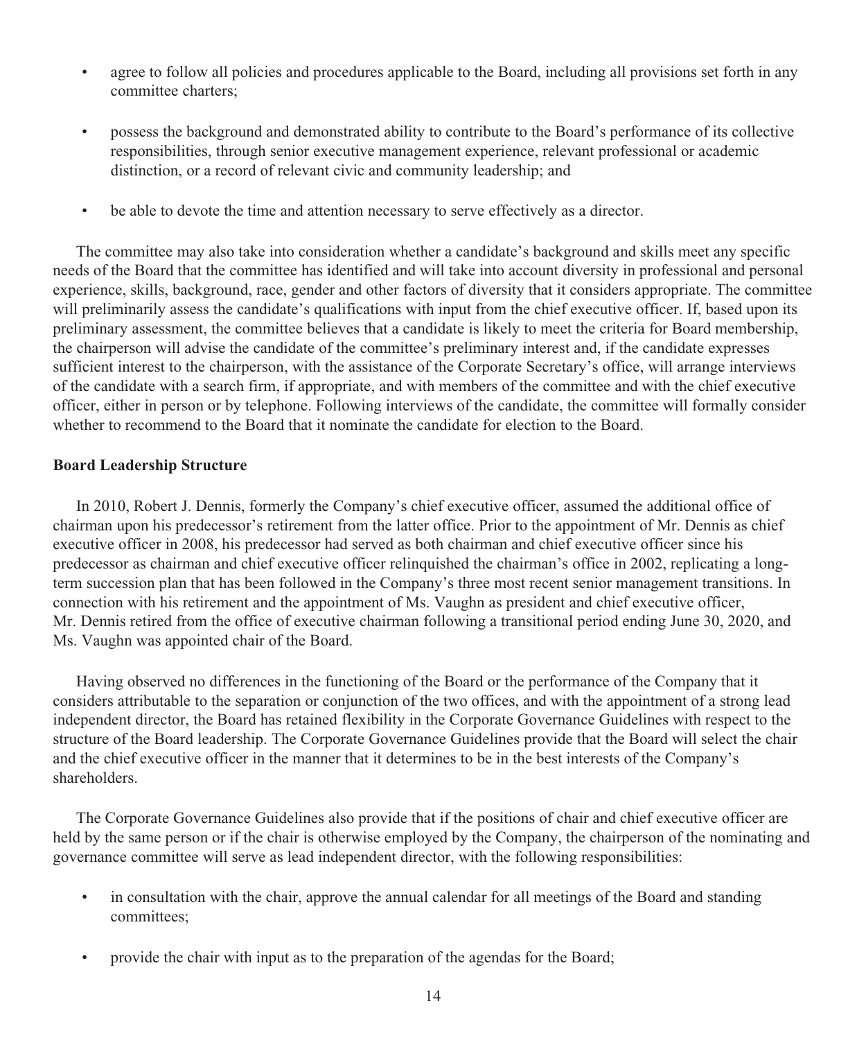- agree to follow all policies and procedures applicable to the Board, including all provisions set forth in any committee charters;
- possess the background and demonstrated ability to contribute to the Board's performance of its collective responsibilities, through senior executive management experience, relevant professional or academic distinction, or a record of relevant civic and community leadership; and
- be able to devote the time and attention necessary to serve effectively as a director.

The committee may also take into consideration whether a candidate's background and skills meet any specific needs of the Board that the committee has identified and will take into account diversity in professional and personal experience, skills, background, race, gender and other factors of diversity that it considers appropriate. The committee will preliminarily assess the candidate's qualifications with input from the chief executive officer. If, based upon its preliminary assessment, the committee believes that a candidate is likely to meet the criteria for Board membership, the chairperson will advise the candidate of the committee's preliminary interest and, if the candidate expresses sufficient interest to the chairperson, with the assistance of the Corporate Secretary's office, will arrange interviews of the candidate with a search firm, if appropriate, and with members of the committee and with the chief executive officer, either in person or by telephone. Following interviews of the candidate, the committee will formally consider whether to recommend to the Board that it nominate the candidate for election to the Board.

**Board Leadership Structure**

In 2010, Robert J. Dennis, formerly the Company's chief executive officer, assumed the additional office of chairman upon his predecessor's retirement from the latter office. Prior to the appointment of Mr. Dennis as chief executive officer in 2008, his predecessor had served as both chairman and chief executive officer since his predecessor as chairman and chief executive officer relinquished the chairman's office in 2002, replicating a long-term succession plan that has been followed in the Company's three most recent senior management transitions. In connection with his retirement and the appointment of Ms. Vaughn as president and chief executive officer, Mr. Dennis retired from the office of executive chairman following a transitional period ending June 30, 2020, and Ms. Vaughn was appointed chair of the Board.

Having observed no differences in the functioning of the Board or the performance of the Company that it considers attributable to the separation or conjunction of the two offices, and with the appointment of a strong lead independent director, the Board has retained flexibility in the Corporate Governance Guidelines with respect to the structure of the Board leadership. The Corporate Governance Guidelines provide that the Board will select the chair and the chief executive officer in the manner that it determines to be in the best interests of the Company's shareholders.

The Corporate Governance Guidelines also provide that if the positions of chair and chief executive officer are held by the same person or if the chair is otherwise employed by the Company, the chairperson of the nominating and governance committee will serve as lead independent director, with the following responsibilities:

- in consultation with the chair, approve the annual calendar for all meetings of the Board and standing committees;
- provide the chair with input as to the preparation of the agendas for the Board;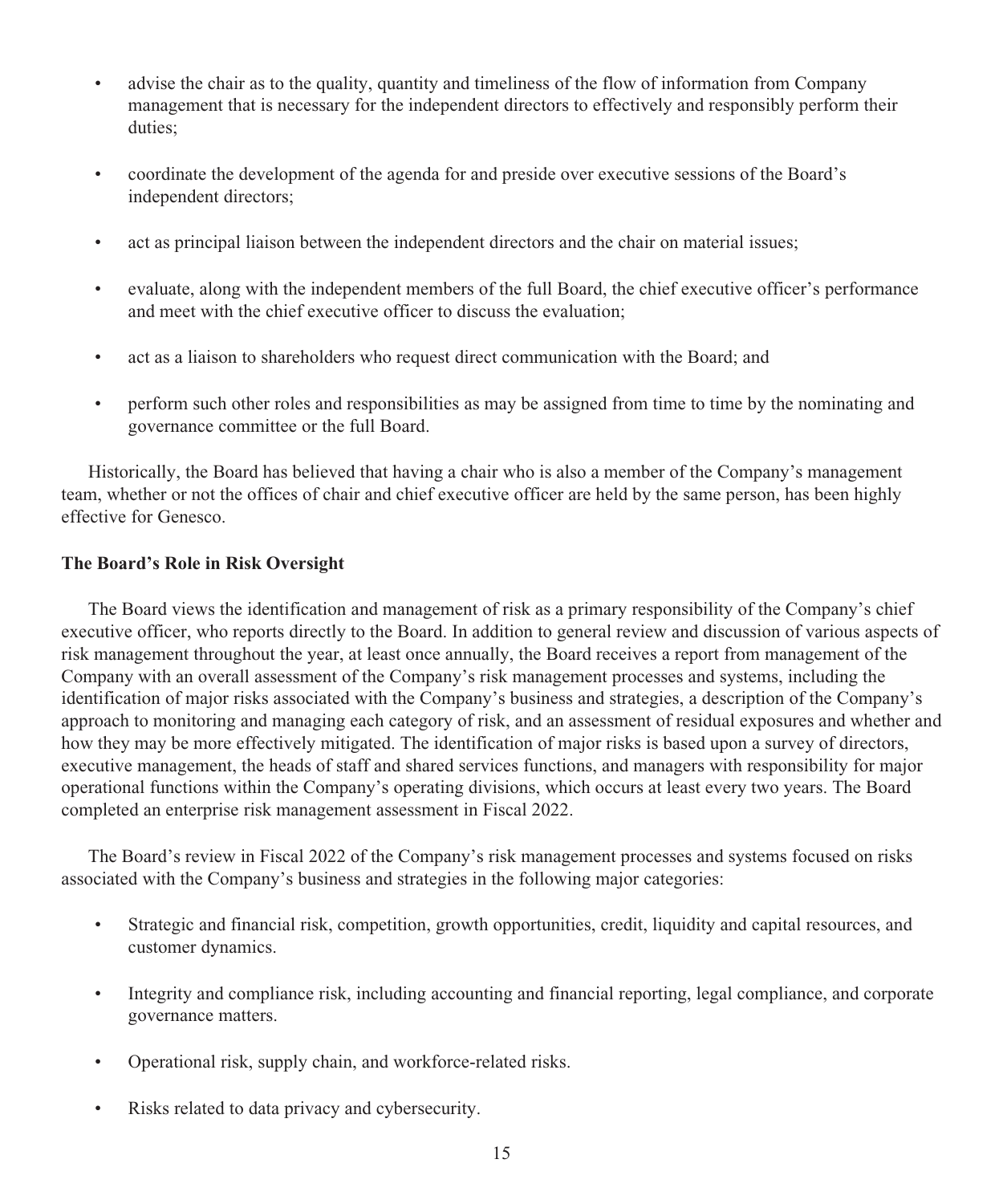- advise the chair as to the quality, quantity and timeliness of the flow of information from Company management that is necessary for the independent directors to effectively and responsibly perform their duties;
- coordinate the development of the agenda for and preside over executive sessions of the Board's independent directors;
- act as principal liaison between the independent directors and the chair on material issues;
- evaluate, along with the independent members of the full Board, the chief executive officer's performance and meet with the chief executive officer to discuss the evaluation;
- act as a liaison to shareholders who request direct communication with the Board; and
- perform such other roles and responsibilities as may be assigned from time to time by the nominating and governance committee or the full Board.

Historically, the Board has believed that having a chair who is also a member of the Company's management team, whether or not the offices of chair and chief executive officer are held by the same person, has been highly effective for Genesco.

**The Board's Role in Risk Oversight**

The Board views the identification and management of risk as a primary responsibility of the Company's chief executive officer, who reports directly to the Board. In addition to general review and discussion of various aspects of risk management throughout the year, at least once annually, the Board receives a report from management of the Company with an overall assessment of the Company's risk management processes and systems, including the identification of major risks associated with the Company's business and strategies, a description of the Company's approach to monitoring and managing each category of risk, and an assessment of residual exposures and whether and how they may be more effectively mitigated. The identification of major risks is based upon a survey of directors, executive management, the heads of staff and shared services functions, and managers with responsibility for major operational functions within the Company's operating divisions, which occurs at least every two years. The Board completed an enterprise risk management assessment in Fiscal 2022.

The Board's review in Fiscal 2022 of the Company's risk management processes and systems focused on risks associated with the Company's business and strategies in the following major categories:

- Strategic and financial risk, competition, growth opportunities, credit, liquidity and capital resources, and customer dynamics.
- Integrity and compliance risk, including accounting and financial reporting, legal compliance, and corporate governance matters.
- Operational risk, supply chain, and workforce-related risks.
- Risks related to data privacy and cybersecurity.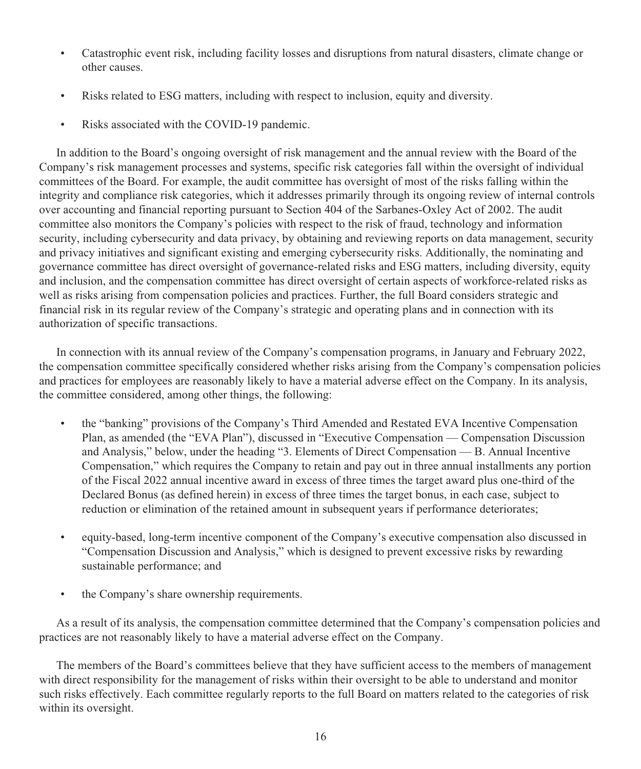- Catastrophic event risk, including facility losses and disruptions from natural disasters, climate change or other causes.
- Risks related to ESG matters, including with respect to inclusion, equity and diversity.
- Risks associated with the COVID-19 pandemic.

In addition to the Board's ongoing oversight of risk management and the annual review with the Board of the Company's risk management processes and systems, specific risk categories fall within the oversight of individual committees of the Board. For example, the audit committee has oversight of most of the risks falling within the integrity and compliance risk categories, which it addresses primarily through its ongoing review of internal controls over accounting and financial reporting pursuant to Section 404 of the Sarbanes-Oxley Act of 2002. The audit committee also monitors the Company's policies with respect to the risk of fraud, technology and information security, including cybersecurity and data privacy, by obtaining and reviewing reports on data management, security and privacy initiatives and significant existing and emerging cybersecurity risks. Additionally, the nominating and governance committee has direct oversight of governance-related risks and ESG matters, including diversity, equity and inclusion, and the compensation committee has direct oversight of certain aspects of workforce-related risks as well as risks arising from compensation policies and practices. Further, the full Board considers strategic and financial risk in its regular review of the Company's strategic and operating plans and in connection with its authorization of specific transactions.

In connection with its annual review of the Company's compensation programs, in January and February 2022, the compensation committee specifically considered whether risks arising from the Company's compensation policies and practices for employees are reasonably likely to have a material adverse effect on the Company. In its analysis, the committee considered, among other things, the following:

- the "banking" provisions of the Company's Third Amended and Restated EVA Incentive Compensation Plan, as amended (the "EVA Plan"), discussed in "Executive Compensation — Compensation Discussion and Analysis," below, under the heading "3. Elements of Direct Compensation — B. Annual Incentive Compensation," which requires the Company to retain and pay out in three annual installments any portion of the Fiscal 2022 annual incentive award in excess of three times the target award plus one-third of the Declared Bonus (as defined herein) in excess of three times the target bonus, in each case, subject to reduction or elimination of the retained amount in subsequent years if performance deteriorates;
- equity-based, long-term incentive component of the Company's executive compensation also discussed in "Compensation Discussion and Analysis," which is designed to prevent excessive risks by rewarding sustainable performance; and
- the Company's share ownership requirements.

As a result of its analysis, the compensation committee determined that the Company's compensation policies and practices are not reasonably likely to have a material adverse effect on the Company.

The members of the Board's committees believe that they have sufficient access to the members of management with direct responsibility for the management of risks within their oversight to be able to understand and monitor such risks effectively. Each committee regularly reports to the full Board on matters related to the categories of risk within its oversight.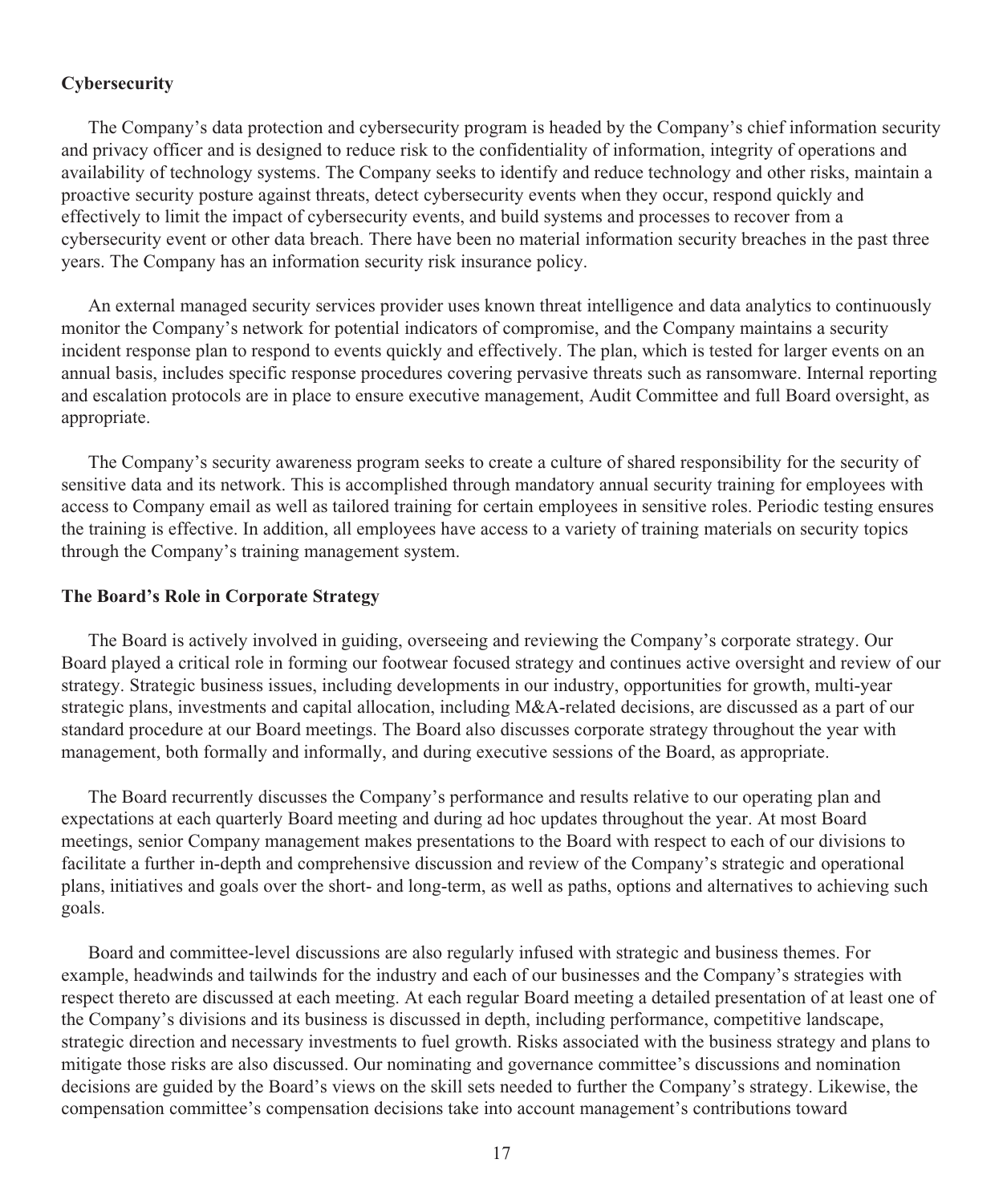### Cybersecurity

The Company's data protection and cybersecurity program is headed by the Company's chief information security and privacy officer and is designed to reduce risk to the confidentiality of information, integrity of operations and availability of technology systems. The Company seeks to identify and reduce technology and other risks, maintain a proactive security posture against threats, detect cybersecurity events when they occur, respond quickly and effectively to limit the impact of cybersecurity events, and build systems and processes to recover from a cybersecurity event or other data breach. There have been no material information security breaches in the past three years. The Company has an information security risk insurance policy.

An external managed security services provider uses known threat intelligence and data analytics to continuously monitor the Company's network for potential indicators of compromise, and the Company maintains a security incident response plan to respond to events quickly and effectively. The plan, which is tested for larger events on an annual basis, includes specific response procedures covering pervasive threats such as ransomware. Internal reporting and escalation protocols are in place to ensure executive management, Audit Committee and full Board oversight, as appropriate.

The Company's security awareness program seeks to create a culture of shared responsibility for the security of sensitive data and its network. This is accomplished through mandatory annual security training for employees with access to Company email as well as tailored training for certain employees in sensitive roles. Periodic testing ensures the training is effective. In addition, all employees have access to a variety of training materials on security topics through the Company's training management system.

### The Board's Role in Corporate Strategy

The Board is actively involved in guiding, overseeing and reviewing the Company's corporate strategy. Our Board played a critical role in forming our footwear focused strategy and continues active oversight and review of our strategy. Strategic business issues, including developments in our industry, opportunities for growth, multi-year strategic plans, investments and capital allocation, including M&A-related decisions, are discussed as a part of our standard procedure at our Board meetings. The Board also discusses corporate strategy throughout the year with management, both formally and informally, and during executive sessions of the Board, as appropriate.

The Board recurrently discusses the Company's performance and results relative to our operating plan and expectations at each quarterly Board meeting and during ad hoc updates throughout the year. At most Board meetings, senior Company management makes presentations to the Board with respect to each of our divisions to facilitate a further in-depth and comprehensive discussion and review of the Company's strategic and operational plans, initiatives and goals over the short- and long-term, as well as paths, options and alternatives to achieving such goals.

Board and committee-level discussions are also regularly infused with strategic and business themes. For example, headwinds and tailwinds for the industry and each of our businesses and the Company's strategies with respect thereto are discussed at each meeting. At each regular Board meeting a detailed presentation of at least one of the Company's divisions and its business is discussed in depth, including performance, competitive landscape, strategic direction and necessary investments to fuel growth. Risks associated with the business strategy and plans to mitigate those risks are also discussed. Our nominating and governance committee's discussions and nomination decisions are guided by the Board's views on the skill sets needed to further the Company's strategy. Likewise, the compensation committee's compensation decisions take into account management's contributions toward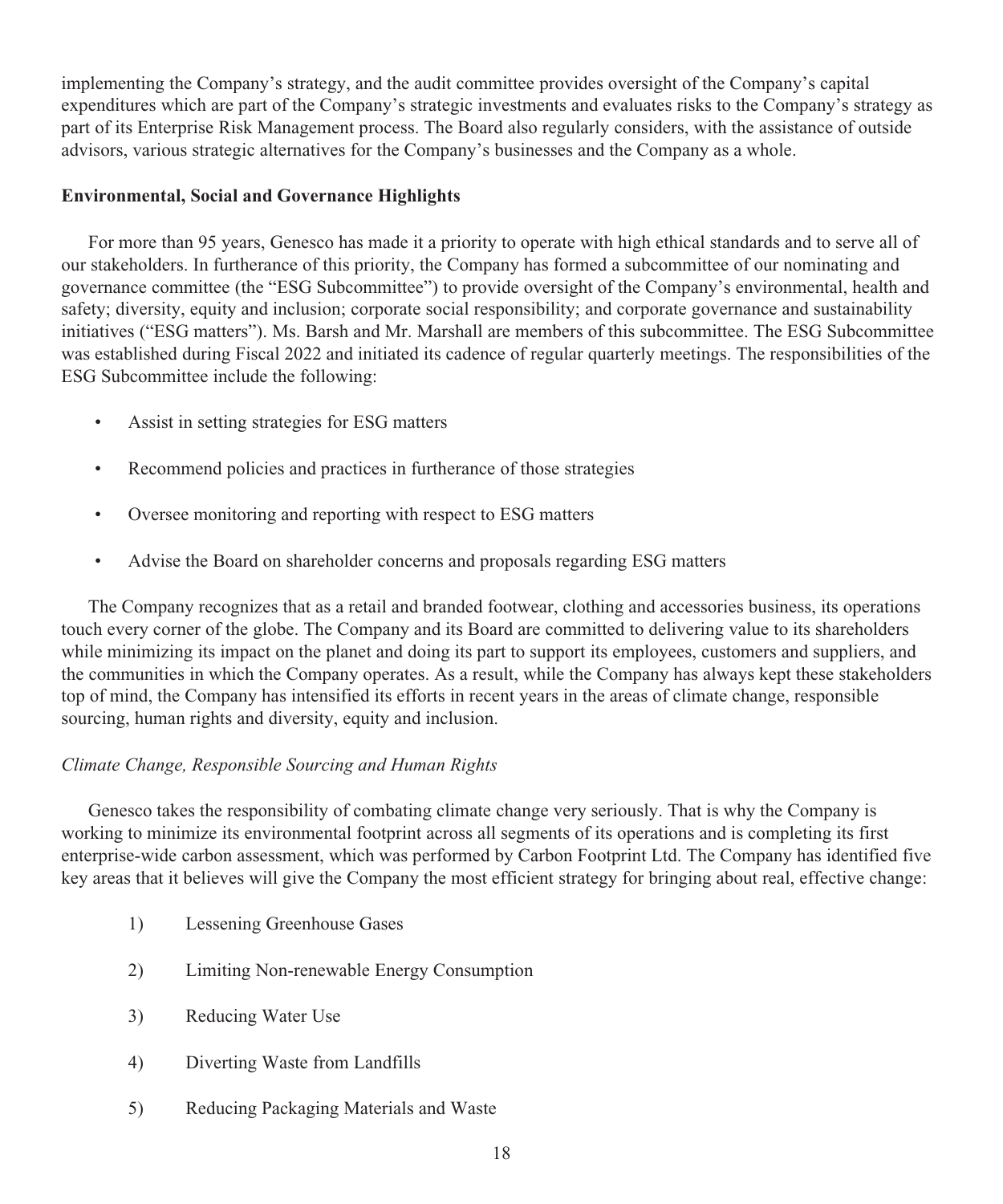implementing the Company's strategy, and the audit committee provides oversight of the Company's capital expenditures which are part of the Company's strategic investments and evaluates risks to the Company's strategy as part of its Enterprise Risk Management process. The Board also regularly considers, with the assistance of outside advisors, various strategic alternatives for the Company's businesses and the Company as a whole.

**Environmental, Social and Governance Highlights**

For more than 95 years, Genesco has made it a priority to operate with high ethical standards and to serve all of our stakeholders. In furtherance of this priority, the Company has formed a subcommittee of our nominating and governance committee (the "ESG Subcommittee") to provide oversight of the Company's environmental, health and safety; diversity, equity and inclusion; corporate social responsibility; and corporate governance and sustainability initiatives ("ESG matters"). Ms. Barsh and Mr. Marshall are members of this subcommittee. The ESG Subcommittee was established during Fiscal 2022 and initiated its cadence of regular quarterly meetings. The responsibilities of the ESG Subcommittee include the following:

- Assist in setting strategies for ESG matters
- Recommend policies and practices in furtherance of those strategies
- Oversee monitoring and reporting with respect to ESG matters
- Advise the Board on shareholder concerns and proposals regarding ESG matters

The Company recognizes that as a retail and branded footwear, clothing and accessories business, its operations touch every corner of the globe. The Company and its Board are committed to delivering value to its shareholders while minimizing its impact on the planet and doing its part to support its employees, customers and suppliers, and the communities in which the Company operates. As a result, while the Company has always kept these stakeholders top of mind, the Company has intensified its efforts in recent years in the areas of climate change, responsible sourcing, human rights and diversity, equity and inclusion.

*Climate Change, Responsible Sourcing and Human Rights*

Genesco takes the responsibility of combating climate change very seriously. That is why the Company is working to minimize its environmental footprint across all segments of its operations and is completing its first enterprise-wide carbon assessment, which was performed by Carbon Footprint Ltd. The Company has identified five key areas that it believes will give the Company the most efficient strategy for bringing about real, effective change:

1) Lessening Greenhouse Gases
2) Limiting Non-renewable Energy Consumption
3) Reducing Water Use
4) Diverting Waste from Landfills
5) Reducing Packaging Materials and Waste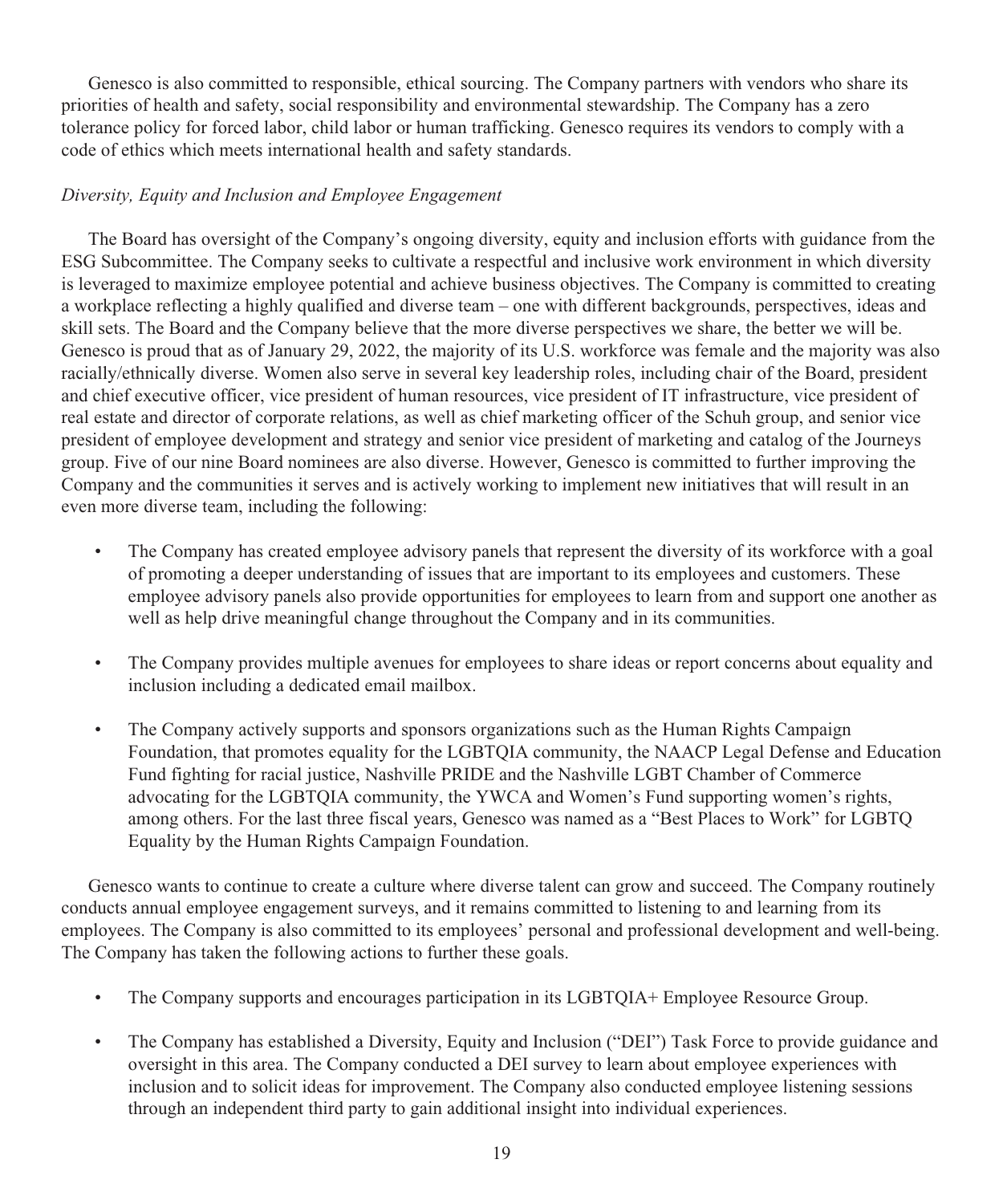Genesco is also committed to responsible, ethical sourcing. The Company partners with vendors who share its priorities of health and safety, social responsibility and environmental stewardship. The Company has a zero tolerance policy for forced labor, child labor or human trafficking. Genesco requires its vendors to comply with a code of ethics which meets international health and safety standards.

*Diversity, Equity and Inclusion and Employee Engagement*

The Board has oversight of the Company's ongoing diversity, equity and inclusion efforts with guidance from the ESG Subcommittee. The Company seeks to cultivate a respectful and inclusive work environment in which diversity is leveraged to maximize employee potential and achieve business objectives. The Company is committed to creating a workplace reflecting a highly qualified and diverse team – one with different backgrounds, perspectives, ideas and skill sets. The Board and the Company believe that the more diverse perspectives we share, the better we will be. Genesco is proud that as of January 29, 2022, the majority of its U.S. workforce was female and the majority was also racially/ethnically diverse. Women also serve in several key leadership roles, including chair of the Board, president and chief executive officer, vice president of human resources, vice president of IT infrastructure, vice president of real estate and director of corporate relations, as well as chief marketing officer of the Schuh group, and senior vice president of employee development and strategy and senior vice president of marketing and catalog of the Journeys group. Five of our nine Board nominees are also diverse. However, Genesco is committed to further improving the Company and the communities it serves and is actively working to implement new initiatives that will result in an even more diverse team, including the following:

- The Company has created employee advisory panels that represent the diversity of its workforce with a goal of promoting a deeper understanding of issues that are important to its employees and customers. These employee advisory panels also provide opportunities for employees to learn from and support one another as well as help drive meaningful change throughout the Company and in its communities.
- The Company provides multiple avenues for employees to share ideas or report concerns about equality and inclusion including a dedicated email mailbox.
- The Company actively supports and sponsors organizations such as the Human Rights Campaign Foundation, that promotes equality for the LGBTQIA community, the NAACP Legal Defense and Education Fund fighting for racial justice, Nashville PRIDE and the Nashville LGBT Chamber of Commerce advocating for the LGBTQIA community, the YWCA and Women's Fund supporting women's rights, among others. For the last three fiscal years, Genesco was named as a "Best Places to Work" for LGBTQ Equality by the Human Rights Campaign Foundation.

Genesco wants to continue to create a culture where diverse talent can grow and succeed. The Company routinely conducts annual employee engagement surveys, and it remains committed to listening to and learning from its employees. The Company is also committed to its employees' personal and professional development and well-being. The Company has taken the following actions to further these goals.

- The Company supports and encourages participation in its LGBTQIA+ Employee Resource Group.
- The Company has established a Diversity, Equity and Inclusion ("DEI") Task Force to provide guidance and oversight in this area. The Company conducted a DEI survey to learn about employee experiences with inclusion and to solicit ideas for improvement. The Company also conducted employee listening sessions through an independent third party to gain additional insight into individual experiences.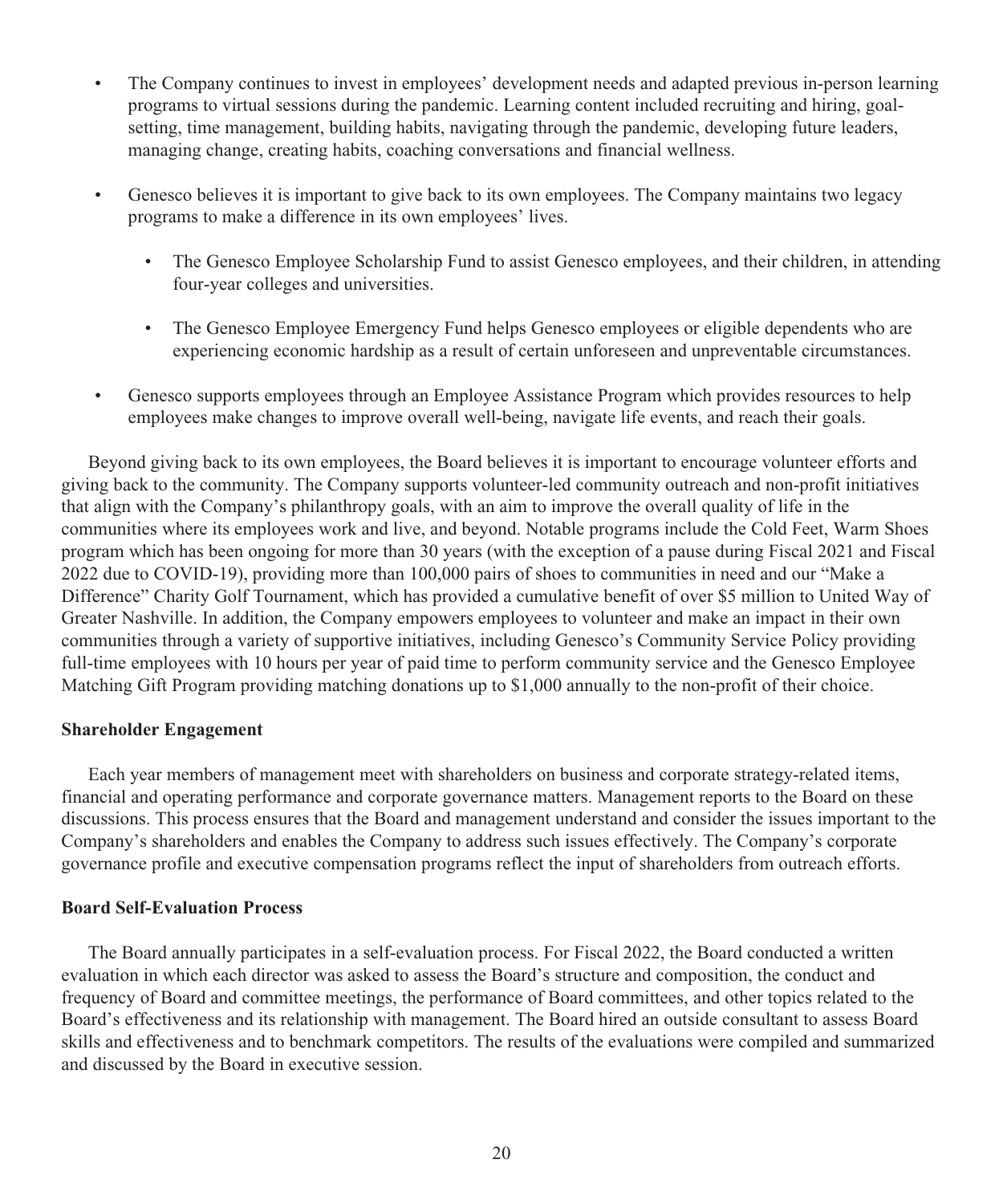- The Company continues to invest in employees' development needs and adapted previous in-person learning programs to virtual sessions during the pandemic. Learning content included recruiting and hiring, goal-setting, time management, building habits, navigating through the pandemic, developing future leaders, managing change, creating habits, coaching conversations and financial wellness.
- Genesco believes it is important to give back to its own employees. The Company maintains two legacy programs to make a difference in its own employees' lives.
  - The Genesco Employee Scholarship Fund to assist Genesco employees, and their children, in attending four-year colleges and universities.
  - The Genesco Employee Emergency Fund helps Genesco employees or eligible dependents who are experiencing economic hardship as a result of certain unforeseen and unpreventable circumstances.
- Genesco supports employees through an Employee Assistance Program which provides resources to help employees make changes to improve overall well-being, navigate life events, and reach their goals.

Beyond giving back to its own employees, the Board believes it is important to encourage volunteer efforts and giving back to the community. The Company supports volunteer-led community outreach and non-profit initiatives that align with the Company's philanthropy goals, with an aim to improve the overall quality of life in the communities where its employees work and live, and beyond. Notable programs include the Cold Feet, Warm Shoes program which has been ongoing for more than 30 years (with the exception of a pause during Fiscal 2021 and Fiscal 2022 due to COVID-19), providing more than 100,000 pairs of shoes to communities in need and our "Make a Difference" Charity Golf Tournament, which has provided a cumulative benefit of over $5 million to United Way of Greater Nashville. In addition, the Company empowers employees to volunteer and make an impact in their own communities through a variety of supportive initiatives, including Genesco's Community Service Policy providing full-time employees with 10 hours per year of paid time to perform community service and the Genesco Employee Matching Gift Program providing matching donations up to $1,000 annually to the non-profit of their choice.

**Shareholder Engagement**

Each year members of management meet with shareholders on business and corporate strategy-related items, financial and operating performance and corporate governance matters. Management reports to the Board on these discussions. This process ensures that the Board and management understand and consider the issues important to the Company's shareholders and enables the Company to address such issues effectively. The Company's corporate governance profile and executive compensation programs reflect the input of shareholders from outreach efforts.

**Board Self-Evaluation Process**

The Board annually participates in a self-evaluation process. For Fiscal 2022, the Board conducted a written evaluation in which each director was asked to assess the Board's structure and composition, the conduct and frequency of Board and committee meetings, the performance of Board committees, and other topics related to the Board's effectiveness and its relationship with management. The Board hired an outside consultant to assess Board skills and effectiveness and to benchmark competitors. The results of the evaluations were compiled and summarized and discussed by the Board in executive session.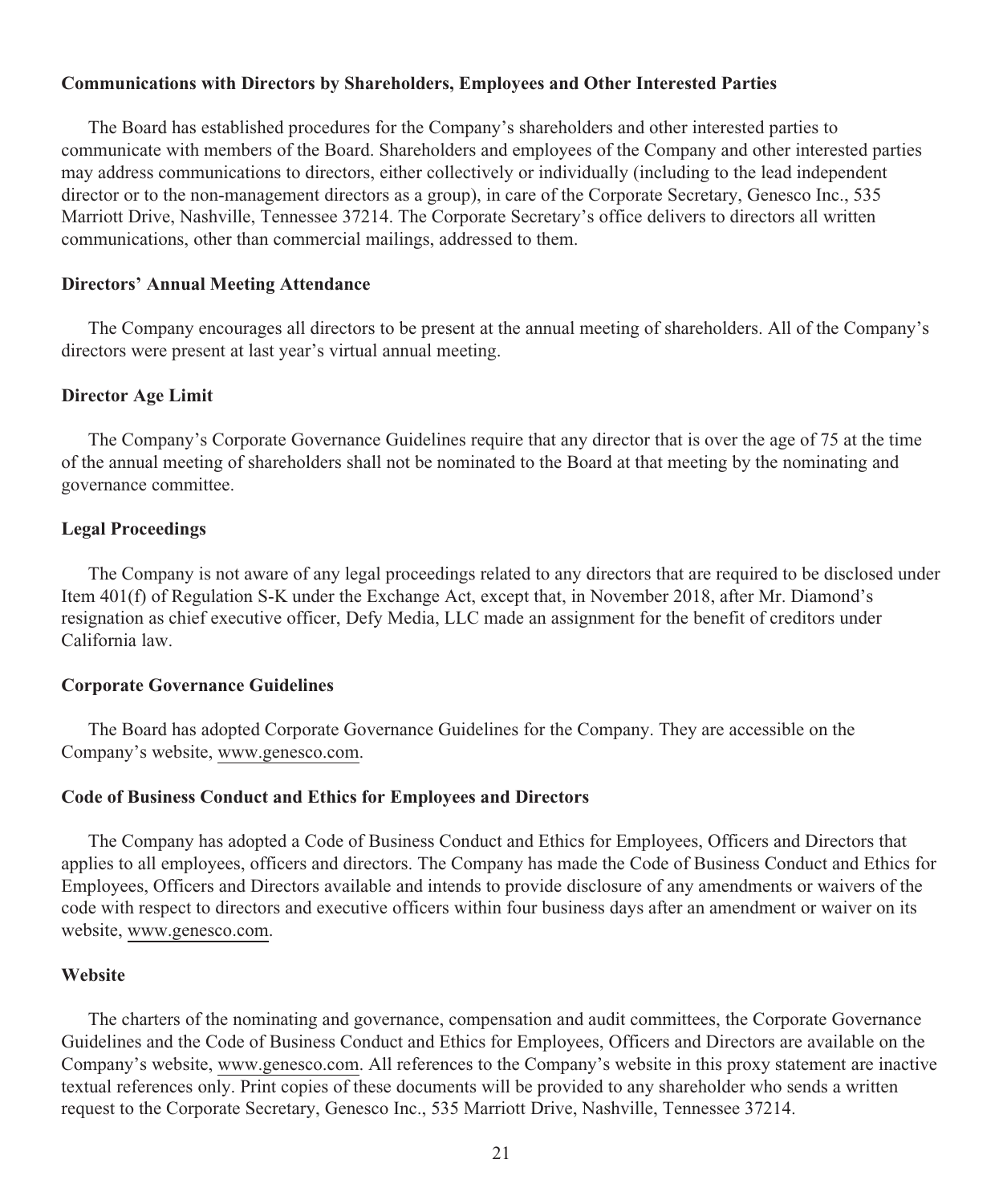**Communications with Directors by Shareholders, Employees and Other Interested Parties**

The Board has established procedures for the Company's shareholders and other interested parties to communicate with members of the Board. Shareholders and employees of the Company and other interested parties may address communications to directors, either collectively or individually (including to the lead independent director or to the non-management directors as a group), in care of the Corporate Secretary, Genesco Inc., 535 Marriott Drive, Nashville, Tennessee 37214. The Corporate Secretary's office delivers to directors all written communications, other than commercial mailings, addressed to them.

**Directors' Annual Meeting Attendance**

The Company encourages all directors to be present at the annual meeting of shareholders. All of the Company's directors were present at last year's virtual annual meeting.

**Director Age Limit**

The Company's Corporate Governance Guidelines require that any director that is over the age of 75 at the time of the annual meeting of shareholders shall not be nominated to the Board at that meeting by the nominating and governance committee.

**Legal Proceedings**

The Company is not aware of any legal proceedings related to any directors that are required to be disclosed under Item 401(f) of Regulation S-K under the Exchange Act, except that, in November 2018, after Mr. Diamond's resignation as chief executive officer, Defy Media, LLC made an assignment for the benefit of creditors under California law.

**Corporate Governance Guidelines**

The Board has adopted Corporate Governance Guidelines for the Company. They are accessible on the Company's website, www.genesco.com.

**Code of Business Conduct and Ethics for Employees and Directors**

The Company has adopted a Code of Business Conduct and Ethics for Employees, Officers and Directors that applies to all employees, officers and directors. The Company has made the Code of Business Conduct and Ethics for Employees, Officers and Directors available and intends to provide disclosure of any amendments or waivers of the code with respect to directors and executive officers within four business days after an amendment or waiver on its website, www.genesco.com.

**Website**

The charters of the nominating and governance, compensation and audit committees, the Corporate Governance Guidelines and the Code of Business Conduct and Ethics for Employees, Officers and Directors are available on the Company's website, www.genesco.com. All references to the Company's website in this proxy statement are inactive textual references only. Print copies of these documents will be provided to any shareholder who sends a written request to the Corporate Secretary, Genesco Inc., 535 Marriott Drive, Nashville, Tennessee 37214.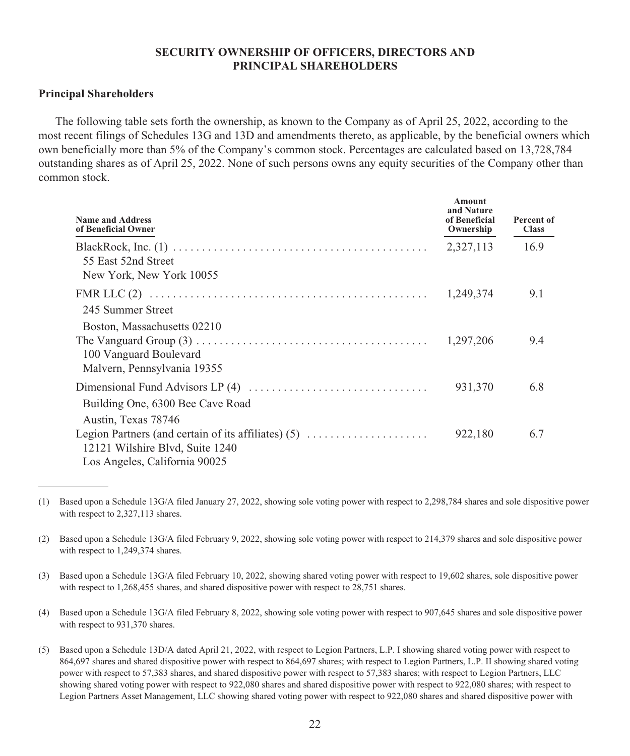## SECURITY OWNERSHIP OF OFFICERS, DIRECTORS AND PRINCIPAL SHAREHOLDERS

### Principal Shareholders

The following table sets forth the ownership, as known to the Company as of April 25, 2022, according to the most recent filings of Schedules 13G and 13D and amendments thereto, as applicable, by the beneficial owners which own beneficially more than 5% of the Company's common stock. Percentages are calculated based on 13,728,784 outstanding shares as of April 25, 2022. None of such persons owns any equity securities of the Company other than common stock.

| Name and Address of Beneficial Owner | Amount and Nature of Beneficial Ownership | Percent of Class |
|---|---|---|
| BlackRock, Inc. (1)<br>55 East 52nd Street<br>New York, New York 10055 | 2,327,113 | 16.9 |
| FMR LLC (2)<br>245 Summer Street<br>Boston, Massachusetts 02210 | 1,249,374 | 9.1 |
| The Vanguard Group (3)<br>100 Vanguard Boulevard<br>Malvern, Pennsylvania 19355 | 1,297,206 | 9.4 |
| Dimensional Fund Advisors LP (4)<br>Building One, 6300 Bee Cave Road<br>Austin, Texas 78746 | 931,370 | 6.8 |
| Legion Partners (and certain of its affiliates) (5)<br>12121 Wilshire Blvd, Suite 1240<br>Los Angeles, California 90025 | 922,180 | 6.7 |

(1) Based upon a Schedule 13G/A filed January 27, 2022, showing sole voting power with respect to 2,298,784 shares and sole dispositive power with respect to 2,327,113 shares.

(2) Based upon a Schedule 13G/A filed February 9, 2022, showing sole voting power with respect to 214,379 shares and sole dispositive power with respect to 1,249,374 shares.

(3) Based upon a Schedule 13G/A filed February 10, 2022, showing shared voting power with respect to 19,602 shares, sole dispositive power with respect to 1,268,455 shares, and shared dispositive power with respect to 28,751 shares.

(4) Based upon a Schedule 13G/A filed February 8, 2022, showing sole voting power with respect to 907,645 shares and sole dispositive power with respect to 931,370 shares.

(5) Based upon a Schedule 13D/A dated April 21, 2022, with respect to Legion Partners, L.P. I showing shared voting power with respect to 864,697 shares and shared dispositive power with respect to 864,697 shares; with respect to Legion Partners, L.P. II showing shared voting power with respect to 57,383 shares, and shared dispositive power with respect to 57,383 shares; with respect to Legion Partners, LLC showing shared voting power with respect to 922,080 shares and shared dispositive power with respect to 922,080 shares; with respect to Legion Partners Asset Management, LLC showing shared voting power with respect to 922,080 shares and shared dispositive power with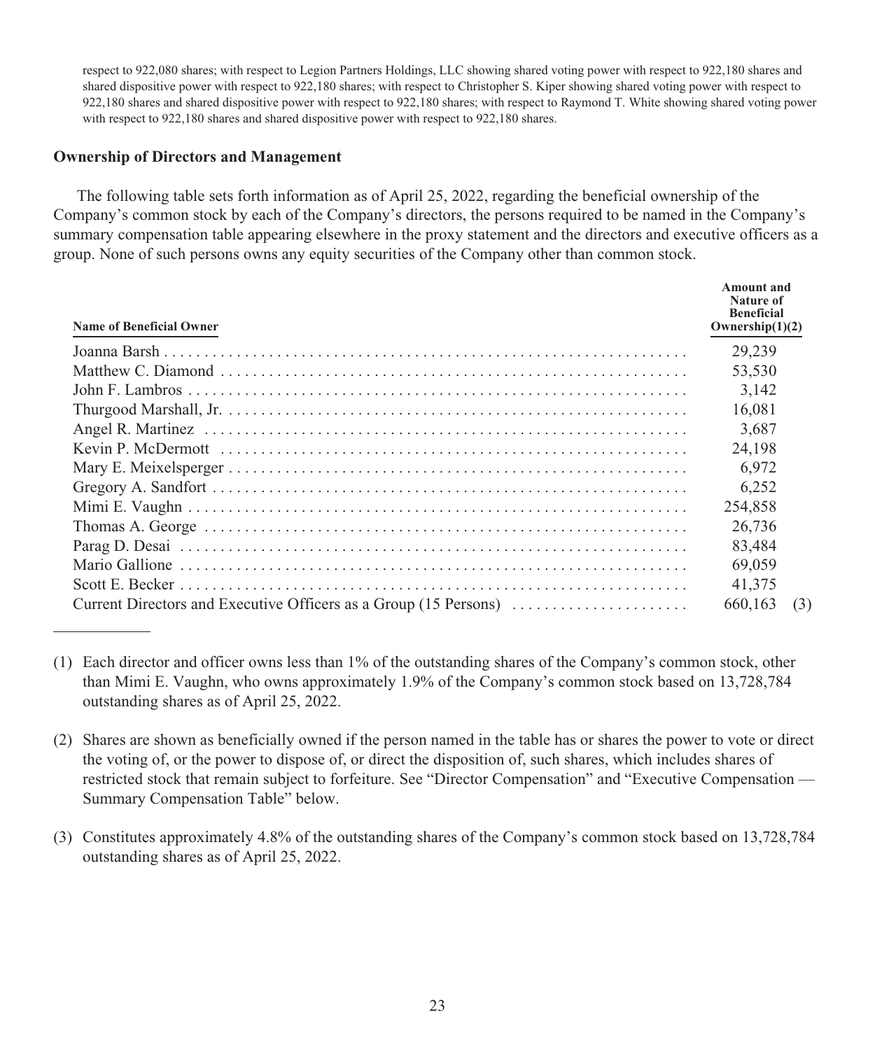respect to 922,080 shares; with respect to Legion Partners Holdings, LLC showing shared voting power with respect to 922,180 shares and shared dispositive power with respect to 922,180 shares; with respect to Christopher S. Kiper showing shared voting power with respect to 922,180 shares and shared dispositive power with respect to 922,180 shares; with respect to Raymond T. White showing shared voting power with respect to 922,180 shares and shared dispositive power with respect to 922,180 shares.

### Ownership of Directors and Management

The following table sets forth information as of April 25, 2022, regarding the beneficial ownership of the Company's common stock by each of the Company's directors, the persons required to be named in the Company's summary compensation table appearing elsewhere in the proxy statement and the directors and executive officers as a group. None of such persons owns any equity securities of the Company other than common stock.

| Name of Beneficial Owner | Amount and Nature of Beneficial Ownership(1)(2) |
|---|---|
| Joanna Barsh | 29,239 |
| Matthew C. Diamond | 53,530 |
| John F. Lambros | 3,142 |
| Thurgood Marshall, Jr. | 16,081 |
| Angel R. Martinez | 3,687 |
| Kevin P. McDermott | 24,198 |
| Mary E. Meixelsperger | 6,972 |
| Gregory A. Sandfort | 6,252 |
| Mimi E. Vaughn | 254,858 |
| Thomas A. George | 26,736 |
| Parag D. Desai | 83,484 |
| Mario Gallione | 69,059 |
| Scott E. Becker | 41,375 |
| Current Directors and Executive Officers as a Group (15 Persons) | 660,163 (3) |

(1) Each director and officer owns less than 1% of the outstanding shares of the Company's common stock, other than Mimi E. Vaughn, who owns approximately 1.9% of the Company's common stock based on 13,728,784 outstanding shares as of April 25, 2022.

(2) Shares are shown as beneficially owned if the person named in the table has or shares the power to vote or direct the voting of, or the power to dispose of, or direct the disposition of, such shares, which includes shares of restricted stock that remain subject to forfeiture. See "Director Compensation" and "Executive Compensation — Summary Compensation Table" below.

(3) Constitutes approximately 4.8% of the outstanding shares of the Company's common stock based on 13,728,784 outstanding shares as of April 25, 2022.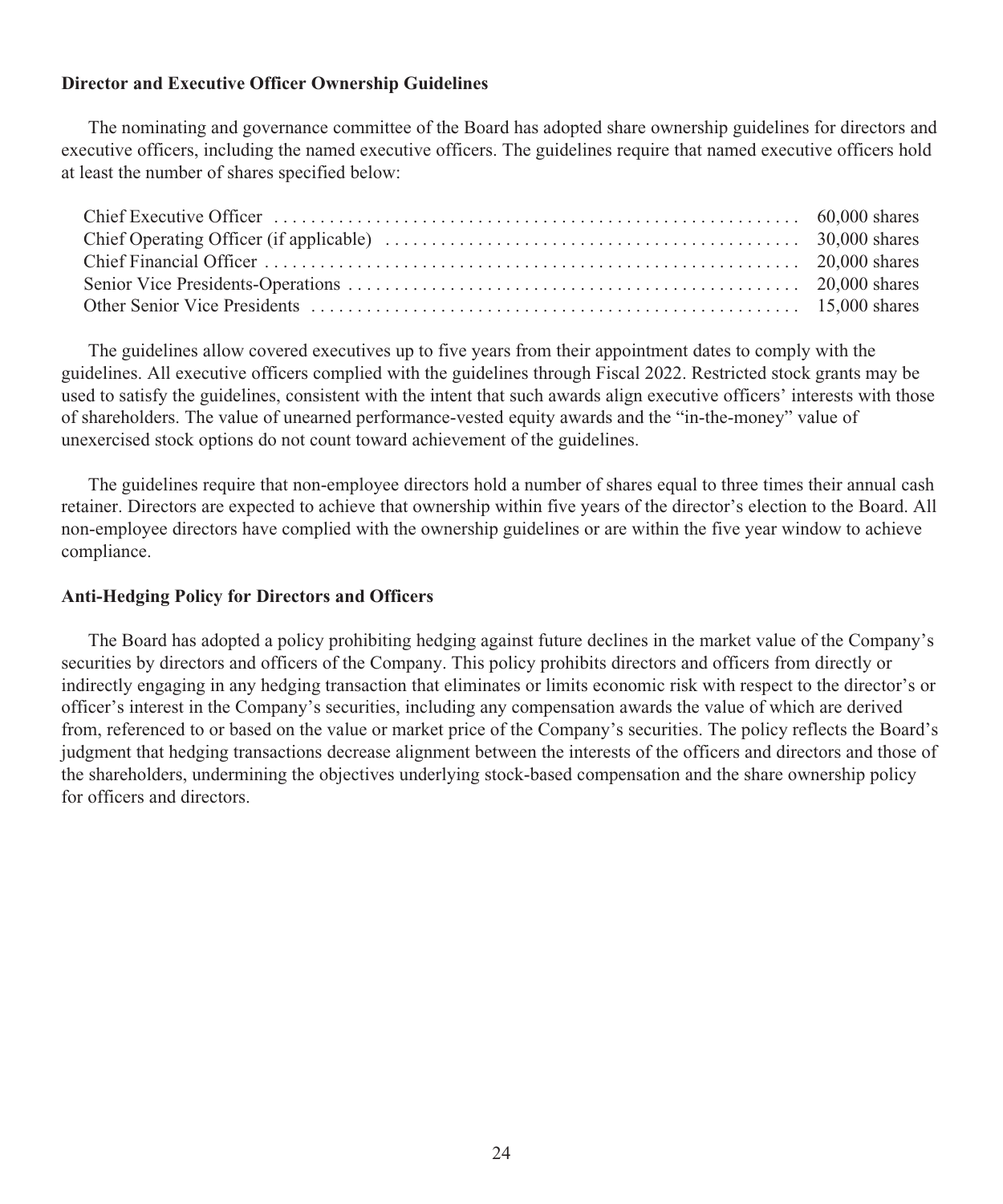**Director and Executive Officer Ownership Guidelines**

The nominating and governance committee of the Board has adopted share ownership guidelines for directors and executive officers, including the named executive officers. The guidelines require that named executive officers hold at least the number of shares specified below:

| Position | Shares |
|---|---|
| Chief Executive Officer | 60,000 shares |
| Chief Operating Officer (if applicable) | 30,000 shares |
| Chief Financial Officer | 20,000 shares |
| Senior Vice Presidents-Operations | 20,000 shares |
| Other Senior Vice Presidents | 15,000 shares |

The guidelines allow covered executives up to five years from their appointment dates to comply with the guidelines. All executive officers complied with the guidelines through Fiscal 2022. Restricted stock grants may be used to satisfy the guidelines, consistent with the intent that such awards align executive officers' interests with those of shareholders. The value of unearned performance-vested equity awards and the "in-the-money" value of unexercised stock options do not count toward achievement of the guidelines.

The guidelines require that non-employee directors hold a number of shares equal to three times their annual cash retainer. Directors are expected to achieve that ownership within five years of the director's election to the Board. All non-employee directors have complied with the ownership guidelines or are within the five year window to achieve compliance.

**Anti-Hedging Policy for Directors and Officers**

The Board has adopted a policy prohibiting hedging against future declines in the market value of the Company's securities by directors and officers of the Company. This policy prohibits directors and officers from directly or indirectly engaging in any hedging transaction that eliminates or limits economic risk with respect to the director's or officer's interest in the Company's securities, including any compensation awards the value of which are derived from, referenced to or based on the value or market price of the Company's securities. The policy reflects the Board's judgment that hedging transactions decrease alignment between the interests of the officers and directors and those of the shareholders, undermining the objectives underlying stock-based compensation and the share ownership policy for officers and directors.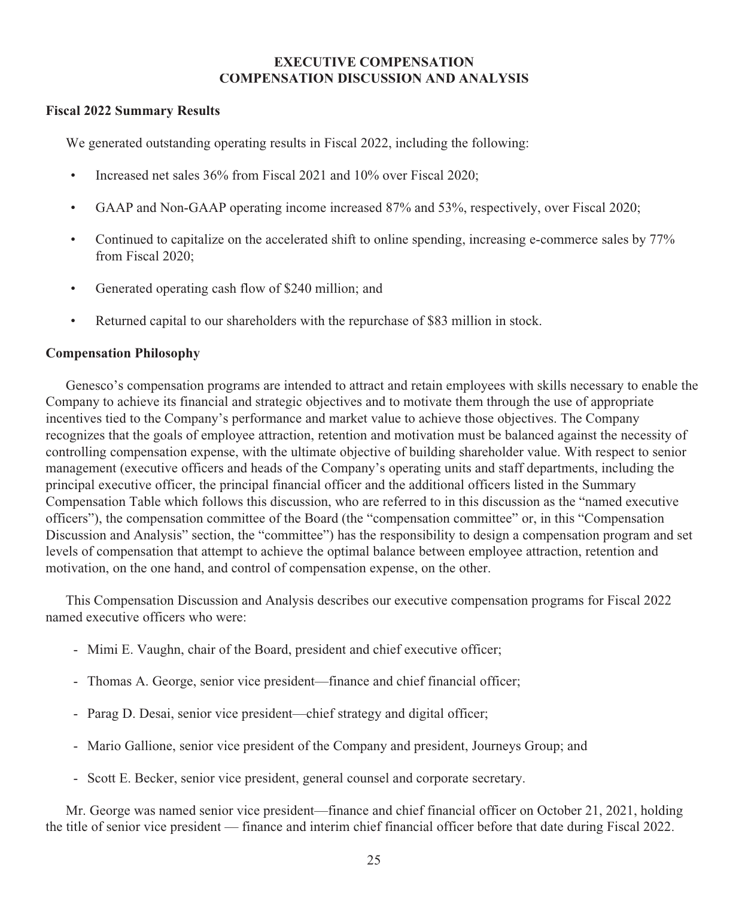# EXECUTIVE COMPENSATION
# COMPENSATION DISCUSSION AND ANALYSIS

### Fiscal 2022 Summary Results

We generated outstanding operating results in Fiscal 2022, including the following:

- Increased net sales 36% from Fiscal 2021 and 10% over Fiscal 2020;
- GAAP and Non-GAAP operating income increased 87% and 53%, respectively, over Fiscal 2020;
- Continued to capitalize on the accelerated shift to online spending, increasing e-commerce sales by 77% from Fiscal 2020;
- Generated operating cash flow of $240 million; and
- Returned capital to our shareholders with the repurchase of $83 million in stock.

### Compensation Philosophy

Genesco's compensation programs are intended to attract and retain employees with skills necessary to enable the Company to achieve its financial and strategic objectives and to motivate them through the use of appropriate incentives tied to the Company's performance and market value to achieve those objectives. The Company recognizes that the goals of employee attraction, retention and motivation must be balanced against the necessity of controlling compensation expense, with the ultimate objective of building shareholder value. With respect to senior management (executive officers and heads of the Company's operating units and staff departments, including the principal executive officer, the principal financial officer and the additional officers listed in the Summary Compensation Table which follows this discussion, who are referred to in this discussion as the "named executive officers"), the compensation committee of the Board (the "compensation committee" or, in this "Compensation Discussion and Analysis" section, the "committee") has the responsibility to design a compensation program and set levels of compensation that attempt to achieve the optimal balance between employee attraction, retention and motivation, on the one hand, and control of compensation expense, on the other.

This Compensation Discussion and Analysis describes our executive compensation programs for Fiscal 2022 named executive officers who were:

- Mimi E. Vaughn, chair of the Board, president and chief executive officer;
- Thomas A. George, senior vice president—finance and chief financial officer;
- Parag D. Desai, senior vice president—chief strategy and digital officer;
- Mario Gallione, senior vice president of the Company and president, Journeys Group; and
- Scott E. Becker, senior vice president, general counsel and corporate secretary.

Mr. George was named senior vice president—finance and chief financial officer on October 21, 2021, holding the title of senior vice president — finance and interim chief financial officer before that date during Fiscal 2022.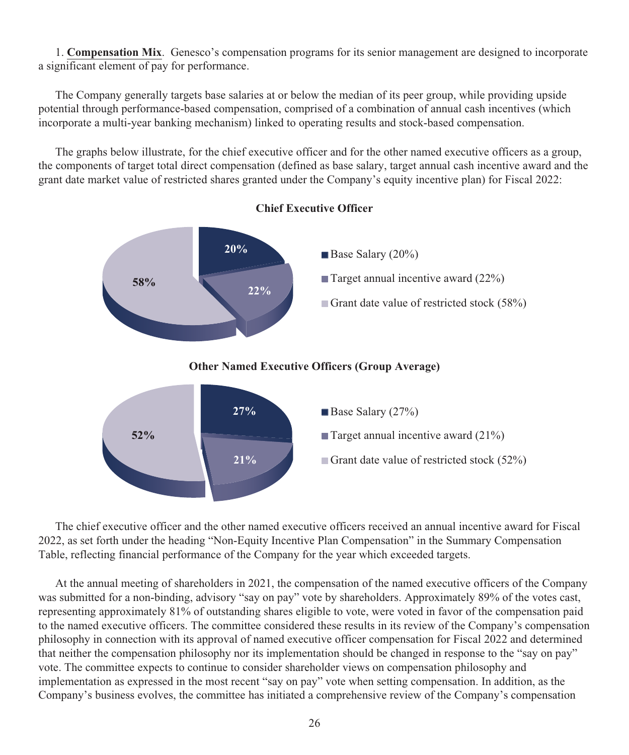1. **Compensation Mix**. Genesco's compensation programs for its senior management are designed to incorporate a significant element of pay for performance.

The Company generally targets base salaries at or below the median of its peer group, while providing upside potential through performance-based compensation, comprised of a combination of annual cash incentives (which incorporate a multi-year banking mechanism) linked to operating results and stock-based compensation.

The graphs below illustrate, for the chief executive officer and for the other named executive officers as a group, the components of target total direct compensation (defined as base salary, target annual cash incentive award and the grant date market value of restricted shares granted under the Company's equity incentive plan) for Fiscal 2022:

**Chief Executive Officer**

- Base Salary (20%)
- Target annual incentive award (22%)
- Grant date value of restricted stock (58%)

**Other Named Executive Officers (Group Average)**

- Base Salary (27%)
- Target annual incentive award (21%)
- Grant date value of restricted stock (52%)

The chief executive officer and the other named executive officers received an annual incentive award for Fiscal 2022, as set forth under the heading "Non-Equity Incentive Plan Compensation" in the Summary Compensation Table, reflecting financial performance of the Company for the year which exceeded targets.

At the annual meeting of shareholders in 2021, the compensation of the named executive officers of the Company was submitted for a non-binding, advisory "say on pay" vote by shareholders. Approximately 89% of the votes cast, representing approximately 81% of outstanding shares eligible to vote, were voted in favor of the compensation paid to the named executive officers. The committee considered these results in its review of the Company's compensation philosophy in connection with its approval of named executive officer compensation for Fiscal 2022 and determined that neither the compensation philosophy nor its implementation should be changed in response to the "say on pay" vote. The committee expects to continue to consider shareholder views on compensation philosophy and implementation as expressed in the most recent "say on pay" vote when setting compensation. In addition, as the Company's business evolves, the committee has initiated a comprehensive review of the Company's compensation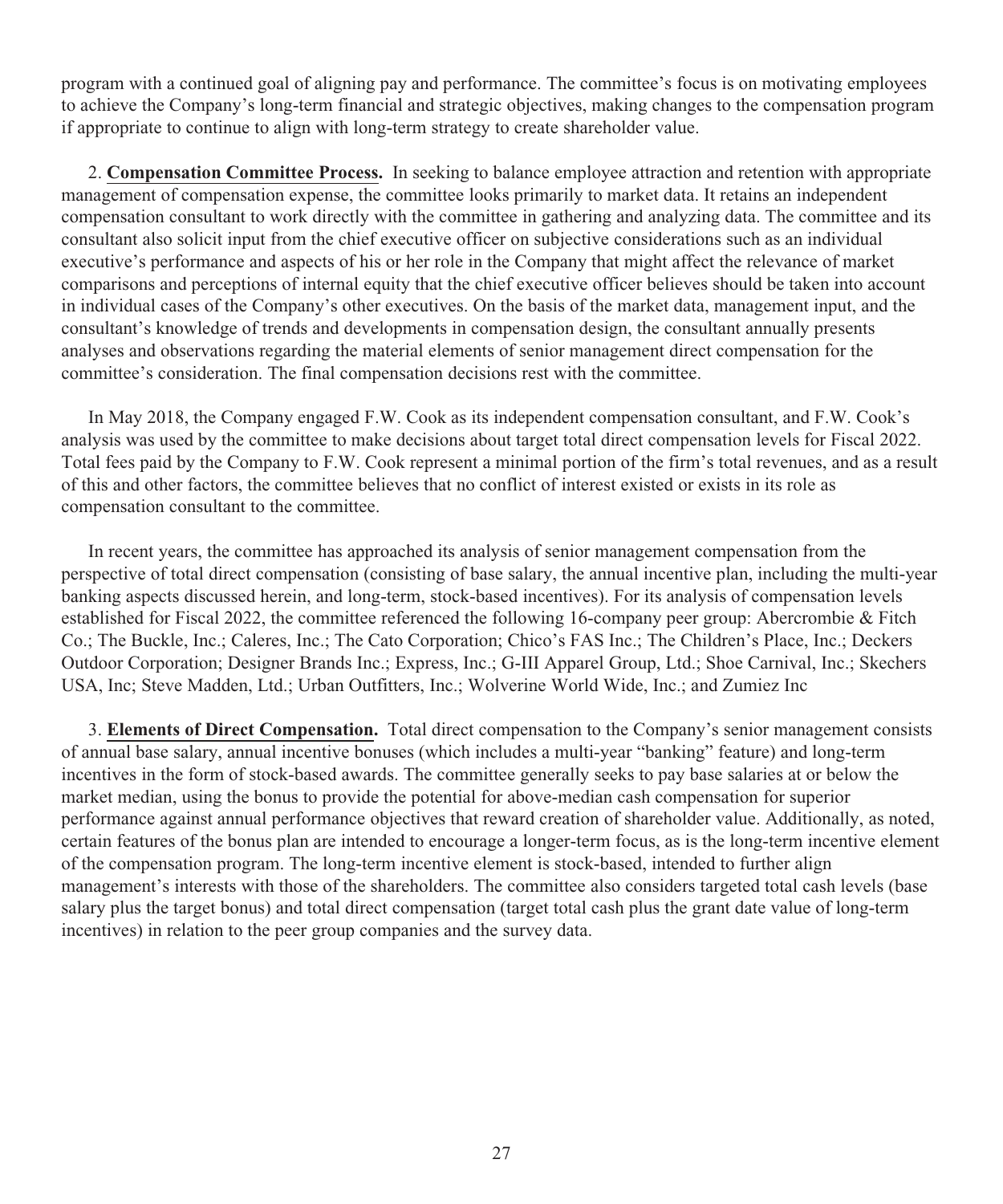program with a continued goal of aligning pay and performance. The committee's focus is on motivating employees to achieve the Company's long-term financial and strategic objectives, making changes to the compensation program if appropriate to continue to align with long-term strategy to create shareholder value.

2. **Compensation Committee Process.** In seeking to balance employee attraction and retention with appropriate management of compensation expense, the committee looks primarily to market data. It retains an independent compensation consultant to work directly with the committee in gathering and analyzing data. The committee and its consultant also solicit input from the chief executive officer on subjective considerations such as an individual executive's performance and aspects of his or her role in the Company that might affect the relevance of market comparisons and perceptions of internal equity that the chief executive officer believes should be taken into account in individual cases of the Company's other executives. On the basis of the market data, management input, and the consultant's knowledge of trends and developments in compensation design, the consultant annually presents analyses and observations regarding the material elements of senior management direct compensation for the committee's consideration. The final compensation decisions rest with the committee.

In May 2018, the Company engaged F.W. Cook as its independent compensation consultant, and F.W. Cook's analysis was used by the committee to make decisions about target total direct compensation levels for Fiscal 2022. Total fees paid by the Company to F.W. Cook represent a minimal portion of the firm's total revenues, and as a result of this and other factors, the committee believes that no conflict of interest existed or exists in its role as compensation consultant to the committee.

In recent years, the committee has approached its analysis of senior management compensation from the perspective of total direct compensation (consisting of base salary, the annual incentive plan, including the multi-year banking aspects discussed herein, and long-term, stock-based incentives). For its analysis of compensation levels established for Fiscal 2022, the committee referenced the following 16-company peer group: Abercrombie & Fitch Co.; The Buckle, Inc.; Caleres, Inc.; The Cato Corporation; Chico's FAS Inc.; The Children's Place, Inc.; Deckers Outdoor Corporation; Designer Brands Inc.; Express, Inc.; G-III Apparel Group, Ltd.; Shoe Carnival, Inc.; Skechers USA, Inc; Steve Madden, Ltd.; Urban Outfitters, Inc.; Wolverine World Wide, Inc.; and Zumiez Inc

3. **Elements of Direct Compensation.** Total direct compensation to the Company's senior management consists of annual base salary, annual incentive bonuses (which includes a multi-year "banking" feature) and long-term incentives in the form of stock-based awards. The committee generally seeks to pay base salaries at or below the market median, using the bonus to provide the potential for above-median cash compensation for superior performance against annual performance objectives that reward creation of shareholder value. Additionally, as noted, certain features of the bonus plan are intended to encourage a longer-term focus, as is the long-term incentive element of the compensation program. The long-term incentive element is stock-based, intended to further align management's interests with those of the shareholders. The committee also considers targeted total cash levels (base salary plus the target bonus) and total direct compensation (target total cash plus the grant date value of long-term incentives) in relation to the peer group companies and the survey data.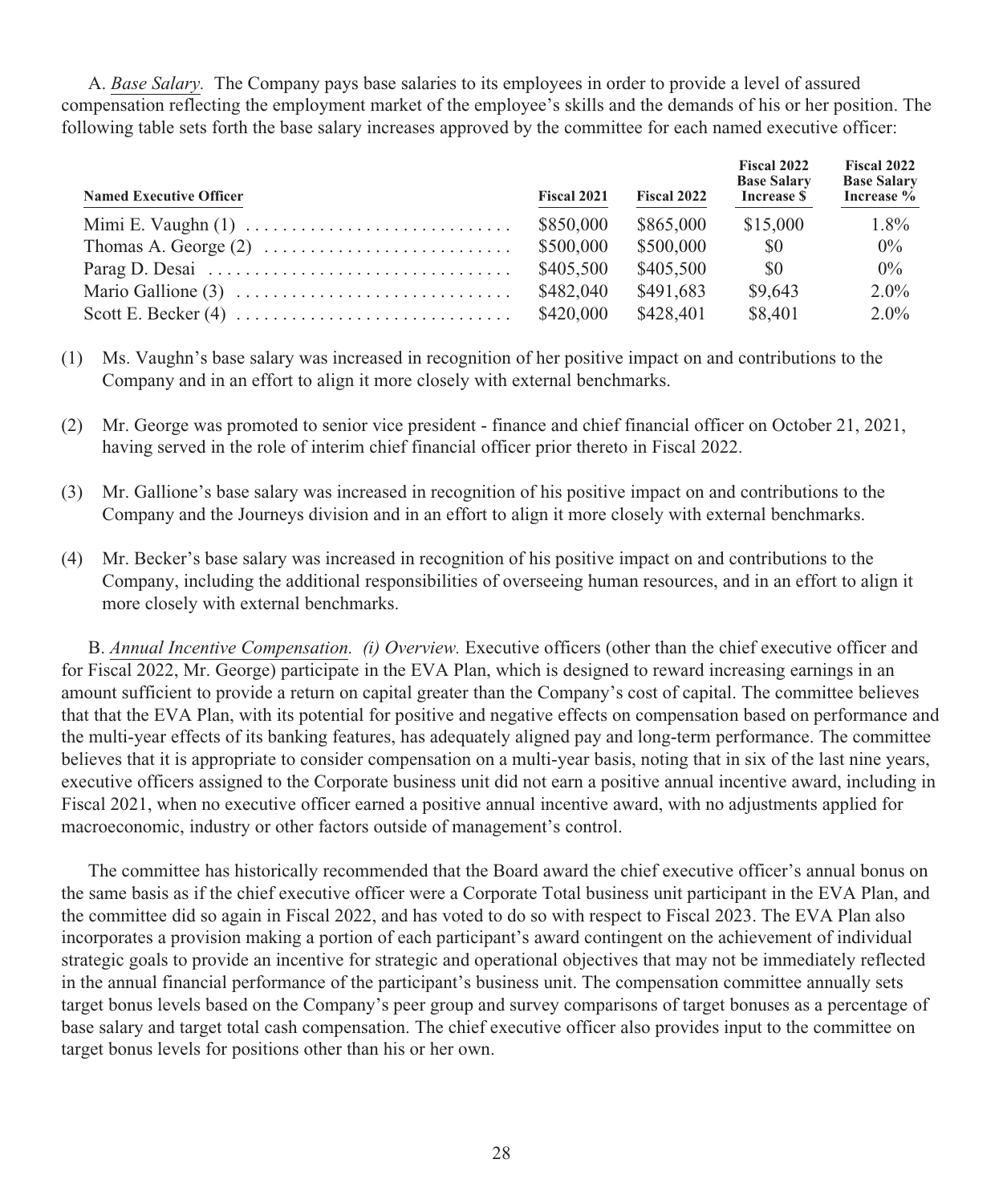A. *Base Salary.* The Company pays base salaries to its employees in order to provide a level of assured compensation reflecting the employment market of the employee's skills and the demands of his or her position. The following table sets forth the base salary increases approved by the committee for each named executive officer:

| Named Executive Officer | Fiscal 2021 | Fiscal 2022 | Fiscal 2022 Base Salary Increase $ | Fiscal 2022 Base Salary Increase % |
|---|---|---|---|---|
| Mimi E. Vaughn (1) | $850,000 | $865,000 | $15,000 | 1.8% |
| Thomas A. George (2) | $500,000 | $500,000 | $0 | 0% |
| Parag D. Desai | $405,500 | $405,500 | $0 | 0% |
| Mario Gallione (3) | $482,040 | $491,683 | $9,643 | 2.0% |
| Scott E. Becker (4) | $420,000 | $428,401 | $8,401 | 2.0% |

(1) Ms. Vaughn's base salary was increased in recognition of her positive impact on and contributions to the Company and in an effort to align it more closely with external benchmarks.

(2) Mr. George was promoted to senior vice president - finance and chief financial officer on October 21, 2021, having served in the role of interim chief financial officer prior thereto in Fiscal 2022.

(3) Mr. Gallione's base salary was increased in recognition of his positive impact on and contributions to the Company and the Journeys division and in an effort to align it more closely with external benchmarks.

(4) Mr. Becker's base salary was increased in recognition of his positive impact on and contributions to the Company, including the additional responsibilities of overseeing human resources, and in an effort to align it more closely with external benchmarks.

B. *Annual Incentive Compensation. (i) Overview.* Executive officers (other than the chief executive officer and for Fiscal 2022, Mr. George) participate in the EVA Plan, which is designed to reward increasing earnings in an amount sufficient to provide a return on capital greater than the Company's cost of capital. The committee believes that that the EVA Plan, with its potential for positive and negative effects on compensation based on performance and the multi-year effects of its banking features, has adequately aligned pay and long-term performance. The committee believes that it is appropriate to consider compensation on a multi-year basis, noting that in six of the last nine years, executive officers assigned to the Corporate business unit did not earn a positive annual incentive award, including in Fiscal 2021, when no executive officer earned a positive annual incentive award, with no adjustments applied for macroeconomic, industry or other factors outside of management's control.

The committee has historically recommended that the Board award the chief executive officer's annual bonus on the same basis as if the chief executive officer were a Corporate Total business unit participant in the EVA Plan, and the committee did so again in Fiscal 2022, and has voted to do so with respect to Fiscal 2023. The EVA Plan also incorporates a provision making a portion of each participant's award contingent on the achievement of individual strategic goals to provide an incentive for strategic and operational objectives that may not be immediately reflected in the annual financial performance of the participant's business unit. The compensation committee annually sets target bonus levels based on the Company's peer group and survey comparisons of target bonuses as a percentage of base salary and target total cash compensation. The chief executive officer also provides input to the committee on target bonus levels for positions other than his or her own.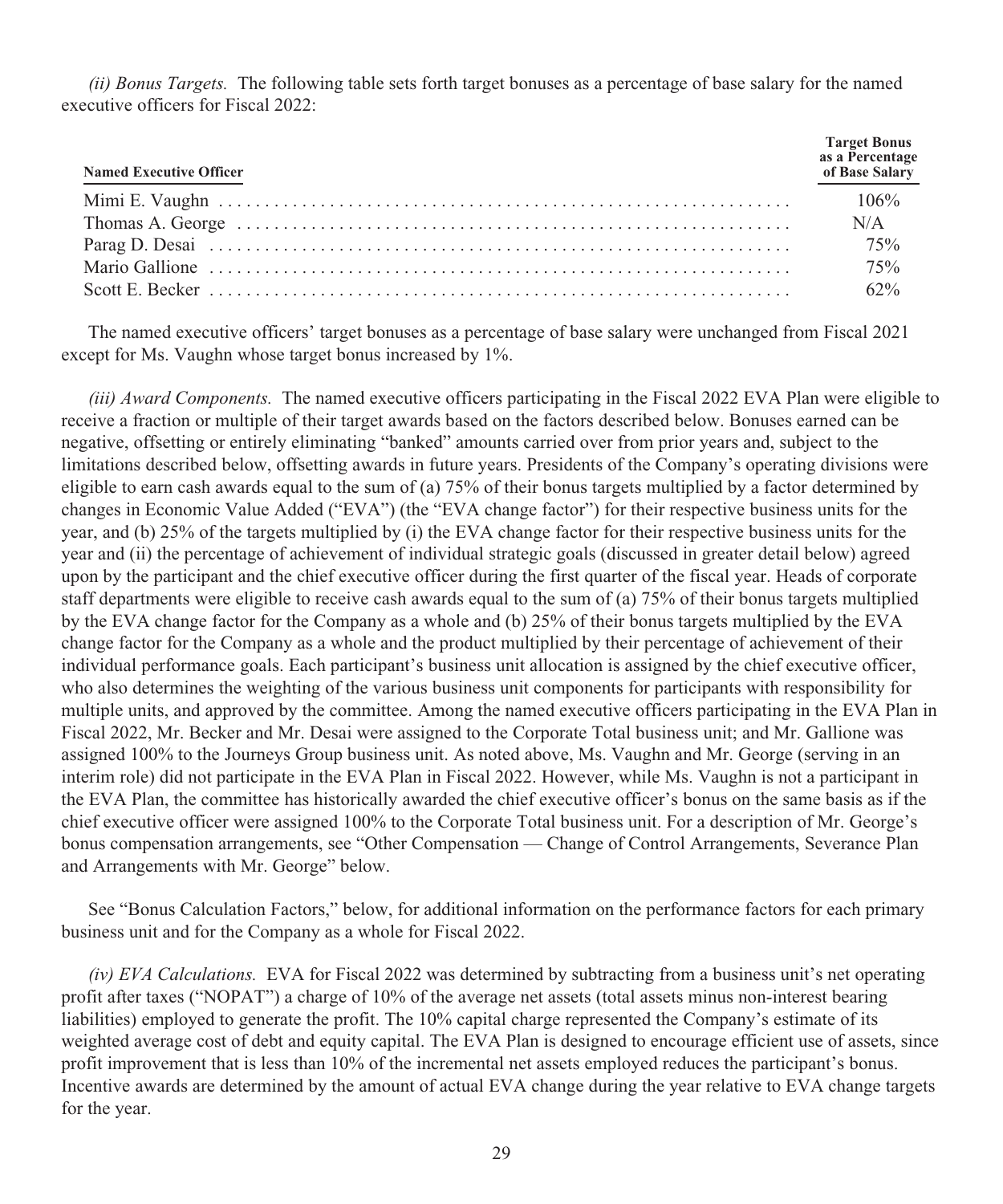*(ii) Bonus Targets.* The following table sets forth target bonuses as a percentage of base salary for the named executive officers for Fiscal 2022:

| Named Executive Officer | Target Bonus as a Percentage of Base Salary |
|---|---|
| Mimi E. Vaughn | 106% |
| Thomas A. George | N/A |
| Parag D. Desai | 75% |
| Mario Gallione | 75% |
| Scott E. Becker | 62% |

The named executive officers' target bonuses as a percentage of base salary were unchanged from Fiscal 2021 except for Ms. Vaughn whose target bonus increased by 1%.

*(iii) Award Components.* The named executive officers participating in the Fiscal 2022 EVA Plan were eligible to receive a fraction or multiple of their target awards based on the factors described below. Bonuses earned can be negative, offsetting or entirely eliminating "banked" amounts carried over from prior years and, subject to the limitations described below, offsetting awards in future years. Presidents of the Company's operating divisions were eligible to earn cash awards equal to the sum of (a) 75% of their bonus targets multiplied by a factor determined by changes in Economic Value Added ("EVA") (the "EVA change factor") for their respective business units for the year, and (b) 25% of the targets multiplied by (i) the EVA change factor for their respective business units for the year and (ii) the percentage of achievement of individual strategic goals (discussed in greater detail below) agreed upon by the participant and the chief executive officer during the first quarter of the fiscal year. Heads of corporate staff departments were eligible to receive cash awards equal to the sum of (a) 75% of their bonus targets multiplied by the EVA change factor for the Company as a whole and (b) 25% of their bonus targets multiplied by the EVA change factor for the Company as a whole and the product multiplied by their percentage of achievement of their individual performance goals. Each participant's business unit allocation is assigned by the chief executive officer, who also determines the weighting of the various business unit components for participants with responsibility for multiple units, and approved by the committee. Among the named executive officers participating in the EVA Plan in Fiscal 2022, Mr. Becker and Mr. Desai were assigned to the Corporate Total business unit; and Mr. Gallione was assigned 100% to the Journeys Group business unit. As noted above, Ms. Vaughn and Mr. George (serving in an interim role) did not participate in the EVA Plan in Fiscal 2022. However, while Ms. Vaughn is not a participant in the EVA Plan, the committee has historically awarded the chief executive officer's bonus on the same basis as if the chief executive officer were assigned 100% to the Corporate Total business unit. For a description of Mr. George's bonus compensation arrangements, see "Other Compensation — Change of Control Arrangements, Severance Plan and Arrangements with Mr. George" below.

See "Bonus Calculation Factors," below, for additional information on the performance factors for each primary business unit and for the Company as a whole for Fiscal 2022.

*(iv) EVA Calculations.* EVA for Fiscal 2022 was determined by subtracting from a business unit's net operating profit after taxes ("NOPAT") a charge of 10% of the average net assets (total assets minus non-interest bearing liabilities) employed to generate the profit. The 10% capital charge represented the Company's estimate of its weighted average cost of debt and equity capital. The EVA Plan is designed to encourage efficient use of assets, since profit improvement that is less than 10% of the incremental net assets employed reduces the participant's bonus. Incentive awards are determined by the amount of actual EVA change during the year relative to EVA change targets for the year.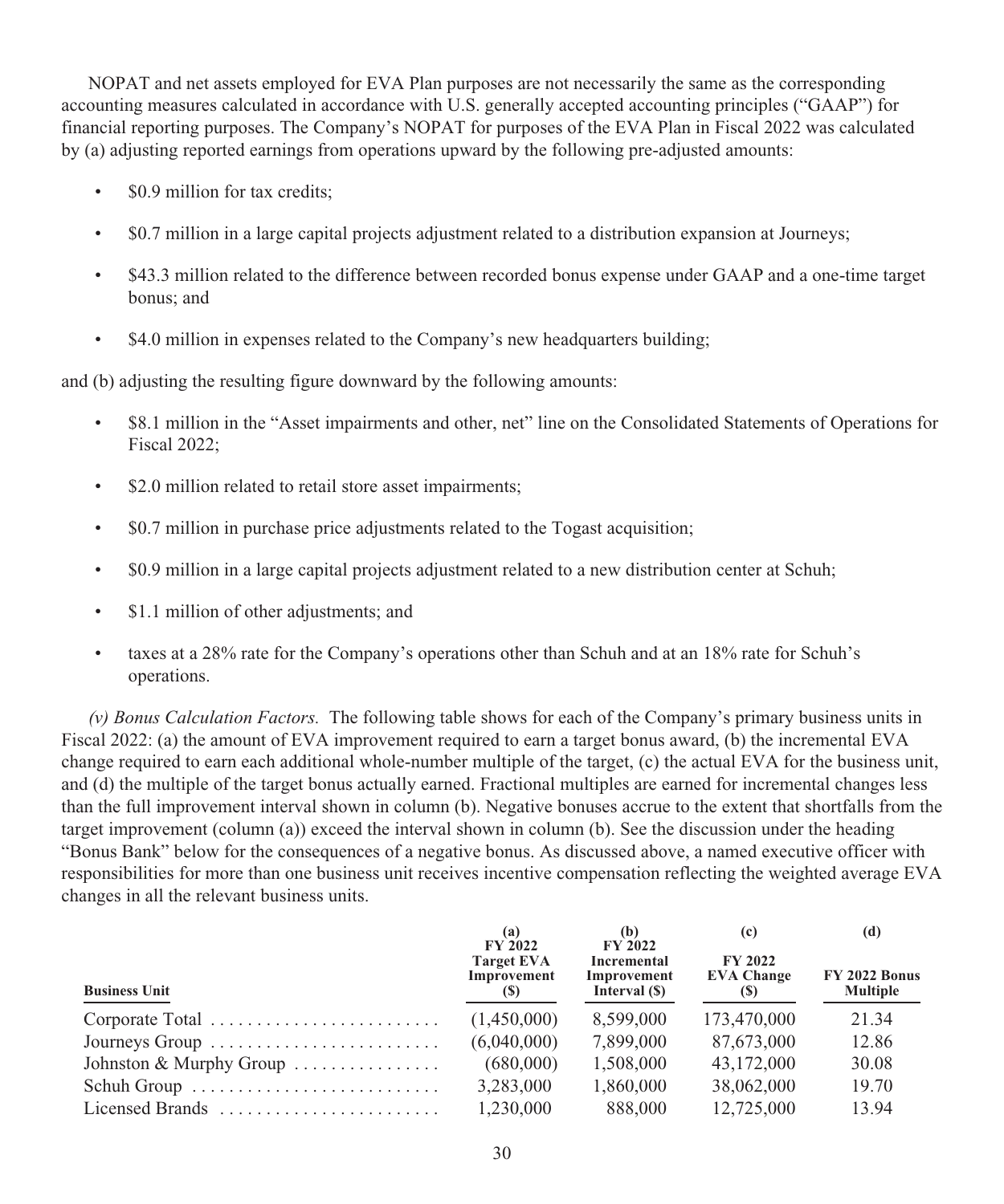NOPAT and net assets employed for EVA Plan purposes are not necessarily the same as the corresponding accounting measures calculated in accordance with U.S. generally accepted accounting principles ("GAAP") for financial reporting purposes. The Company's NOPAT for purposes of the EVA Plan in Fiscal 2022 was calculated by (a) adjusting reported earnings from operations upward by the following pre-adjusted amounts:

- $0.9 million for tax credits;
- $0.7 million in a large capital projects adjustment related to a distribution expansion at Journeys;
- $43.3 million related to the difference between recorded bonus expense under GAAP and a one-time target bonus; and
- $4.0 million in expenses related to the Company's new headquarters building;

and (b) adjusting the resulting figure downward by the following amounts:

- $8.1 million in the "Asset impairments and other, net" line on the Consolidated Statements of Operations for Fiscal 2022;
- $2.0 million related to retail store asset impairments;
- $0.7 million in purchase price adjustments related to the Togast acquisition;
- $0.9 million in a large capital projects adjustment related to a new distribution center at Schuh;
- $1.1 million of other adjustments; and
- taxes at a 28% rate for the Company's operations other than Schuh and at an 18% rate for Schuh's operations.

*(v) Bonus Calculation Factors.* The following table shows for each of the Company's primary business units in Fiscal 2022: (a) the amount of EVA improvement required to earn a target bonus award, (b) the incremental EVA change required to earn each additional whole-number multiple of the target, (c) the actual EVA for the business unit, and (d) the multiple of the target bonus actually earned. Fractional multiples are earned for incremental changes less than the full improvement interval shown in column (b). Negative bonuses accrue to the extent that shortfalls from the target improvement (column (a)) exceed the interval shown in column (b). See the discussion under the heading "Bonus Bank" below for the consequences of a negative bonus. As discussed above, a named executive officer with responsibilities for more than one business unit receives incentive compensation reflecting the weighted average EVA changes in all the relevant business units.

| Business Unit | (a) FY 2022 Target EVA Improvement ($) | (b) FY 2022 Incremental Improvement Interval ($) | (c) FY 2022 EVA Change ($) | (d) FY 2022 Bonus Multiple |
|---|---|---|---|---|
| Corporate Total | (1,450,000) | 8,599,000 | 173,470,000 | 21.34 |
| Journeys Group | (6,040,000) | 7,899,000 | 87,673,000 | 12.86 |
| Johnston & Murphy Group | (680,000) | 1,508,000 | 43,172,000 | 30.08 |
| Schuh Group | 3,283,000 | 1,860,000 | 38,062,000 | 19.70 |
| Licensed Brands | 1,230,000 | 888,000 | 12,725,000 | 13.94 |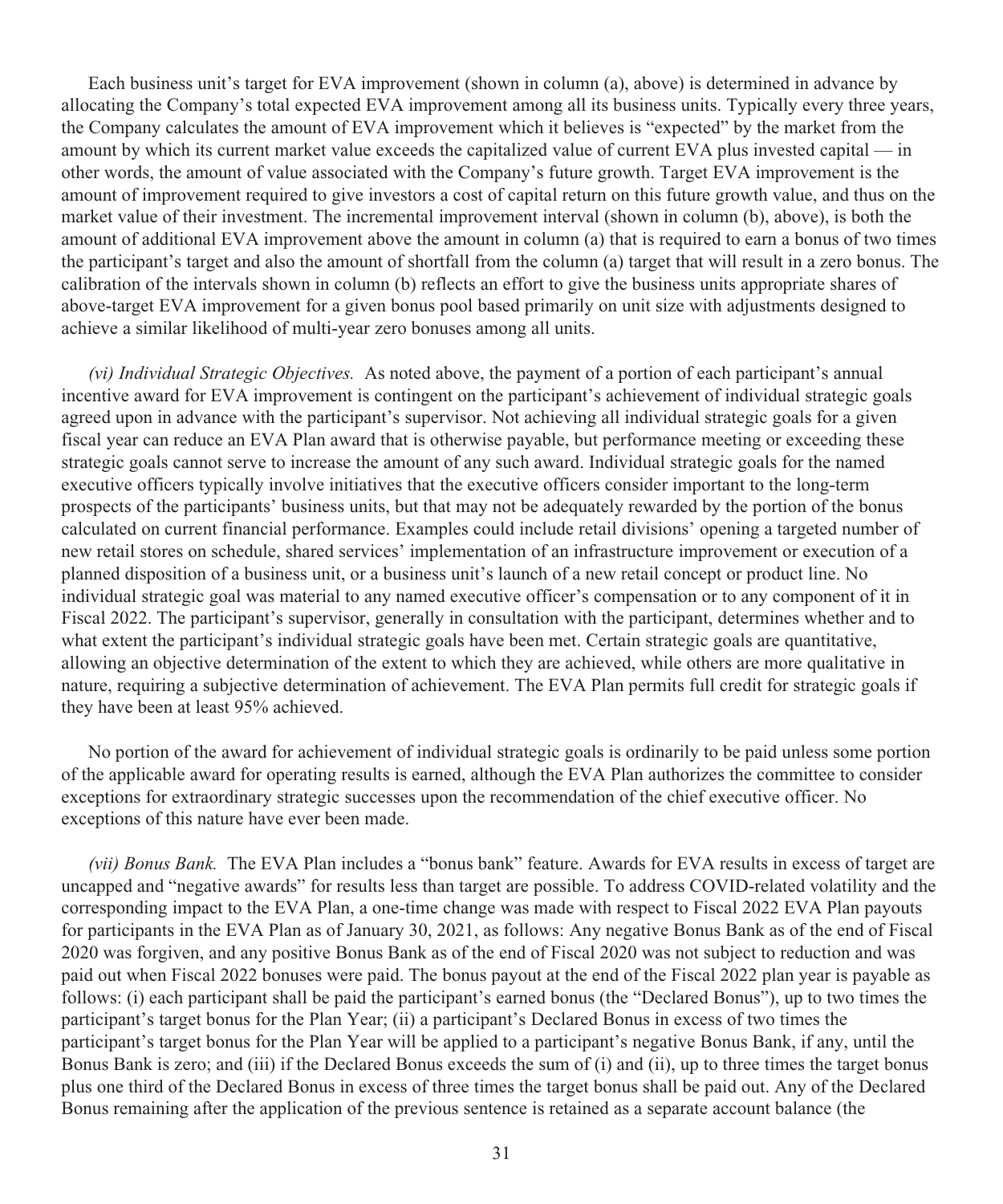Each business unit's target for EVA improvement (shown in column (a), above) is determined in advance by allocating the Company's total expected EVA improvement among all its business units. Typically every three years, the Company calculates the amount of EVA improvement which it believes is "expected" by the market from the amount by which its current market value exceeds the capitalized value of current EVA plus invested capital — in other words, the amount of value associated with the Company's future growth. Target EVA improvement is the amount of improvement required to give investors a cost of capital return on this future growth value, and thus on the market value of their investment. The incremental improvement interval (shown in column (b), above), is both the amount of additional EVA improvement above the amount in column (a) that is required to earn a bonus of two times the participant's target and also the amount of shortfall from the column (a) target that will result in a zero bonus. The calibration of the intervals shown in column (b) reflects an effort to give the business units appropriate shares of above-target EVA improvement for a given bonus pool based primarily on unit size with adjustments designed to achieve a similar likelihood of multi-year zero bonuses among all units.

*(vi) Individual Strategic Objectives.* As noted above, the payment of a portion of each participant's annual incentive award for EVA improvement is contingent on the participant's achievement of individual strategic goals agreed upon in advance with the participant's supervisor. Not achieving all individual strategic goals for a given fiscal year can reduce an EVA Plan award that is otherwise payable, but performance meeting or exceeding these strategic goals cannot serve to increase the amount of any such award. Individual strategic goals for the named executive officers typically involve initiatives that the executive officers consider important to the long-term prospects of the participants' business units, but that may not be adequately rewarded by the portion of the bonus calculated on current financial performance. Examples could include retail divisions' opening a targeted number of new retail stores on schedule, shared services' implementation of an infrastructure improvement or execution of a planned disposition of a business unit, or a business unit's launch of a new retail concept or product line. No individual strategic goal was material to any named executive officer's compensation or to any component of it in Fiscal 2022. The participant's supervisor, generally in consultation with the participant, determines whether and to what extent the participant's individual strategic goals have been met. Certain strategic goals are quantitative, allowing an objective determination of the extent to which they are achieved, while others are more qualitative in nature, requiring a subjective determination of achievement. The EVA Plan permits full credit for strategic goals if they have been at least 95% achieved.

No portion of the award for achievement of individual strategic goals is ordinarily to be paid unless some portion of the applicable award for operating results is earned, although the EVA Plan authorizes the committee to consider exceptions for extraordinary strategic successes upon the recommendation of the chief executive officer. No exceptions of this nature have ever been made.

*(vii) Bonus Bank.* The EVA Plan includes a "bonus bank" feature. Awards for EVA results in excess of target are uncapped and "negative awards" for results less than target are possible. To address COVID-related volatility and the corresponding impact to the EVA Plan, a one-time change was made with respect to Fiscal 2022 EVA Plan payouts for participants in the EVA Plan as of January 30, 2021, as follows: Any negative Bonus Bank as of the end of Fiscal 2020 was forgiven, and any positive Bonus Bank as of the end of Fiscal 2020 was not subject to reduction and was paid out when Fiscal 2022 bonuses were paid. The bonus payout at the end of the Fiscal 2022 plan year is payable as follows: (i) each participant shall be paid the participant's earned bonus (the "Declared Bonus"), up to two times the participant's target bonus for the Plan Year; (ii) a participant's Declared Bonus in excess of two times the participant's target bonus for the Plan Year will be applied to a participant's negative Bonus Bank, if any, until the Bonus Bank is zero; and (iii) if the Declared Bonus exceeds the sum of (i) and (ii), up to three times the target bonus plus one third of the Declared Bonus in excess of three times the target bonus shall be paid out. Any of the Declared Bonus remaining after the application of the previous sentence is retained as a separate account balance (the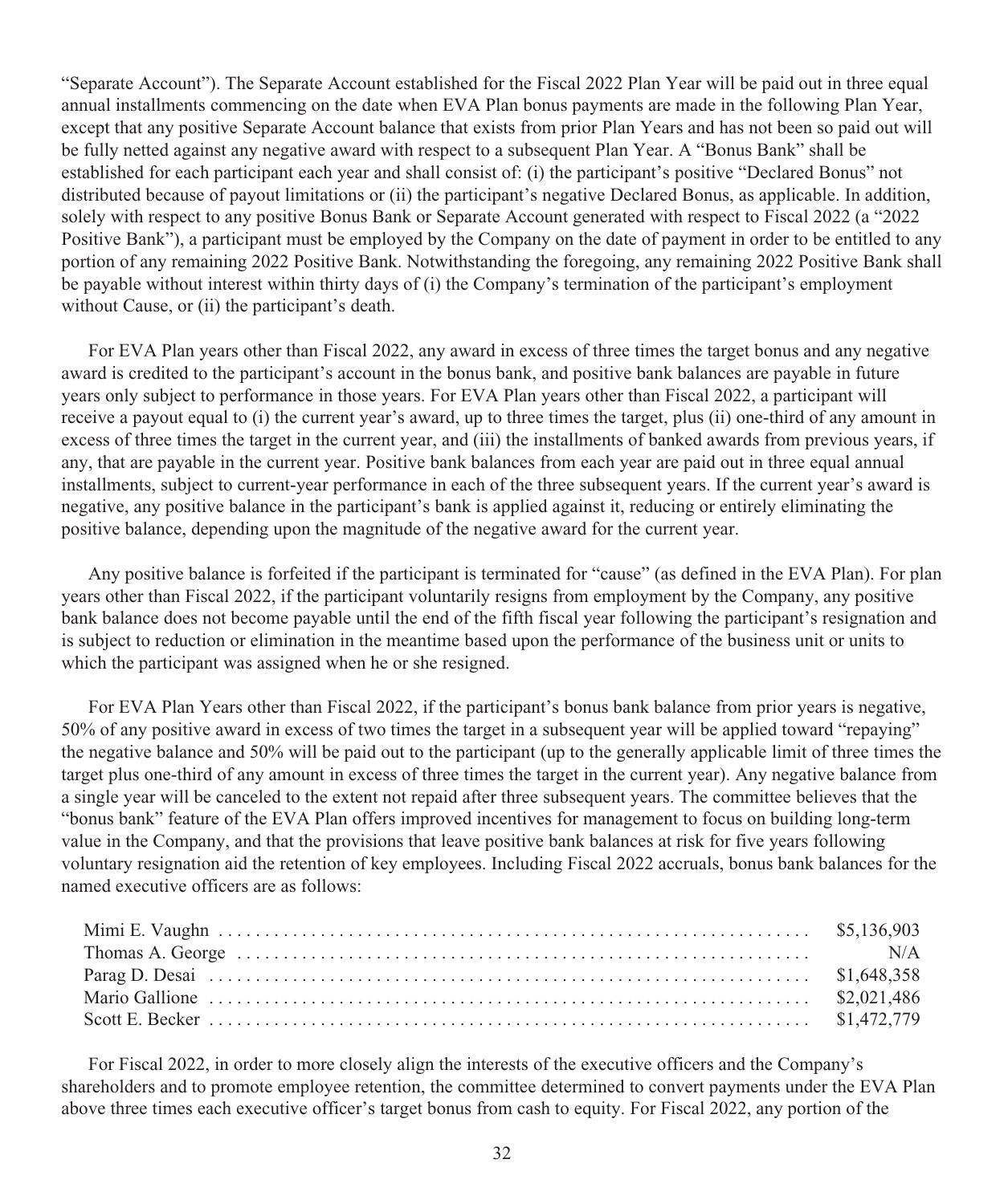"Separate Account"). The Separate Account established for the Fiscal 2022 Plan Year will be paid out in three equal annual installments commencing on the date when EVA Plan bonus payments are made in the following Plan Year, except that any positive Separate Account balance that exists from prior Plan Years and has not been so paid out will be fully netted against any negative award with respect to a subsequent Plan Year. A "Bonus Bank" shall be established for each participant each year and shall consist of: (i) the participant's positive "Declared Bonus" not distributed because of payout limitations or (ii) the participant's negative Declared Bonus, as applicable. In addition, solely with respect to any positive Bonus Bank or Separate Account generated with respect to Fiscal 2022 (a "2022 Positive Bank"), a participant must be employed by the Company on the date of payment in order to be entitled to any portion of any remaining 2022 Positive Bank. Notwithstanding the foregoing, any remaining 2022 Positive Bank shall be payable without interest within thirty days of (i) the Company's termination of the participant's employment without Cause, or (ii) the participant's death.

For EVA Plan years other than Fiscal 2022, any award in excess of three times the target bonus and any negative award is credited to the participant's account in the bonus bank, and positive bank balances are payable in future years only subject to performance in those years. For EVA Plan years other than Fiscal 2022, a participant will receive a payout equal to (i) the current year's award, up to three times the target, plus (ii) one-third of any amount in excess of three times the target in the current year, and (iii) the installments of banked awards from previous years, if any, that are payable in the current year. Positive bank balances from each year are paid out in three equal annual installments, subject to current-year performance in each of the three subsequent years. If the current year's award is negative, any positive balance in the participant's bank is applied against it, reducing or entirely eliminating the positive balance, depending upon the magnitude of the negative award for the current year.

Any positive balance is forfeited if the participant is terminated for "cause" (as defined in the EVA Plan). For plan years other than Fiscal 2022, if the participant voluntarily resigns from employment by the Company, any positive bank balance does not become payable until the end of the fifth fiscal year following the participant's resignation and is subject to reduction or elimination in the meantime based upon the performance of the business unit or units to which the participant was assigned when he or she resigned.

For EVA Plan Years other than Fiscal 2022, if the participant's bonus bank balance from prior years is negative, 50% of any positive award in excess of two times the target in a subsequent year will be applied toward "repaying" the negative balance and 50% will be paid out to the participant (up to the generally applicable limit of three times the target plus one-third of any amount in excess of three times the target in the current year). Any negative balance from a single year will be canceled to the extent not repaid after three subsequent years. The committee believes that the "bonus bank" feature of the EVA Plan offers improved incentives for management to focus on building long-term value in the Company, and that the provisions that leave positive bank balances at risk for five years following voluntary resignation aid the retention of key employees. Including Fiscal 2022 accruals, bonus bank balances for the named executive officers are as follows:

| | |
|---|---|
| Mimi E. Vaughn | $5,136,903 |
| Thomas A. George | N/A |
| Parag D. Desai | $1,648,358 |
| Mario Gallione | $2,021,486 |
| Scott E. Becker | $1,472,779 |

For Fiscal 2022, in order to more closely align the interests of the executive officers and the Company's shareholders and to promote employee retention, the committee determined to convert payments under the EVA Plan above three times each executive officer's target bonus from cash to equity. For Fiscal 2022, any portion of the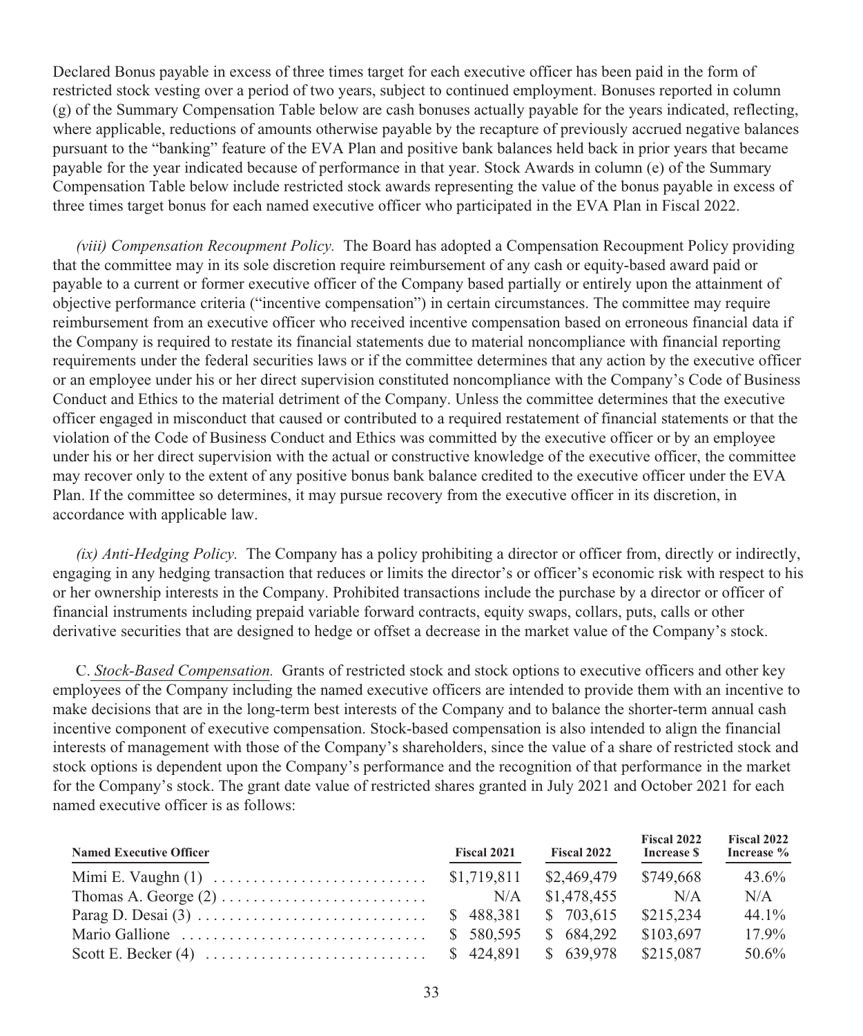Declared Bonus payable in excess of three times target for each executive officer has been paid in the form of restricted stock vesting over a period of two years, subject to continued employment. Bonuses reported in column (g) of the Summary Compensation Table below are cash bonuses actually payable for the years indicated, reflecting, where applicable, reductions of amounts otherwise payable by the recapture of previously accrued negative balances pursuant to the "banking" feature of the EVA Plan and positive bank balances held back in prior years that became payable for the year indicated because of performance in that year. Stock Awards in column (e) of the Summary Compensation Table below include restricted stock awards representing the value of the bonus payable in excess of three times target bonus for each named executive officer who participated in the EVA Plan in Fiscal 2022.

*(viii) Compensation Recoupment Policy.* The Board has adopted a Compensation Recoupment Policy providing that the committee may in its sole discretion require reimbursement of any cash or equity-based award paid or payable to a current or former executive officer of the Company based partially or entirely upon the attainment of objective performance criteria ("incentive compensation") in certain circumstances. The committee may require reimbursement from an executive officer who received incentive compensation based on erroneous financial data if the Company is required to restate its financial statements due to material noncompliance with financial reporting requirements under the federal securities laws or if the committee determines that any action by the executive officer or an employee under his or her direct supervision constituted noncompliance with the Company's Code of Business Conduct and Ethics to the material detriment of the Company. Unless the committee determines that the executive officer engaged in misconduct that caused or contributed to a required restatement of financial statements or that the violation of the Code of Business Conduct and Ethics was committed by the executive officer or by an employee under his or her direct supervision with the actual or constructive knowledge of the executive officer, the committee may recover only to the extent of any positive bonus bank balance credited to the executive officer under the EVA Plan. If the committee so determines, it may pursue recovery from the executive officer in its discretion, in accordance with applicable law.

*(ix) Anti-Hedging Policy.* The Company has a policy prohibiting a director or officer from, directly or indirectly, engaging in any hedging transaction that reduces or limits the director's or officer's economic risk with respect to his or her ownership interests in the Company. Prohibited transactions include the purchase by a director or officer of financial instruments including prepaid variable forward contracts, equity swaps, collars, puts, calls or other derivative securities that are designed to hedge or offset a decrease in the market value of the Company's stock.

C. Stock-Based Compensation. Grants of restricted stock and stock options to executive officers and other key employees of the Company including the named executive officers are intended to provide them with an incentive to make decisions that are in the long-term best interests of the Company and to balance the shorter-term annual cash incentive component of executive compensation. Stock-based compensation is also intended to align the financial interests of management with those of the Company's shareholders, since the value of a share of restricted stock and stock options is dependent upon the Company's performance and the recognition of that performance in the market for the Company's stock. The grant date value of restricted shares granted in July 2021 and October 2021 for each named executive officer is as follows:

| Named Executive Officer | Fiscal 2021 | Fiscal 2022 | Fiscal 2022 Increase $ | Fiscal 2022 Increase % |
|---|---|---|---|---|
| Mimi E. Vaughn (1) | $1,719,811 | $2,469,479 | $749,668 | 43.6% |
| Thomas A. George (2) | N/A | $1,478,455 | N/A | N/A |
| Parag D. Desai (3) | $ 488,381 | $ 703,615 | $215,234 | 44.1% |
| Mario Gallione | $ 580,595 | $ 684,292 | $103,697 | 17.9% |
| Scott E. Becker (4) | $ 424,891 | $ 639,978 | $215,087 | 50.6% |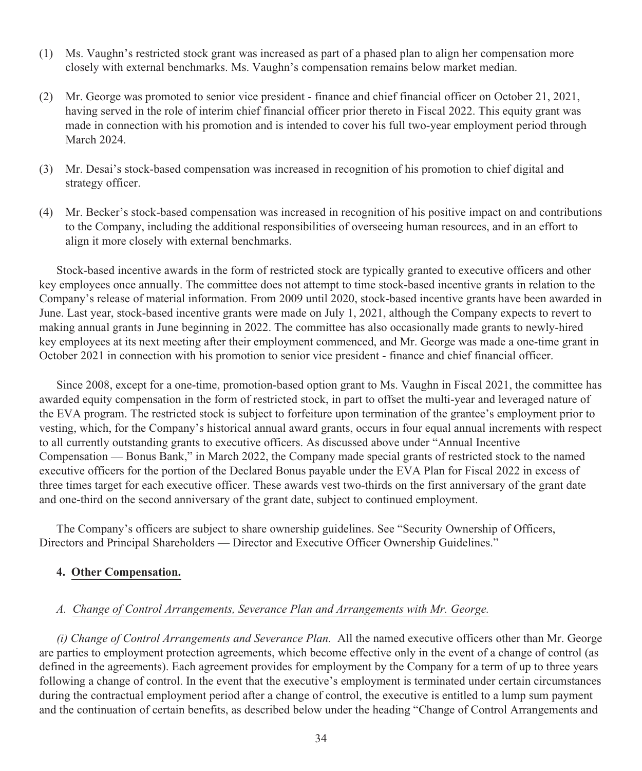(1) Ms. Vaughn's restricted stock grant was increased as part of a phased plan to align her compensation more closely with external benchmarks. Ms. Vaughn's compensation remains below market median.

(2) Mr. George was promoted to senior vice president - finance and chief financial officer on October 21, 2021, having served in the role of interim chief financial officer prior thereto in Fiscal 2022. This equity grant was made in connection with his promotion and is intended to cover his full two-year employment period through March 2024.

(3) Mr. Desai's stock-based compensation was increased in recognition of his promotion to chief digital and strategy officer.

(4) Mr. Becker's stock-based compensation was increased in recognition of his positive impact on and contributions to the Company, including the additional responsibilities of overseeing human resources, and in an effort to align it more closely with external benchmarks.

Stock-based incentive awards in the form of restricted stock are typically granted to executive officers and other key employees once annually. The committee does not attempt to time stock-based incentive grants in relation to the Company's release of material information. From 2009 until 2020, stock-based incentive grants have been awarded in June. Last year, stock-based incentive grants were made on July 1, 2021, although the Company expects to revert to making annual grants in June beginning in 2022. The committee has also occasionally made grants to newly-hired key employees at its next meeting after their employment commenced, and Mr. George was made a one-time grant in October 2021 in connection with his promotion to senior vice president - finance and chief financial officer.

Since 2008, except for a one-time, promotion-based option grant to Ms. Vaughn in Fiscal 2021, the committee has awarded equity compensation in the form of restricted stock, in part to offset the multi-year and leveraged nature of the EVA program. The restricted stock is subject to forfeiture upon termination of the grantee's employment prior to vesting, which, for the Company's historical annual award grants, occurs in four equal annual increments with respect to all currently outstanding grants to executive officers. As discussed above under "Annual Incentive Compensation — Bonus Bank," in March 2022, the Company made special grants of restricted stock to the named executive officers for the portion of the Declared Bonus payable under the EVA Plan for Fiscal 2022 in excess of three times target for each executive officer. These awards vest two-thirds on the first anniversary of the grant date and one-third on the second anniversary of the grant date, subject to continued employment.

The Company's officers are subject to share ownership guidelines. See "Security Ownership of Officers, Directors and Principal Shareholders — Director and Executive Officer Ownership Guidelines."

#### 4. Other Compensation.

*A. Change of Control Arrangements, Severance Plan and Arrangements with Mr. George.*

*(i) Change of Control Arrangements and Severance Plan.* All the named executive officers other than Mr. George are parties to employment protection agreements, which become effective only in the event of a change of control (as defined in the agreements). Each agreement provides for employment by the Company for a term of up to three years following a change of control. In the event that the executive's employment is terminated under certain circumstances during the contractual employment period after a change of control, the executive is entitled to a lump sum payment and the continuation of certain benefits, as described below under the heading "Change of Control Arrangements and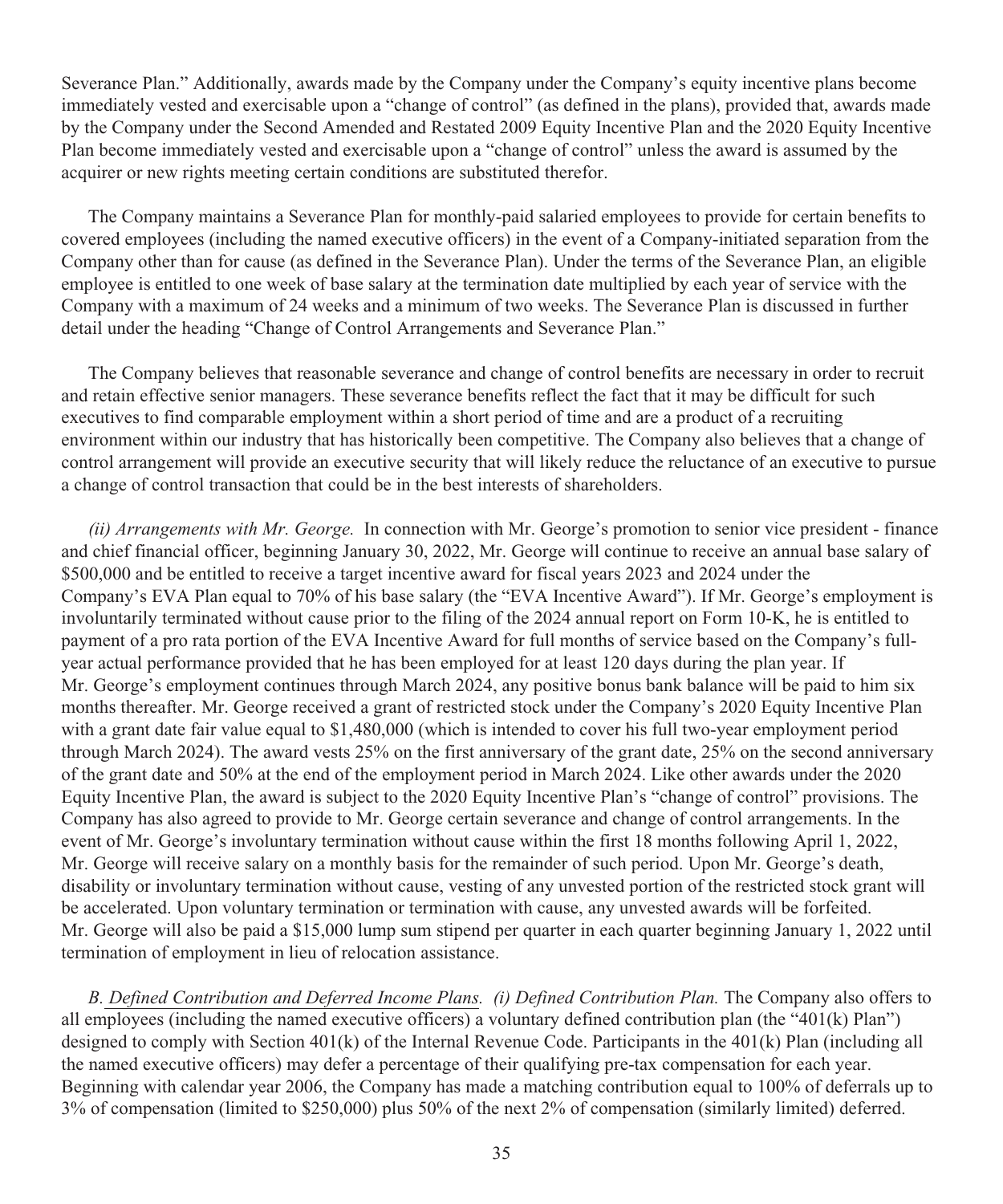Severance Plan.” Additionally, awards made by the Company under the Company’s equity incentive plans become immediately vested and exercisable upon a “change of control” (as defined in the plans), provided that, awards made by the Company under the Second Amended and Restated 2009 Equity Incentive Plan and the 2020 Equity Incentive Plan become immediately vested and exercisable upon a “change of control” unless the award is assumed by the acquirer or new rights meeting certain conditions are substituted therefor.

The Company maintains a Severance Plan for monthly-paid salaried employees to provide for certain benefits to covered employees (including the named executive officers) in the event of a Company-initiated separation from the Company other than for cause (as defined in the Severance Plan). Under the terms of the Severance Plan, an eligible employee is entitled to one week of base salary at the termination date multiplied by each year of service with the Company with a maximum of 24 weeks and a minimum of two weeks. The Severance Plan is discussed in further detail under the heading “Change of Control Arrangements and Severance Plan.”

The Company believes that reasonable severance and change of control benefits are necessary in order to recruit and retain effective senior managers. These severance benefits reflect the fact that it may be difficult for such executives to find comparable employment within a short period of time and are a product of a recruiting environment within our industry that has historically been competitive. The Company also believes that a change of control arrangement will provide an executive security that will likely reduce the reluctance of an executive to pursue a change of control transaction that could be in the best interests of shareholders.

*(ii) Arrangements with Mr. George.* In connection with Mr. George’s promotion to senior vice president - finance and chief financial officer, beginning January 30, 2022, Mr. George will continue to receive an annual base salary of $500,000 and be entitled to receive a target incentive award for fiscal years 2023 and 2024 under the Company’s EVA Plan equal to 70% of his base salary (the “EVA Incentive Award”). If Mr. George’s employment is involuntarily terminated without cause prior to the filing of the 2024 annual report on Form 10-K, he is entitled to payment of a pro rata portion of the EVA Incentive Award for full months of service based on the Company’s full-year actual performance provided that he has been employed for at least 120 days during the plan year. If Mr. George’s employment continues through March 2024, any positive bonus bank balance will be paid to him six months thereafter. Mr. George received a grant of restricted stock under the Company’s 2020 Equity Incentive Plan with a grant date fair value equal to $1,480,000 (which is intended to cover his full two-year employment period through March 2024). The award vests 25% on the first anniversary of the grant date, 25% on the second anniversary of the grant date and 50% at the end of the employment period in March 2024. Like other awards under the 2020 Equity Incentive Plan, the award is subject to the 2020 Equity Incentive Plan’s “change of control” provisions. The Company has also agreed to provide to Mr. George certain severance and change of control arrangements. In the event of Mr. George’s involuntary termination without cause within the first 18 months following April 1, 2022, Mr. George will receive salary on a monthly basis for the remainder of such period. Upon Mr. George’s death, disability or involuntary termination without cause, vesting of any unvested portion of the restricted stock grant will be accelerated. Upon voluntary termination or termination with cause, any unvested awards will be forfeited. Mr. George will also be paid a $15,000 lump sum stipend per quarter in each quarter beginning January 1, 2022 until termination of employment in lieu of relocation assistance.

*B. Defined Contribution and Deferred Income Plans. (i) Defined Contribution Plan.* The Company also offers to all employees (including the named executive officers) a voluntary defined contribution plan (the “401(k) Plan”) designed to comply with Section 401(k) of the Internal Revenue Code. Participants in the 401(k) Plan (including all the named executive officers) may defer a percentage of their qualifying pre-tax compensation for each year. Beginning with calendar year 2006, the Company has made a matching contribution equal to 100% of deferrals up to 3% of compensation (limited to $250,000) plus 50% of the next 2% of compensation (similarly limited) deferred.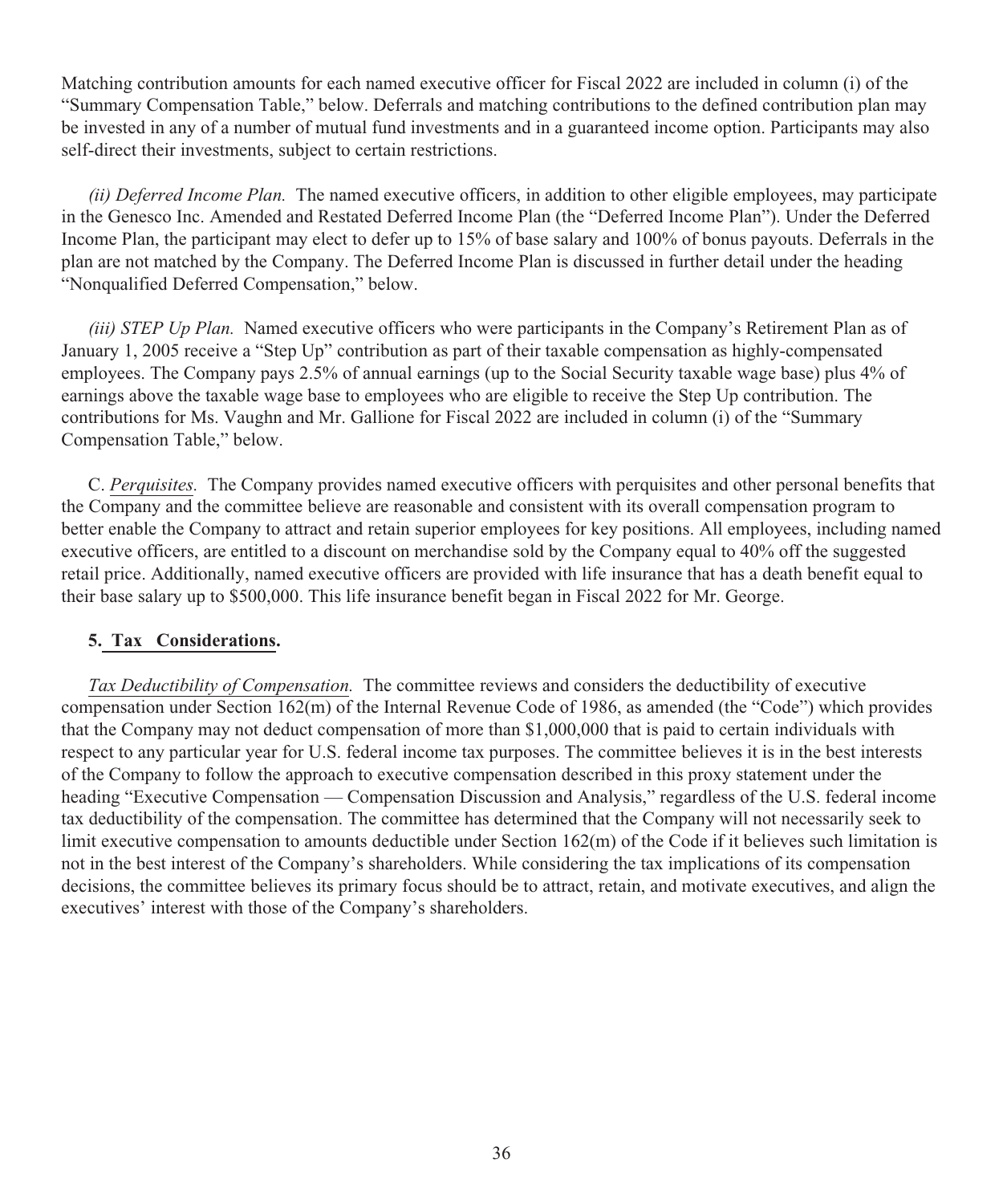Matching contribution amounts for each named executive officer for Fiscal 2022 are included in column (i) of the "Summary Compensation Table," below. Deferrals and matching contributions to the defined contribution plan may be invested in any of a number of mutual fund investments and in a guaranteed income option. Participants may also self-direct their investments, subject to certain restrictions.

*(ii) Deferred Income Plan.* The named executive officers, in addition to other eligible employees, may participate in the Genesco Inc. Amended and Restated Deferred Income Plan (the "Deferred Income Plan"). Under the Deferred Income Plan, the participant may elect to defer up to 15% of base salary and 100% of bonus payouts. Deferrals in the plan are not matched by the Company. The Deferred Income Plan is discussed in further detail under the heading "Nonqualified Deferred Compensation," below.

*(iii) STEP Up Plan.* Named executive officers who were participants in the Company's Retirement Plan as of January 1, 2005 receive a "Step Up" contribution as part of their taxable compensation as highly-compensated employees. The Company pays 2.5% of annual earnings (up to the Social Security taxable wage base) plus 4% of earnings above the taxable wage base to employees who are eligible to receive the Step Up contribution. The contributions for Ms. Vaughn and Mr. Gallione for Fiscal 2022 are included in column (i) of the "Summary Compensation Table," below.

C. *Perquisites.* The Company provides named executive officers with perquisites and other personal benefits that the Company and the committee believe are reasonable and consistent with its overall compensation program to better enable the Company to attract and retain superior employees for key positions. All employees, including named executive officers, are entitled to a discount on merchandise sold by the Company equal to 40% off the suggested retail price. Additionally, named executive officers are provided with life insurance that has a death benefit equal to their base salary up to $500,000. This life insurance benefit began in Fiscal 2022 for Mr. George.

**5. Tax Considerations.**

*Tax Deductibility of Compensation.* The committee reviews and considers the deductibility of executive compensation under Section 162(m) of the Internal Revenue Code of 1986, as amended (the "Code") which provides that the Company may not deduct compensation of more than $1,000,000 that is paid to certain individuals with respect to any particular year for U.S. federal income tax purposes. The committee believes it is in the best interests of the Company to follow the approach to executive compensation described in this proxy statement under the heading "Executive Compensation — Compensation Discussion and Analysis," regardless of the U.S. federal income tax deductibility of the compensation. The committee has determined that the Company will not necessarily seek to limit executive compensation to amounts deductible under Section 162(m) of the Code if it believes such limitation is not in the best interest of the Company's shareholders. While considering the tax implications of its compensation decisions, the committee believes its primary focus should be to attract, retain, and motivate executives, and align the executives' interest with those of the Company's shareholders.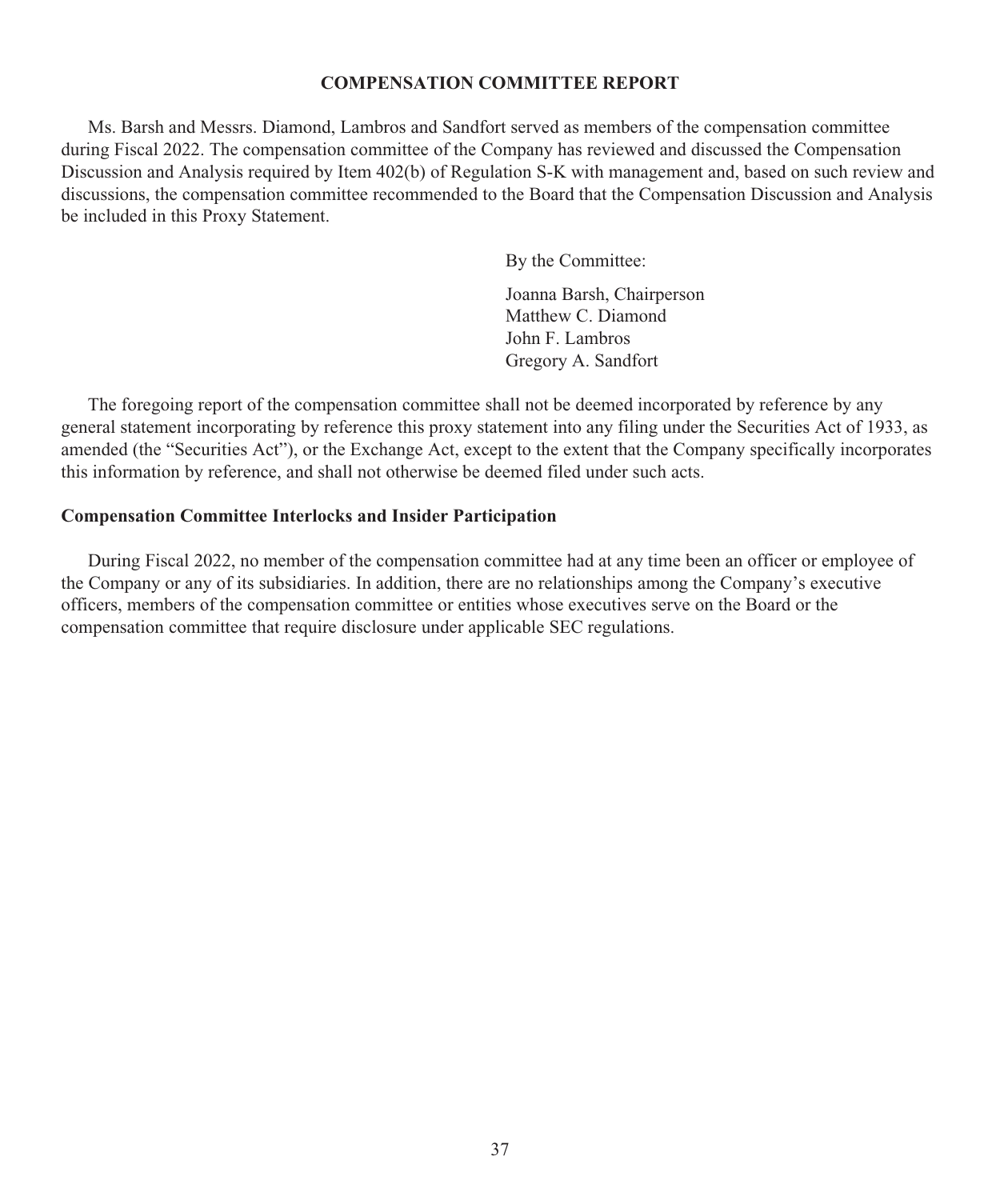# COMPENSATION COMMITTEE REPORT

Ms. Barsh and Messrs. Diamond, Lambros and Sandfort served as members of the compensation committee during Fiscal 2022. The compensation committee of the Company has reviewed and discussed the Compensation Discussion and Analysis required by Item 402(b) of Regulation S-K with management and, based on such review and discussions, the compensation committee recommended to the Board that the Compensation Discussion and Analysis be included in this Proxy Statement.

By the Committee:

Joanna Barsh, Chairperson
Matthew C. Diamond
John F. Lambros
Gregory A. Sandfort

The foregoing report of the compensation committee shall not be deemed incorporated by reference by any general statement incorporating by reference this proxy statement into any filing under the Securities Act of 1933, as amended (the "Securities Act"), or the Exchange Act, except to the extent that the Company specifically incorporates this information by reference, and shall not otherwise be deemed filed under such acts.

**Compensation Committee Interlocks and Insider Participation**

During Fiscal 2022, no member of the compensation committee had at any time been an officer or employee of the Company or any of its subsidiaries. In addition, there are no relationships among the Company's executive officers, members of the compensation committee or entities whose executives serve on the Board or the compensation committee that require disclosure under applicable SEC regulations.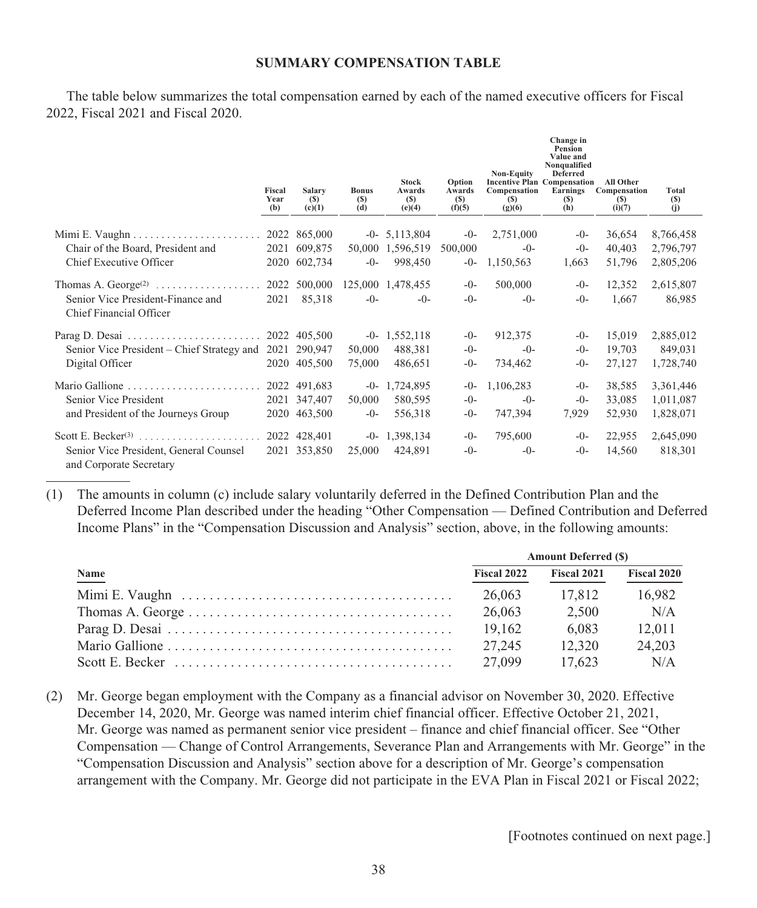## SUMMARY COMPENSATION TABLE

The table below summarizes the total compensation earned by each of the named executive officers for Fiscal 2022, Fiscal 2021 and Fiscal 2020.

| | Fiscal Year (b) | Salary ($) (c)(1) | Bonus ($) (d) | Stock Awards ($) (e)(4) | Option Awards ($) (f)(5) | Non-Equity Incentive Plan Compensation ($) (g)(6) | Change in Pension Value and Nonqualified Deferred Compensation Earnings ($) (h) | All Other Compensation ($) (i)(7) | Total ($) (j) |
|---|---|---|---|---|---|---|---|---|---|
| Mimi E. Vaughn | 2022 | 865,000 | -0- | 5,113,804 | -0- | 2,751,000 | -0- | 36,654 | 8,766,458 |
| Chair of the Board, President and | 2021 | 609,875 | 50,000 | 1,596,519 | 500,000 | -0- | -0- | 40,403 | 2,796,797 |
| Chief Executive Officer | 2020 | 602,734 | -0- | 998,450 | -0- | 1,150,563 | 1,663 | 51,796 | 2,805,206 |
| Thomas A. George[(2)] | 2022 | 500,000 | 125,000 | 1,478,455 | -0- | 500,000 | -0- | 12,352 | 2,615,807 |
| Senior Vice President-Finance and Chief Financial Officer | 2021 | 85,318 | -0- | -0- | -0- | -0- | -0- | 1,667 | 86,985 |
| Parag D. Desai | 2022 | 405,500 | -0- | 1,552,118 | -0- | 912,375 | -0- | 15,019 | 2,885,012 |
| Senior Vice President – Chief Strategy and | 2021 | 290,947 | 50,000 | 488,381 | -0- | -0- | -0- | 19,703 | 849,031 |
| Digital Officer | 2020 | 405,500 | 75,000 | 486,651 | -0- | 734,462 | -0- | 27,127 | 1,728,740 |
| Mario Gallione | 2022 | 491,683 | -0- | 1,724,895 | -0- | 1,106,283 | -0- | 38,585 | 3,361,446 |
| Senior Vice President | 2021 | 347,407 | 50,000 | 580,595 | -0- | -0- | -0- | 33,085 | 1,011,087 |
| and President of the Journeys Group | 2020 | 463,500 | -0- | 556,318 | -0- | 747,394 | 7,929 | 52,930 | 1,828,071 |
| Scott E. Becker[(3)] | 2022 | 428,401 | -0- | 1,398,134 | -0- | 795,600 | -0- | 22,955 | 2,645,090 |
| Senior Vice President, General Counsel and Corporate Secretary | 2021 | 353,850 | 25,000 | 424,891 | -0- | -0- | -0- | 14,560 | 818,301 |

(1) The amounts in column (c) include salary voluntarily deferred in the Defined Contribution Plan and the Deferred Income Plan described under the heading "Other Compensation — Defined Contribution and Deferred Income Plans" in the "Compensation Discussion and Analysis" section, above, in the following amounts:

| | Amount Deferred ($) | | |
|---|---|---|---|
| Name | Fiscal 2022 | Fiscal 2021 | Fiscal 2020 |
| Mimi E. Vaughn | 26,063 | 17,812 | 16,982 |
| Thomas A. George | 26,063 | 2,500 | N/A |
| Parag D. Desai | 19,162 | 6,083 | 12,011 |
| Mario Gallione | 27,245 | 12,320 | 24,203 |
| Scott E. Becker | 27,099 | 17,623 | N/A |

(2) Mr. George began employment with the Company as a financial advisor on November 30, 2020. Effective December 14, 2020, Mr. George was named interim chief financial officer. Effective October 21, 2021, Mr. George was named as permanent senior vice president – finance and chief financial officer. See "Other Compensation — Change of Control Arrangements, Severance Plan and Arrangements with Mr. George" in the "Compensation Discussion and Analysis" section above for a description of Mr. George's compensation arrangement with the Company. Mr. George did not participate in the EVA Plan in Fiscal 2021 or Fiscal 2022;

[Footnotes continued on next page.]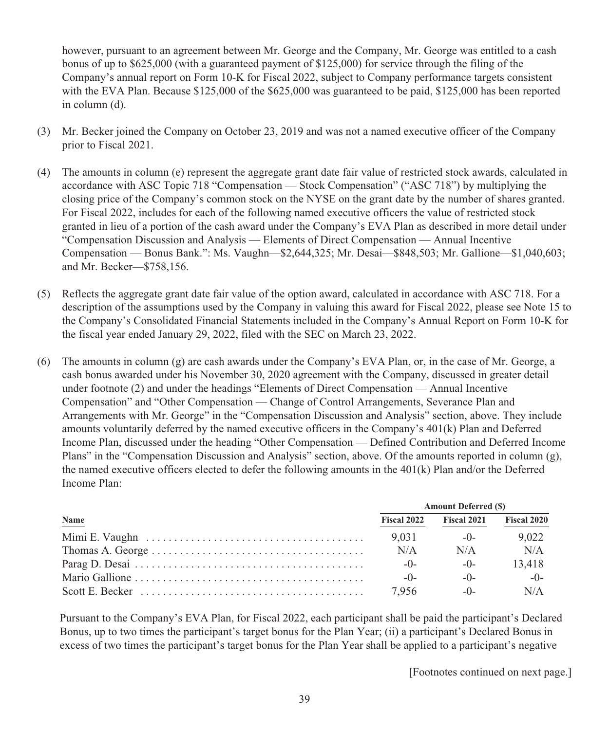however, pursuant to an agreement between Mr. George and the Company, Mr. George was entitled to a cash bonus of up to $625,000 (with a guaranteed payment of $125,000) for service through the filing of the Company's annual report on Form 10-K for Fiscal 2022, subject to Company performance targets consistent with the EVA Plan. Because $125,000 of the $625,000 was guaranteed to be paid, $125,000 has been reported in column (d).

(3) Mr. Becker joined the Company on October 23, 2019 and was not a named executive officer of the Company prior to Fiscal 2021.

(4) The amounts in column (e) represent the aggregate grant date fair value of restricted stock awards, calculated in accordance with ASC Topic 718 "Compensation — Stock Compensation" ("ASC 718") by multiplying the closing price of the Company's common stock on the NYSE on the grant date by the number of shares granted. For Fiscal 2022, includes for each of the following named executive officers the value of restricted stock granted in lieu of a portion of the cash award under the Company's EVA Plan as described in more detail under "Compensation Discussion and Analysis — Elements of Direct Compensation — Annual Incentive Compensation — Bonus Bank.": Ms. Vaughn—$2,644,325; Mr. Desai—$848,503; Mr. Gallione—$1,040,603; and Mr. Becker—$758,156.

(5) Reflects the aggregate grant date fair value of the option award, calculated in accordance with ASC 718. For a description of the assumptions used by the Company in valuing this award for Fiscal 2022, please see Note 15 to the Company's Consolidated Financial Statements included in the Company's Annual Report on Form 10-K for the fiscal year ended January 29, 2022, filed with the SEC on March 23, 2022.

(6) The amounts in column (g) are cash awards under the Company's EVA Plan, or, in the case of Mr. George, a cash bonus awarded under his November 30, 2020 agreement with the Company, discussed in greater detail under footnote (2) and under the headings "Elements of Direct Compensation — Annual Incentive Compensation" and "Other Compensation — Change of Control Arrangements, Severance Plan and Arrangements with Mr. George" in the "Compensation Discussion and Analysis" section, above. They include amounts voluntarily deferred by the named executive officers in the Company's 401(k) Plan and Deferred Income Plan, discussed under the heading "Other Compensation — Defined Contribution and Deferred Income Plans" in the "Compensation Discussion and Analysis" section, above. Of the amounts reported in column (g), the named executive officers elected to defer the following amounts in the 401(k) Plan and/or the Deferred Income Plan:

| | Amount Deferred ($) | | |
|---|---|---|---|
| **Name** | **Fiscal 2022** | **Fiscal 2021** | **Fiscal 2020** |
| Mimi E. Vaughn | 9,031 | -0- | 9,022 |
| Thomas A. George | N/A | N/A | N/A |
| Parag D. Desai | -0- | -0- | 13,418 |
| Mario Gallione | -0- | -0- | -0- |
| Scott E. Becker | 7,956 | -0- | N/A |

Pursuant to the Company's EVA Plan, for Fiscal 2022, each participant shall be paid the participant's Declared Bonus, up to two times the participant's target bonus for the Plan Year; (ii) a participant's Declared Bonus in excess of two times the participant's target bonus for the Plan Year shall be applied to a participant's negative

[Footnotes continued on next page.]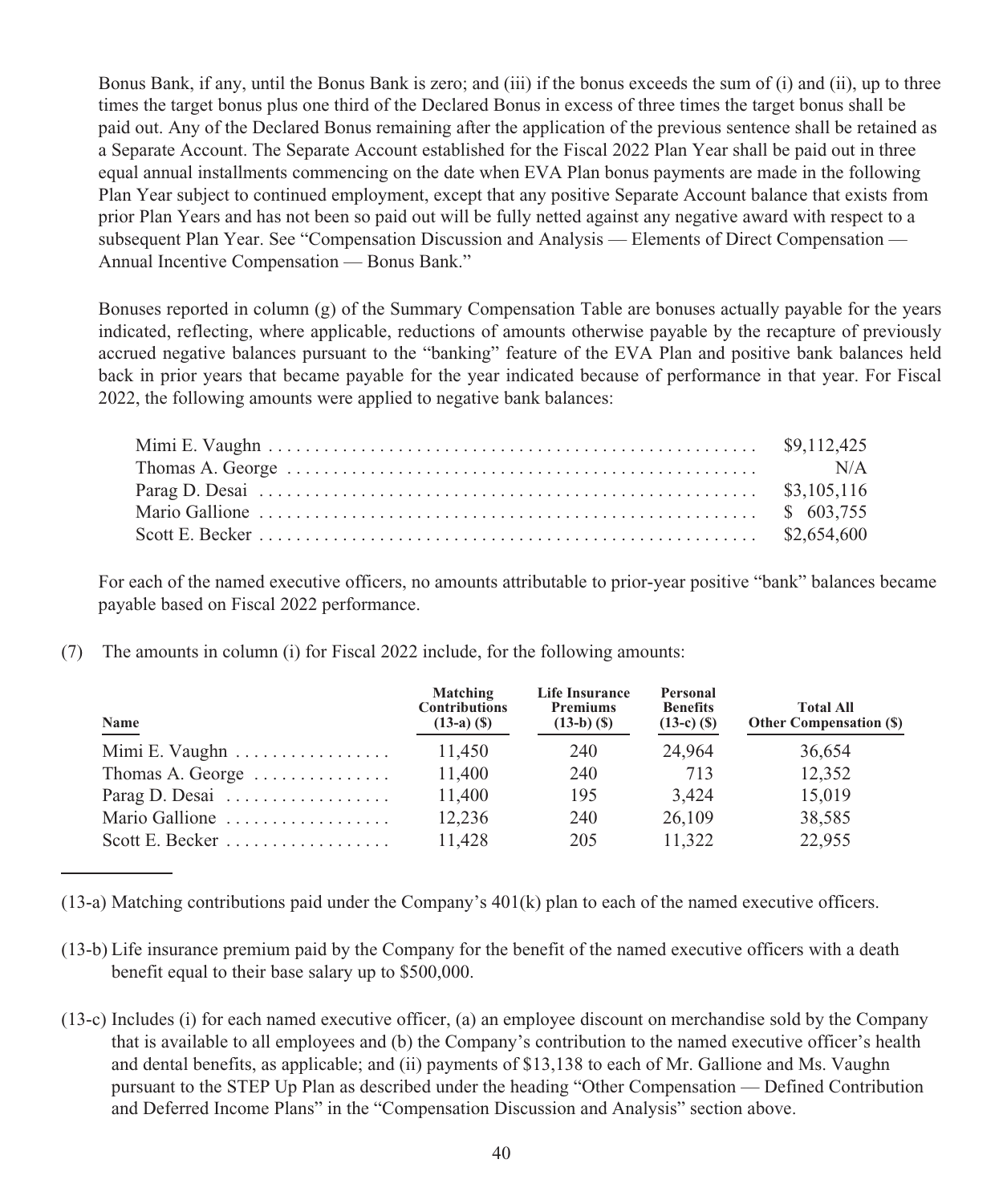Bonus Bank, if any, until the Bonus Bank is zero; and (iii) if the bonus exceeds the sum of (i) and (ii), up to three times the target bonus plus one third of the Declared Bonus in excess of three times the target bonus shall be paid out. Any of the Declared Bonus remaining after the application of the previous sentence shall be retained as a Separate Account. The Separate Account established for the Fiscal 2022 Plan Year shall be paid out in three equal annual installments commencing on the date when EVA Plan bonus payments are made in the following Plan Year subject to continued employment, except that any positive Separate Account balance that exists from prior Plan Years and has not been so paid out will be fully netted against any negative award with respect to a subsequent Plan Year. See "Compensation Discussion and Analysis — Elements of Direct Compensation — Annual Incentive Compensation — Bonus Bank."

Bonuses reported in column (g) of the Summary Compensation Table are bonuses actually payable for the years indicated, reflecting, where applicable, reductions of amounts otherwise payable by the recapture of previously accrued negative balances pursuant to the "banking" feature of the EVA Plan and positive bank balances held back in prior years that became payable for the year indicated because of performance in that year. For Fiscal 2022, the following amounts were applied to negative bank balances:

| | |
|---|---|
| Mimi E. Vaughn | $9,112,425 |
| Thomas A. George | N/A |
| Parag D. Desai | $3,105,116 |
| Mario Gallione | $ 603,755 |
| Scott E. Becker | $2,654,600 |

For each of the named executive officers, no amounts attributable to prior-year positive "bank" balances became payable based on Fiscal 2022 performance.

(7) The amounts in column (i) for Fiscal 2022 include, for the following amounts:

| Name | Matching Contributions (13-a) ($) | Life Insurance Premiums (13-b) ($) | Personal Benefits (13-c) ($) | Total All Other Compensation ($) |
|---|---|---|---|---|
| Mimi E. Vaughn | 11,450 | 240 | 24,964 | 36,654 |
| Thomas A. George | 11,400 | 240 | 713 | 12,352 |
| Parag D. Desai | 11,400 | 195 | 3,424 | 15,019 |
| Mario Gallione | 12,236 | 240 | 26,109 | 38,585 |
| Scott E. Becker | 11,428 | 205 | 11,322 | 22,955 |

(13-a) Matching contributions paid under the Company's 401(k) plan to each of the named executive officers.

(13-b) Life insurance premium paid by the Company for the benefit of the named executive officers with a death benefit equal to their base salary up to $500,000.

(13-c) Includes (i) for each named executive officer, (a) an employee discount on merchandise sold by the Company that is available to all employees and (b) the Company's contribution to the named executive officer's health and dental benefits, as applicable; and (ii) payments of $13,138 to each of Mr. Gallione and Ms. Vaughn pursuant to the STEP Up Plan as described under the heading "Other Compensation — Defined Contribution and Deferred Income Plans" in the "Compensation Discussion and Analysis" section above.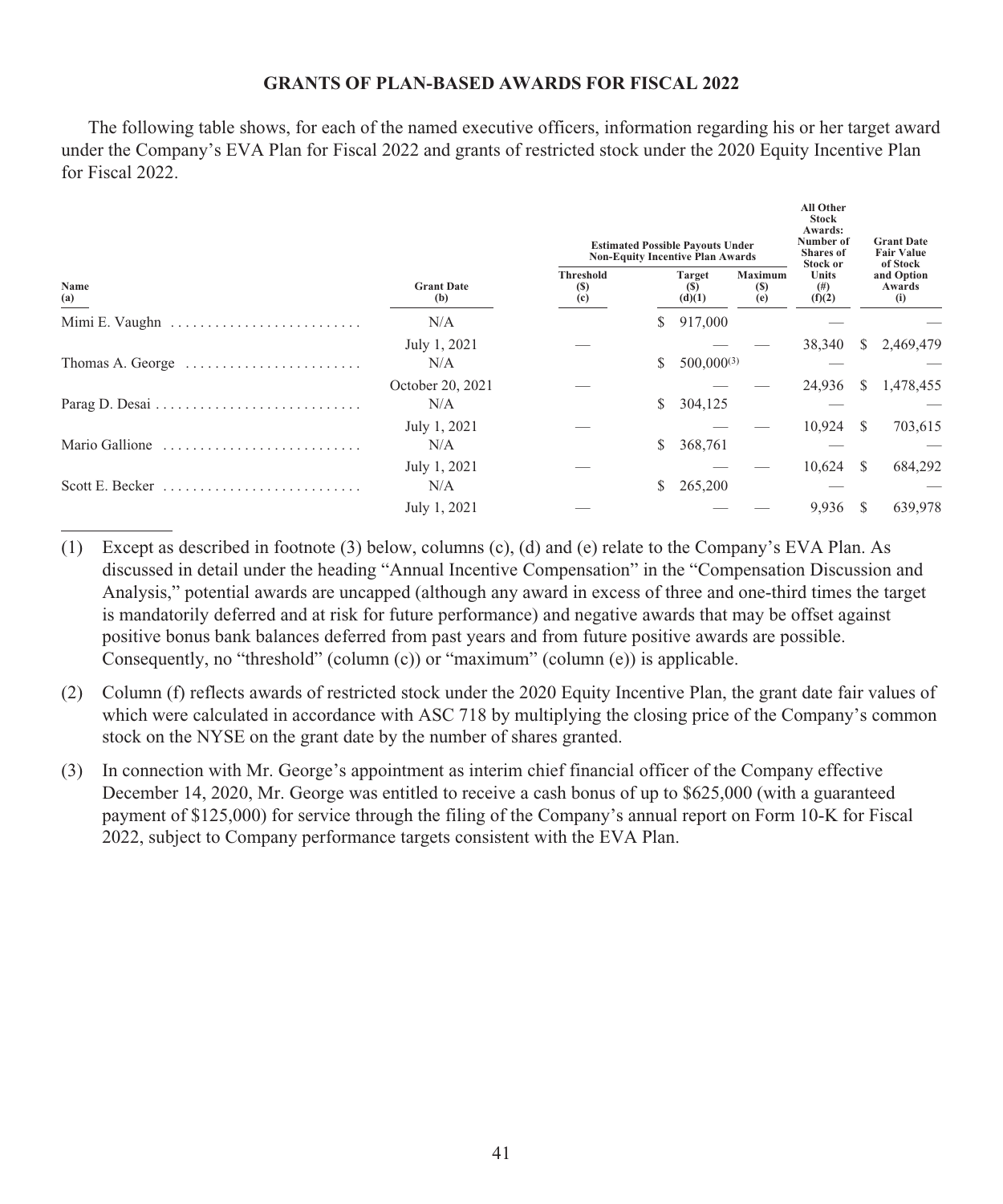## GRANTS OF PLAN-BASED AWARDS FOR FISCAL 2022

The following table shows, for each of the named executive officers, information regarding his or her target award under the Company's EVA Plan for Fiscal 2022 and grants of restricted stock under the 2020 Equity Incentive Plan for Fiscal 2022.

| Name (a) | Grant Date (b) | Estimated Possible Payouts Under Non-Equity Incentive Plan Awards | | | All Other Stock Awards: Number of Shares of Stock or Units (#) (f)(2) | Grant Date Fair Value of Stock and Option Awards (i) |
|---|---|---|---|---|---|---|
| | | Threshold ($) (c) | Target ($) (d)(1) | Maximum ($) (e) | | |
| Mimi E. Vaughn | N/A | | $ 917,000 | | — | — |
| | July 1, 2021 | — | — | — | 38,340 | $ 2,469,479 |
| Thomas A. George | N/A | | $ 500,000[(3)] | | — | — |
| | October 20, 2021 | — | — | — | 24,936 | $ 1,478,455 |
| Parag D. Desai | N/A | | $ 304,125 | | — | — |
| | July 1, 2021 | — | — | — | 10,924 | $ 703,615 |
| Mario Gallione | N/A | | $ 368,761 | | — | — |
| | July 1, 2021 | — | — | — | 10,624 | $ 684,292 |
| Scott E. Becker | N/A | | $ 265,200 | | — | — |
| | July 1, 2021 | — | — | — | 9,936 | $ 639,978 |

(1) Except as described in footnote (3) below, columns (c), (d) and (e) relate to the Company's EVA Plan. As discussed in detail under the heading "Annual Incentive Compensation" in the "Compensation Discussion and Analysis," potential awards are uncapped (although any award in excess of three and one-third times the target is mandatorily deferred and at risk for future performance) and negative awards that may be offset against positive bonus bank balances deferred from past years and from future positive awards are possible. Consequently, no "threshold" (column (c)) or "maximum" (column (e)) is applicable.

(2) Column (f) reflects awards of restricted stock under the 2020 Equity Incentive Plan, the grant date fair values of which were calculated in accordance with ASC 718 by multiplying the closing price of the Company's common stock on the NYSE on the grant date by the number of shares granted.

(3) In connection with Mr. George's appointment as interim chief financial officer of the Company effective December 14, 2020, Mr. George was entitled to receive a cash bonus of up to $625,000 (with a guaranteed payment of $125,000) for service through the filing of the Company's annual report on Form 10-K for Fiscal 2022, subject to Company performance targets consistent with the EVA Plan.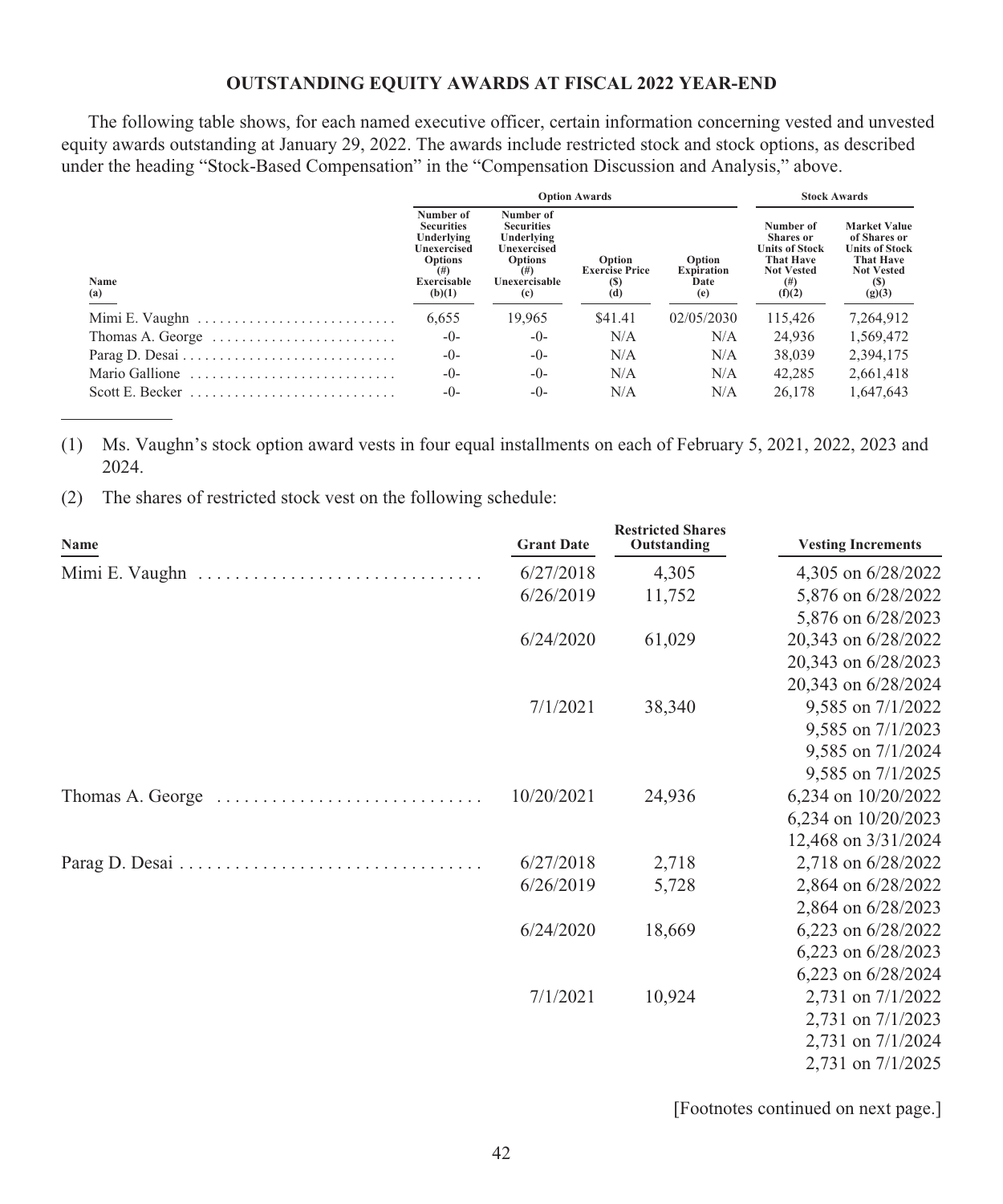## OUTSTANDING EQUITY AWARDS AT FISCAL 2022 YEAR-END

The following table shows, for each named executive officer, certain information concerning vested and unvested equity awards outstanding at January 29, 2022. The awards include restricted stock and stock options, as described under the heading "Stock-Based Compensation" in the "Compensation Discussion and Analysis," above.

| | Option Awards | | | | Stock Awards | |
|---|---|---|---|---|---|---|
| Name (a) | Number of Securities Underlying Unexercised Options (#) Exercisable (b)(1) | Number of Securities Underlying Unexercised Options (#) Unexercisable (c) | Option Exercise Price ($) (d) | Option Expiration Date (e) | Number of Shares or Units of Stock That Have Not Vested (#) (f)(2) | Market Value of Shares or Units of Stock That Have Not Vested ($) (g)(3) |
| Mimi E. Vaughn | 6,655 | 19,965 | $41.41 | 02/05/2030 | 115,426 | 7,264,912 |
| Thomas A. George | -0- | -0- | N/A | N/A | 24,936 | 1,569,472 |
| Parag D. Desai | -0- | -0- | N/A | N/A | 38,039 | 2,394,175 |
| Mario Gallione | -0- | -0- | N/A | N/A | 42,285 | 2,661,418 |
| Scott E. Becker | -0- | -0- | N/A | N/A | 26,178 | 1,647,643 |

(1) Ms. Vaughn's stock option award vests in four equal installments on each of February 5, 2021, 2022, 2023 and 2024.

(2) The shares of restricted stock vest on the following schedule:

| Name | Grant Date | Restricted Shares Outstanding | Vesting Increments |
|---|---|---|---|
| Mimi E. Vaughn | 6/27/2018 | 4,305 | 4,305 on 6/28/2022 |
| | 6/26/2019 | 11,752 | 5,876 on 6/28/2022 |
| | | | 5,876 on 6/28/2023 |
| | 6/24/2020 | 61,029 | 20,343 on 6/28/2022 |
| | | | 20,343 on 6/28/2023 |
| | | | 20,343 on 6/28/2024 |
| | 7/1/2021 | 38,340 | 9,585 on 7/1/2022 |
| | | | 9,585 on 7/1/2023 |
| | | | 9,585 on 7/1/2024 |
| | | | 9,585 on 7/1/2025 |
| Thomas A. George | 10/20/2021 | 24,936 | 6,234 on 10/20/2022 |
| | | | 6,234 on 10/20/2023 |
| | | | 12,468 on 3/31/2024 |
| Parag D. Desai | 6/27/2018 | 2,718 | 2,718 on 6/28/2022 |
| | 6/26/2019 | 5,728 | 2,864 on 6/28/2022 |
| | | | 2,864 on 6/28/2023 |
| | 6/24/2020 | 18,669 | 6,223 on 6/28/2022 |
| | | | 6,223 on 6/28/2023 |
| | | | 6,223 on 6/28/2024 |
| | 7/1/2021 | 10,924 | 2,731 on 7/1/2022 |
| | | | 2,731 on 7/1/2023 |
| | | | 2,731 on 7/1/2024 |
| | | | 2,731 on 7/1/2025 |

[Footnotes continued on next page.]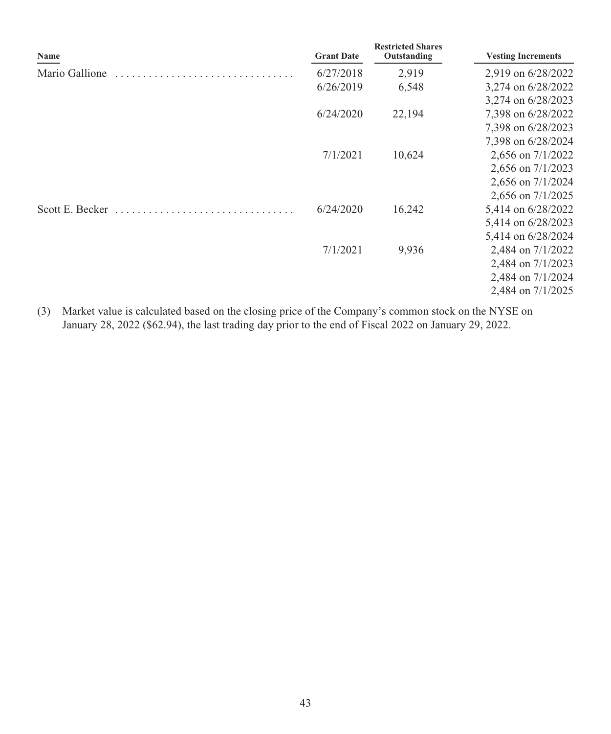| Name | Grant Date | Restricted Shares Outstanding | Vesting Increments |
|---|---|---|---|
| Mario Gallione | 6/27/2018 | 2,919 | 2,919 on 6/28/2022 |
| | 6/26/2019 | 6,548 | 3,274 on 6/28/2022 |
| | | | 3,274 on 6/28/2023 |
| | 6/24/2020 | 22,194 | 7,398 on 6/28/2022 |
| | | | 7,398 on 6/28/2023 |
| | | | 7,398 on 6/28/2024 |
| | 7/1/2021 | 10,624 | 2,656 on 7/1/2022 |
| | | | 2,656 on 7/1/2023 |
| | | | 2,656 on 7/1/2024 |
| | | | 2,656 on 7/1/2025 |
| Scott E. Becker | 6/24/2020 | 16,242 | 5,414 on 6/28/2022 |
| | | | 5,414 on 6/28/2023 |
| | | | 5,414 on 6/28/2024 |
| | 7/1/2021 | 9,936 | 2,484 on 7/1/2022 |
| | | | 2,484 on 7/1/2023 |
| | | | 2,484 on 7/1/2024 |
| | | | 2,484 on 7/1/2025 |

(3) Market value is calculated based on the closing price of the Company's common stock on the NYSE on January 28, 2022 ($62.94), the last trading day prior to the end of Fiscal 2022 on January 29, 2022.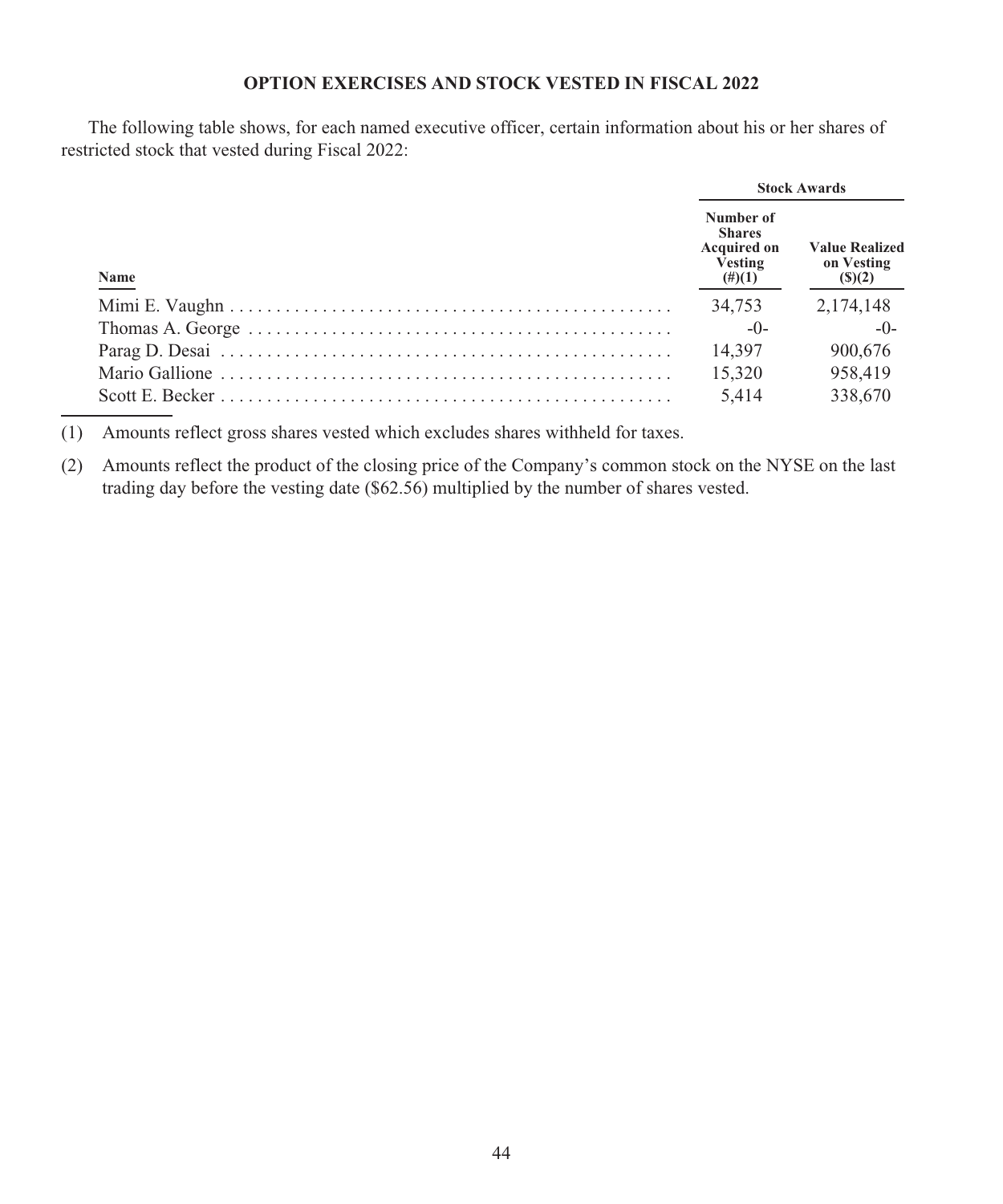## OPTION EXERCISES AND STOCK VESTED IN FISCAL 2022

The following table shows, for each named executive officer, certain information about his or her shares of restricted stock that vested during Fiscal 2022:

| | Stock Awards | |
|---|---|---|
| Name | Number of Shares Acquired on Vesting (#)(1) | Value Realized on Vesting ($)(2) |
| Mimi E. Vaughn | 34,753 | 2,174,148 |
| Thomas A. George | -0- | -0- |
| Parag D. Desai | 14,397 | 900,676 |
| Mario Gallione | 15,320 | 958,419 |
| Scott E. Becker | 5,414 | 338,670 |

(1) Amounts reflect gross shares vested which excludes shares withheld for taxes.

(2) Amounts reflect the product of the closing price of the Company's common stock on the NYSE on the last trading day before the vesting date ($62.56) multiplied by the number of shares vested.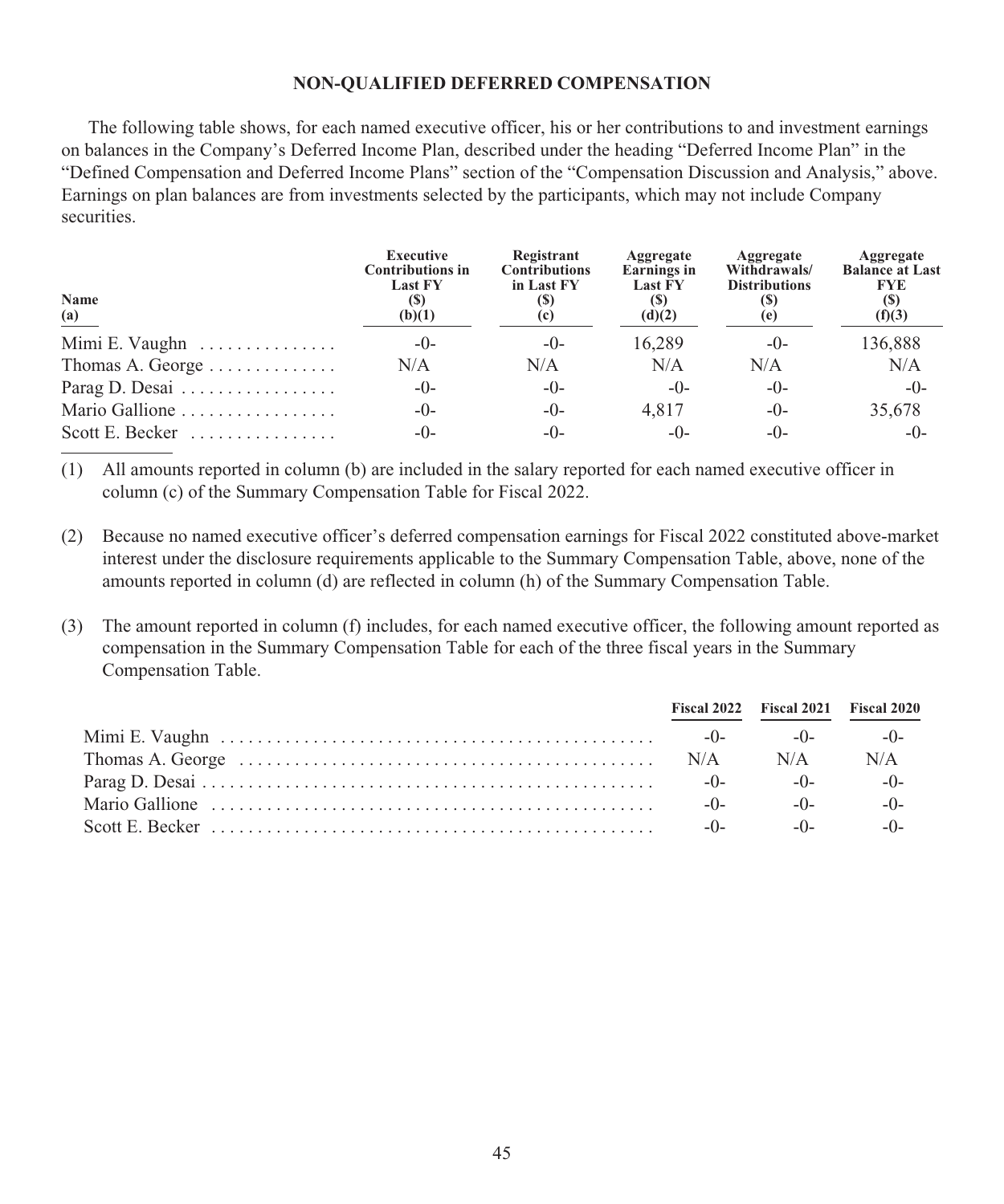## NON-QUALIFIED DEFERRED COMPENSATION

The following table shows, for each named executive officer, his or her contributions to and investment earnings on balances in the Company's Deferred Income Plan, described under the heading "Deferred Income Plan" in the "Defined Compensation and Deferred Income Plans" section of the "Compensation Discussion and Analysis," above. Earnings on plan balances are from investments selected by the participants, which may not include Company securities.

| Name (a) | Executive Contributions in Last FY ($) (b)(1) | Registrant Contributions in Last FY ($) (c) | Aggregate Earnings in Last FY ($) (d)(2) | Aggregate Withdrawals/ Distributions ($) (e) | Aggregate Balance at Last FYE ($) (f)(3) |
|---|---|---|---|---|---|
| Mimi E. Vaughn | -0- | -0- | 16,289 | -0- | 136,888 |
| Thomas A. George | N/A | N/A | N/A | N/A | N/A |
| Parag D. Desai | -0- | -0- | -0- | -0- | -0- |
| Mario Gallione | -0- | -0- | 4,817 | -0- | 35,678 |
| Scott E. Becker | -0- | -0- | -0- | -0- | -0- |

(1) All amounts reported in column (b) are included in the salary reported for each named executive officer in column (c) of the Summary Compensation Table for Fiscal 2022.

(2) Because no named executive officer's deferred compensation earnings for Fiscal 2022 constituted above-market interest under the disclosure requirements applicable to the Summary Compensation Table, above, none of the amounts reported in column (d) are reflected in column (h) of the Summary Compensation Table.

(3) The amount reported in column (f) includes, for each named executive officer, the following amount reported as compensation in the Summary Compensation Table for each of the three fiscal years in the Summary Compensation Table.

| | Fiscal 2022 | Fiscal 2021 | Fiscal 2020 |
|---|---|---|---|
| Mimi E. Vaughn | -0- | -0- | -0- |
| Thomas A. George | N/A | N/A | N/A |
| Parag D. Desai | -0- | -0- | -0- |
| Mario Gallione | -0- | -0- | -0- |
| Scott E. Becker | -0- | -0- | -0- |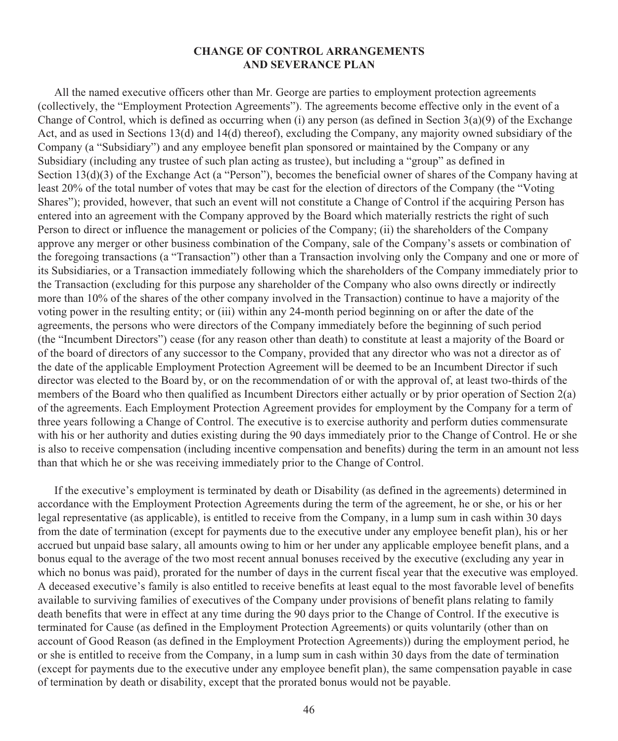## CHANGE OF CONTROL ARRANGEMENTS AND SEVERANCE PLAN

All the named executive officers other than Mr. George are parties to employment protection agreements (collectively, the "Employment Protection Agreements"). The agreements become effective only in the event of a Change of Control, which is defined as occurring when (i) any person (as defined in Section 3(a)(9) of the Exchange Act, and as used in Sections 13(d) and 14(d) thereof), excluding the Company, any majority owned subsidiary of the Company (a "Subsidiary") and any employee benefit plan sponsored or maintained by the Company or any Subsidiary (including any trustee of such plan acting as trustee), but including a "group" as defined in Section 13(d)(3) of the Exchange Act (a "Person"), becomes the beneficial owner of shares of the Company having at least 20% of the total number of votes that may be cast for the election of directors of the Company (the "Voting Shares"); provided, however, that such an event will not constitute a Change of Control if the acquiring Person has entered into an agreement with the Company approved by the Board which materially restricts the right of such Person to direct or influence the management or policies of the Company; (ii) the shareholders of the Company approve any merger or other business combination of the Company, sale of the Company's assets or combination of the foregoing transactions (a "Transaction") other than a Transaction involving only the Company and one or more of its Subsidiaries, or a Transaction immediately following which the shareholders of the Company immediately prior to the Transaction (excluding for this purpose any shareholder of the Company who also owns directly or indirectly more than 10% of the shares of the other company involved in the Transaction) continue to have a majority of the voting power in the resulting entity; or (iii) within any 24-month period beginning on or after the date of the agreements, the persons who were directors of the Company immediately before the beginning of such period (the "Incumbent Directors") cease (for any reason other than death) to constitute at least a majority of the Board or of the board of directors of any successor to the Company, provided that any director who was not a director as of the date of the applicable Employment Protection Agreement will be deemed to be an Incumbent Director if such director was elected to the Board by, or on the recommendation of or with the approval of, at least two-thirds of the members of the Board who then qualified as Incumbent Directors either actually or by prior operation of Section 2(a) of the agreements. Each Employment Protection Agreement provides for employment by the Company for a term of three years following a Change of Control. The executive is to exercise authority and perform duties commensurate with his or her authority and duties existing during the 90 days immediately prior to the Change of Control. He or she is also to receive compensation (including incentive compensation and benefits) during the term in an amount not less than that which he or she was receiving immediately prior to the Change of Control.

If the executive's employment is terminated by death or Disability (as defined in the agreements) determined in accordance with the Employment Protection Agreements during the term of the agreement, he or she, or his or her legal representative (as applicable), is entitled to receive from the Company, in a lump sum in cash within 30 days from the date of termination (except for payments due to the executive under any employee benefit plan), his or her accrued but unpaid base salary, all amounts owing to him or her under any applicable employee benefit plans, and a bonus equal to the average of the two most recent annual bonuses received by the executive (excluding any year in which no bonus was paid), prorated for the number of days in the current fiscal year that the executive was employed. A deceased executive's family is also entitled to receive benefits at least equal to the most favorable level of benefits available to surviving families of executives of the Company under provisions of benefit plans relating to family death benefits that were in effect at any time during the 90 days prior to the Change of Control. If the executive is terminated for Cause (as defined in the Employment Protection Agreements) or quits voluntarily (other than on account of Good Reason (as defined in the Employment Protection Agreements)) during the employment period, he or she is entitled to receive from the Company, in a lump sum in cash within 30 days from the date of termination (except for payments due to the executive under any employee benefit plan), the same compensation payable in case of termination by death or disability, except that the prorated bonus would not be payable.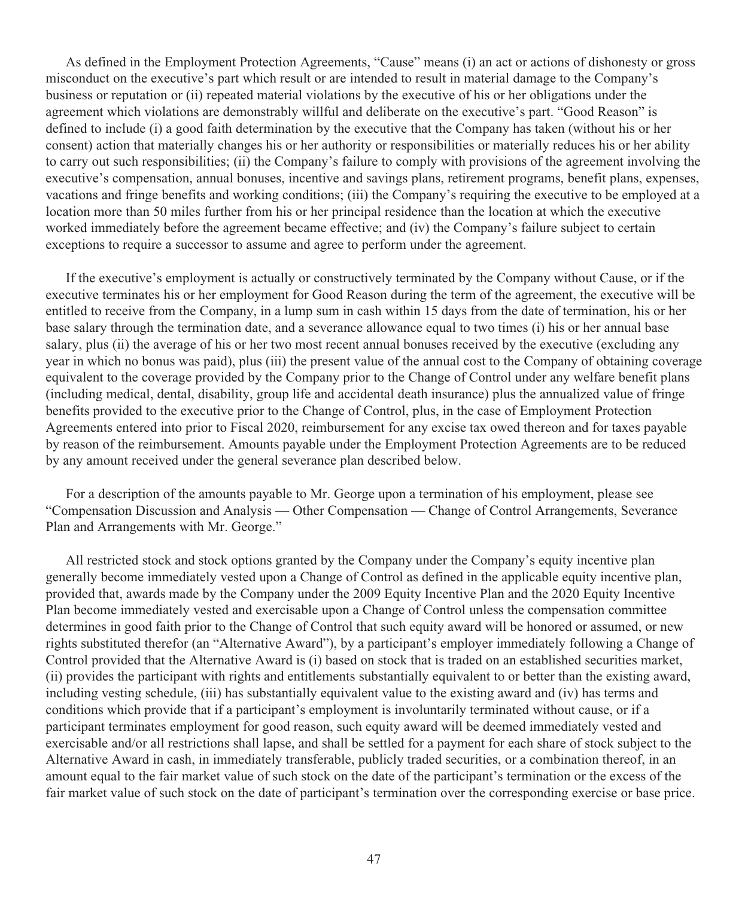As defined in the Employment Protection Agreements, "Cause" means (i) an act or actions of dishonesty or gross misconduct on the executive's part which result or are intended to result in material damage to the Company's business or reputation or (ii) repeated material violations by the executive of his or her obligations under the agreement which violations are demonstrably willful and deliberate on the executive's part. "Good Reason" is defined to include (i) a good faith determination by the executive that the Company has taken (without his or her consent) action that materially changes his or her authority or responsibilities or materially reduces his or her ability to carry out such responsibilities; (ii) the Company's failure to comply with provisions of the agreement involving the executive's compensation, annual bonuses, incentive and savings plans, retirement programs, benefit plans, expenses, vacations and fringe benefits and working conditions; (iii) the Company's requiring the executive to be employed at a location more than 50 miles further from his or her principal residence than the location at which the executive worked immediately before the agreement became effective; and (iv) the Company's failure subject to certain exceptions to require a successor to assume and agree to perform under the agreement.

If the executive's employment is actually or constructively terminated by the Company without Cause, or if the executive terminates his or her employment for Good Reason during the term of the agreement, the executive will be entitled to receive from the Company, in a lump sum in cash within 15 days from the date of termination, his or her base salary through the termination date, and a severance allowance equal to two times (i) his or her annual base salary, plus (ii) the average of his or her two most recent annual bonuses received by the executive (excluding any year in which no bonus was paid), plus (iii) the present value of the annual cost to the Company of obtaining coverage equivalent to the coverage provided by the Company prior to the Change of Control under any welfare benefit plans (including medical, dental, disability, group life and accidental death insurance) plus the annualized value of fringe benefits provided to the executive prior to the Change of Control, plus, in the case of Employment Protection Agreements entered into prior to Fiscal 2020, reimbursement for any excise tax owed thereon and for taxes payable by reason of the reimbursement. Amounts payable under the Employment Protection Agreements are to be reduced by any amount received under the general severance plan described below.

For a description of the amounts payable to Mr. George upon a termination of his employment, please see "Compensation Discussion and Analysis — Other Compensation — Change of Control Arrangements, Severance Plan and Arrangements with Mr. George."

All restricted stock and stock options granted by the Company under the Company's equity incentive plan generally become immediately vested upon a Change of Control as defined in the applicable equity incentive plan, provided that, awards made by the Company under the 2009 Equity Incentive Plan and the 2020 Equity Incentive Plan become immediately vested and exercisable upon a Change of Control unless the compensation committee determines in good faith prior to the Change of Control that such equity award will be honored or assumed, or new rights substituted therefor (an "Alternative Award"), by a participant's employer immediately following a Change of Control provided that the Alternative Award is (i) based on stock that is traded on an established securities market, (ii) provides the participant with rights and entitlements substantially equivalent to or better than the existing award, including vesting schedule, (iii) has substantially equivalent value to the existing award and (iv) has terms and conditions which provide that if a participant's employment is involuntarily terminated without cause, or if a participant terminates employment for good reason, such equity award will be deemed immediately vested and exercisable and/or all restrictions shall lapse, and shall be settled for a payment for each share of stock subject to the Alternative Award in cash, in immediately transferable, publicly traded securities, or a combination thereof, in an amount equal to the fair market value of such stock on the date of the participant's termination or the excess of the fair market value of such stock on the date of participant's termination over the corresponding exercise or base price.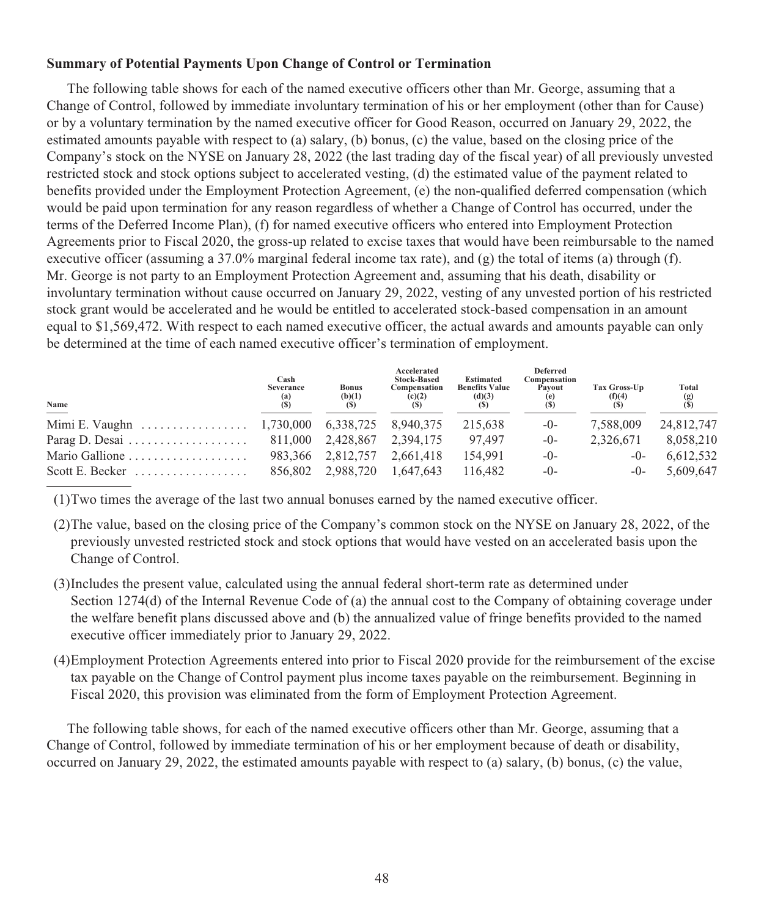**Summary of Potential Payments Upon Change of Control or Termination**

The following table shows for each of the named executive officers other than Mr. George, assuming that a Change of Control, followed by immediate involuntary termination of his or her employment (other than for Cause) or by a voluntary termination by the named executive officer for Good Reason, occurred on January 29, 2022, the estimated amounts payable with respect to (a) salary, (b) bonus, (c) the value, based on the closing price of the Company's stock on the NYSE on January 28, 2022 (the last trading day of the fiscal year) of all previously unvested restricted stock and stock options subject to accelerated vesting, (d) the estimated value of the payment related to benefits provided under the Employment Protection Agreement, (e) the non-qualified deferred compensation (which would be paid upon termination for any reason regardless of whether a Change of Control has occurred, under the terms of the Deferred Income Plan), (f) for named executive officers who entered into Employment Protection Agreements prior to Fiscal 2020, the gross-up related to excise taxes that would have been reimbursable to the named executive officer (assuming a 37.0% marginal federal income tax rate), and (g) the total of items (a) through (f). Mr. George is not party to an Employment Protection Agreement and, assuming that his death, disability or involuntary termination without cause occurred on January 29, 2022, vesting of any unvested portion of his restricted stock grant would be accelerated and he would be entitled to accelerated stock-based compensation in an amount equal to $1,569,472. With respect to each named executive officer, the actual awards and amounts payable can only be determined at the time of each named executive officer's termination of employment.

| Name | Cash Severance (a) ($) | Bonus (b)(1) ($) | Accelerated Stock-Based Compensation (c)(2) ($) | Estimated Benefits Value (d)(3) ($) | Deferred Compensation Payout (e) ($) | Tax Gross-Up (f)(4) ($) | Total (g) ($) |
|---|---|---|---|---|---|---|---|
| Mimi E. Vaughn | 1,730,000 | 6,338,725 | 8,940,375 | 215,638 | -0- | 7,588,009 | 24,812,747 |
| Parag D. Desai | 811,000 | 2,428,867 | 2,394,175 | 97,497 | -0- | 2,326,671 | 8,058,210 |
| Mario Gallione | 983,366 | 2,812,757 | 2,661,418 | 154,991 | -0- | -0- | 6,612,532 |
| Scott E. Becker | 856,802 | 2,988,720 | 1,647,643 | 116,482 | -0- | -0- | 5,609,647 |

(1) Two times the average of the last two annual bonuses earned by the named executive officer.

(2) The value, based on the closing price of the Company's common stock on the NYSE on January 28, 2022, of the previously unvested restricted stock and stock options that would have vested on an accelerated basis upon the Change of Control.

(3) Includes the present value, calculated using the annual federal short-term rate as determined under Section 1274(d) of the Internal Revenue Code of (a) the annual cost to the Company of obtaining coverage under the welfare benefit plans discussed above and (b) the annualized value of fringe benefits provided to the named executive officer immediately prior to January 29, 2022.

(4) Employment Protection Agreements entered into prior to Fiscal 2020 provide for the reimbursement of the excise tax payable on the Change of Control payment plus income taxes payable on the reimbursement. Beginning in Fiscal 2020, this provision was eliminated from the form of Employment Protection Agreement.

The following table shows, for each of the named executive officers other than Mr. George, assuming that a Change of Control, followed by immediate termination of his or her employment because of death or disability, occurred on January 29, 2022, the estimated amounts payable with respect to (a) salary, (b) bonus, (c) the value,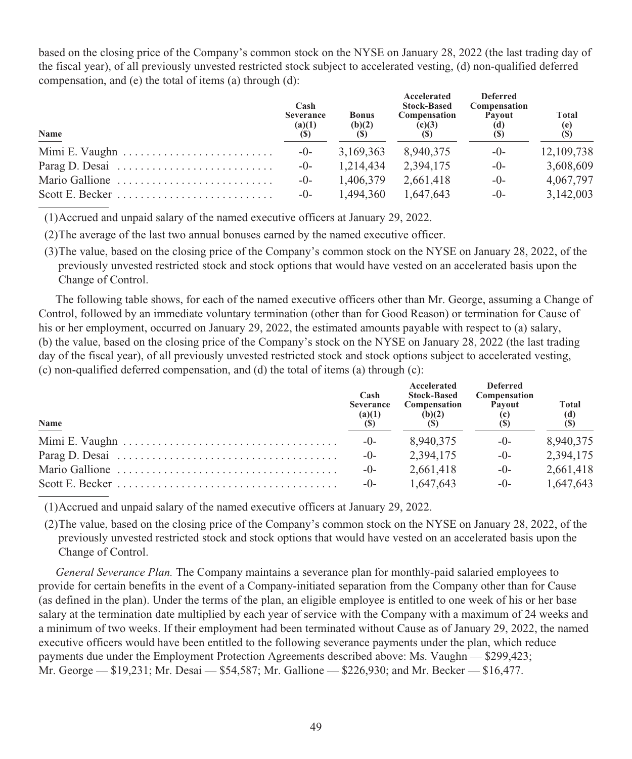based on the closing price of the Company's common stock on the NYSE on January 28, 2022 (the last trading day of the fiscal year), of all previously unvested restricted stock subject to accelerated vesting, (d) non-qualified deferred compensation, and (e) the total of items (a) through (d):

| Name | Cash Severance (a)(1) ($) | Bonus (b)(2) ($) | Accelerated Stock-Based Compensation (c)(3) ($) | Deferred Compensation Payout (d) ($) | Total (e) ($) |
|---|---|---|---|---|---|
| Mimi E. Vaughn | -0- | 3,169,363 | 8,940,375 | -0- | 12,109,738 |
| Parag D. Desai | -0- | 1,214,434 | 2,394,175 | -0- | 3,608,609 |
| Mario Gallione | -0- | 1,406,379 | 2,661,418 | -0- | 4,067,797 |
| Scott E. Becker | -0- | 1,494,360 | 1,647,643 | -0- | 3,142,003 |

(1) Accrued and unpaid salary of the named executive officers at January 29, 2022.

(2) The average of the last two annual bonuses earned by the named executive officer.

(3) The value, based on the closing price of the Company's common stock on the NYSE on January 28, 2022, of the previously unvested restricted stock and stock options that would have vested on an accelerated basis upon the Change of Control.

The following table shows, for each of the named executive officers other than Mr. George, assuming a Change of Control, followed by an immediate voluntary termination (other than for Good Reason) or termination for Cause of his or her employment, occurred on January 29, 2022, the estimated amounts payable with respect to (a) salary, (b) the value, based on the closing price of the Company's stock on the NYSE on January 28, 2022 (the last trading day of the fiscal year), of all previously unvested restricted stock and stock options subject to accelerated vesting, (c) non-qualified deferred compensation, and (d) the total of items (a) through (c):

| Name | Cash Severance (a)(1) ($) | Accelerated Stock-Based Compensation (b)(2) ($) | Deferred Compensation Payout (c) ($) | Total (d) ($) |
|---|---|---|---|---|
| Mimi E. Vaughn | -0- | 8,940,375 | -0- | 8,940,375 |
| Parag D. Desai | -0- | 2,394,175 | -0- | 2,394,175 |
| Mario Gallione | -0- | 2,661,418 | -0- | 2,661,418 |
| Scott E. Becker | -0- | 1,647,643 | -0- | 1,647,643 |

(1) Accrued and unpaid salary of the named executive officers at January 29, 2022.

(2) The value, based on the closing price of the Company's common stock on the NYSE on January 28, 2022, of the previously unvested restricted stock and stock options that would have vested on an accelerated basis upon the Change of Control.

*General Severance Plan.* The Company maintains a severance plan for monthly-paid salaried employees to provide for certain benefits in the event of a Company-initiated separation from the Company other than for Cause (as defined in the plan). Under the terms of the plan, an eligible employee is entitled to one week of his or her base salary at the termination date multiplied by each year of service with the Company with a maximum of 24 weeks and a minimum of two weeks. If their employment had been terminated without Cause as of January 29, 2022, the named executive officers would have been entitled to the following severance payments under the plan, which reduce payments due under the Employment Protection Agreements described above: Ms. Vaughn — $299,423; Mr. George — $19,231; Mr. Desai — $54,587; Mr. Gallione — $226,930; and Mr. Becker — $16,477.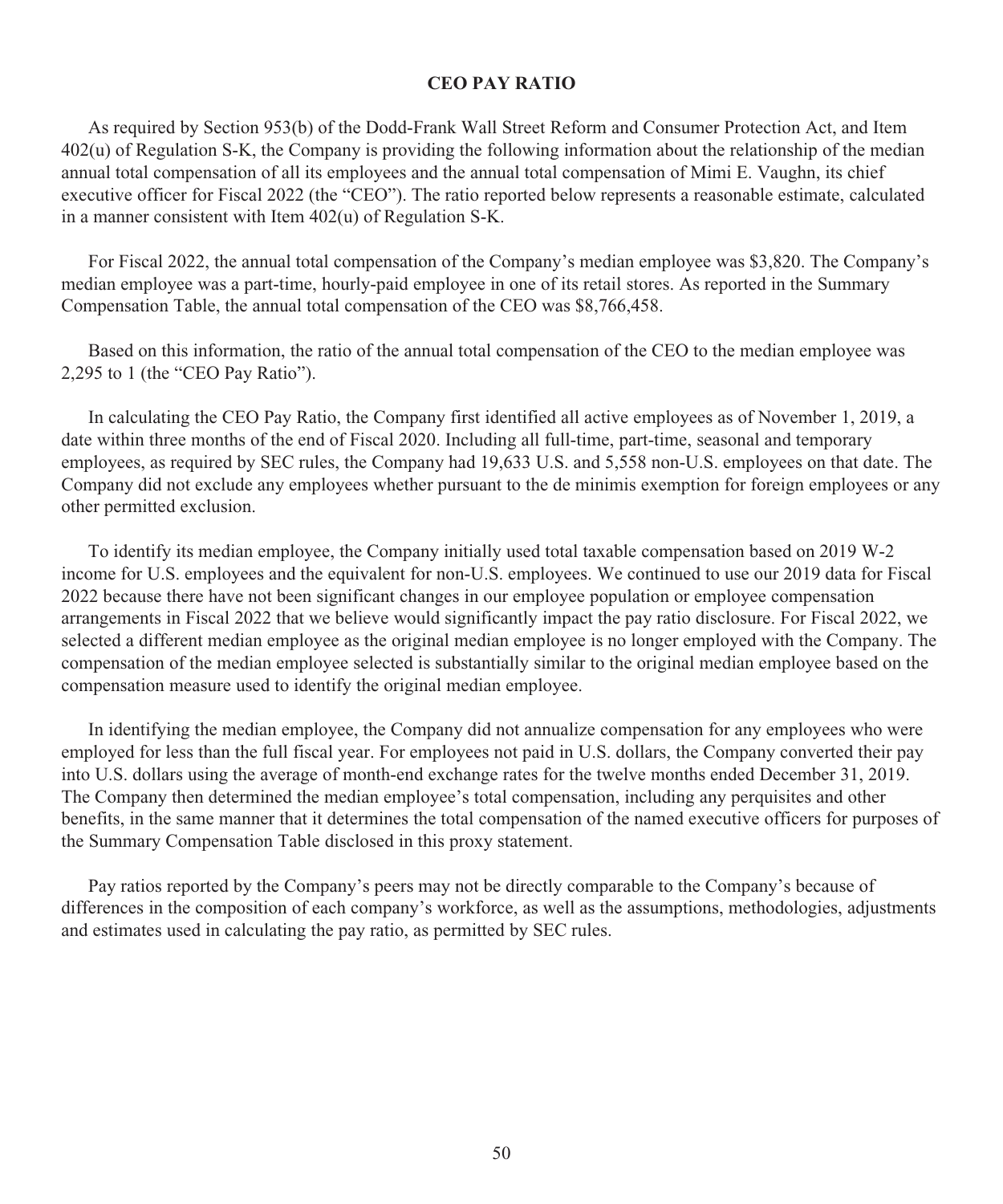## CEO PAY RATIO

As required by Section 953(b) of the Dodd-Frank Wall Street Reform and Consumer Protection Act, and Item 402(u) of Regulation S-K, the Company is providing the following information about the relationship of the median annual total compensation of all its employees and the annual total compensation of Mimi E. Vaughn, its chief executive officer for Fiscal 2022 (the "CEO"). The ratio reported below represents a reasonable estimate, calculated in a manner consistent with Item 402(u) of Regulation S-K.

For Fiscal 2022, the annual total compensation of the Company's median employee was $3,820. The Company's median employee was a part-time, hourly-paid employee in one of its retail stores. As reported in the Summary Compensation Table, the annual total compensation of the CEO was $8,766,458.

Based on this information, the ratio of the annual total compensation of the CEO to the median employee was 2,295 to 1 (the "CEO Pay Ratio").

In calculating the CEO Pay Ratio, the Company first identified all active employees as of November 1, 2019, a date within three months of the end of Fiscal 2020. Including all full-time, part-time, seasonal and temporary employees, as required by SEC rules, the Company had 19,633 U.S. and 5,558 non-U.S. employees on that date. The Company did not exclude any employees whether pursuant to the de minimis exemption for foreign employees or any other permitted exclusion.

To identify its median employee, the Company initially used total taxable compensation based on 2019 W-2 income for U.S. employees and the equivalent for non-U.S. employees. We continued to use our 2019 data for Fiscal 2022 because there have not been significant changes in our employee population or employee compensation arrangements in Fiscal 2022 that we believe would significantly impact the pay ratio disclosure. For Fiscal 2022, we selected a different median employee as the original median employee is no longer employed with the Company. The compensation of the median employee selected is substantially similar to the original median employee based on the compensation measure used to identify the original median employee.

In identifying the median employee, the Company did not annualize compensation for any employees who were employed for less than the full fiscal year. For employees not paid in U.S. dollars, the Company converted their pay into U.S. dollars using the average of month-end exchange rates for the twelve months ended December 31, 2019. The Company then determined the median employee's total compensation, including any perquisites and other benefits, in the same manner that it determines the total compensation of the named executive officers for purposes of the Summary Compensation Table disclosed in this proxy statement.

Pay ratios reported by the Company's peers may not be directly comparable to the Company's because of differences in the composition of each company's workforce, as well as the assumptions, methodologies, adjustments and estimates used in calculating the pay ratio, as permitted by SEC rules.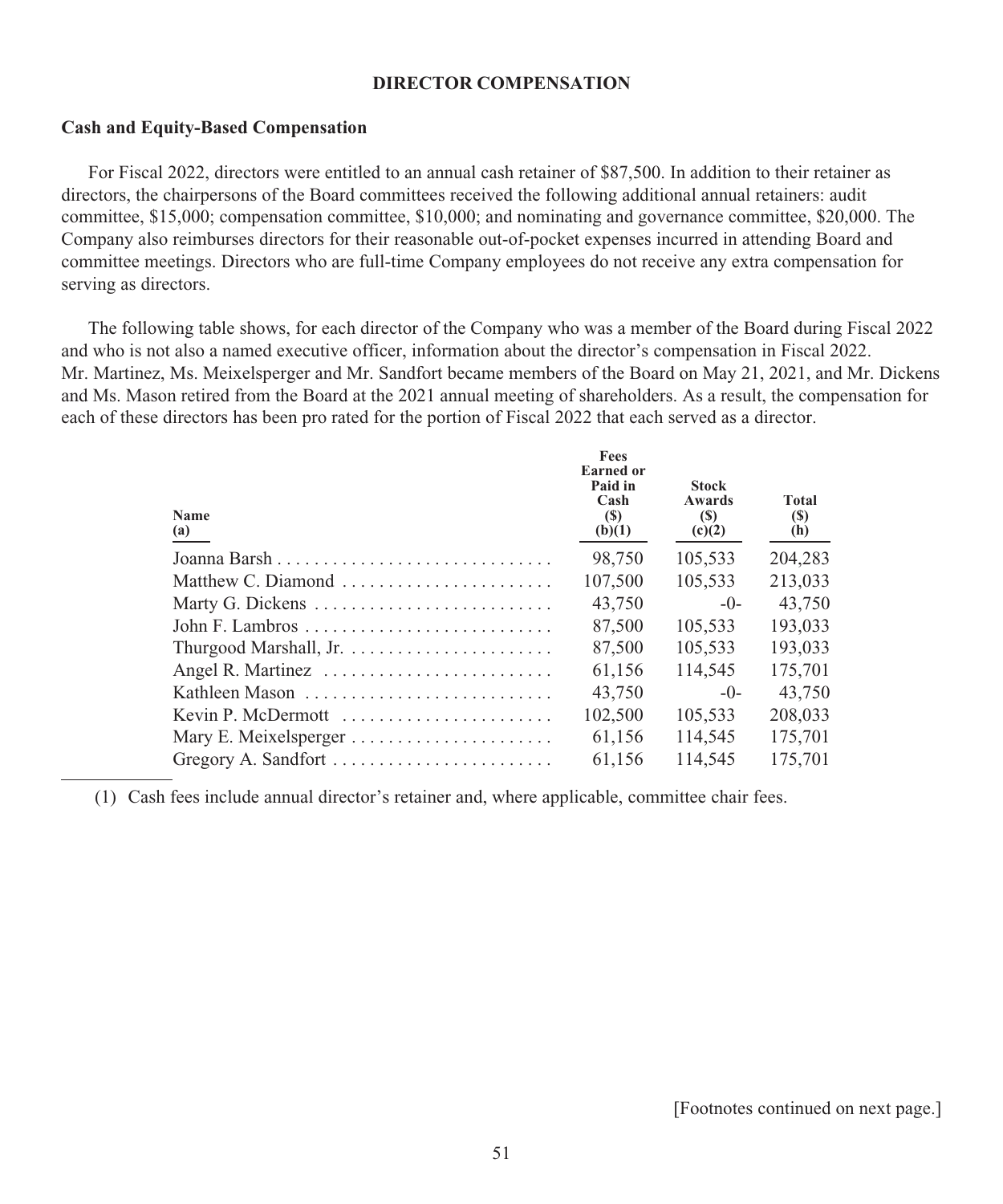# DIRECTOR COMPENSATION

### Cash and Equity-Based Compensation

For Fiscal 2022, directors were entitled to an annual cash retainer of $87,500. In addition to their retainer as directors, the chairpersons of the Board committees received the following additional annual retainers: audit committee, $15,000; compensation committee, $10,000; and nominating and governance committee, $20,000. The Company also reimburses directors for their reasonable out-of-pocket expenses incurred in attending Board and committee meetings. Directors who are full-time Company employees do not receive any extra compensation for serving as directors.

The following table shows, for each director of the Company who was a member of the Board during Fiscal 2022 and who is not also a named executive officer, information about the director's compensation in Fiscal 2022. Mr. Martinez, Ms. Meixelsperger and Mr. Sandfort became members of the Board on May 21, 2021, and Mr. Dickens and Ms. Mason retired from the Board at the 2021 annual meeting of shareholders. As a result, the compensation for each of these directors has been pro rated for the portion of Fiscal 2022 that each served as a director.

| Name (a) | Fees Earned or Paid in Cash ($) (b)(1) | Stock Awards ($) (c)(2) | Total ($) (h) |
|---|---|---|---|
| Joanna Barsh | 98,750 | 105,533 | 204,283 |
| Matthew C. Diamond | 107,500 | 105,533 | 213,033 |
| Marty G. Dickens | 43,750 | -0- | 43,750 |
| John F. Lambros | 87,500 | 105,533 | 193,033 |
| Thurgood Marshall, Jr. | 87,500 | 105,533 | 193,033 |
| Angel R. Martinez | 61,156 | 114,545 | 175,701 |
| Kathleen Mason | 43,750 | -0- | 43,750 |
| Kevin P. McDermott | 102,500 | 105,533 | 208,033 |
| Mary E. Meixelsperger | 61,156 | 114,545 | 175,701 |
| Gregory A. Sandfort | 61,156 | 114,545 | 175,701 |

(1) Cash fees include annual director's retainer and, where applicable, committee chair fees.

[Footnotes continued on next page.]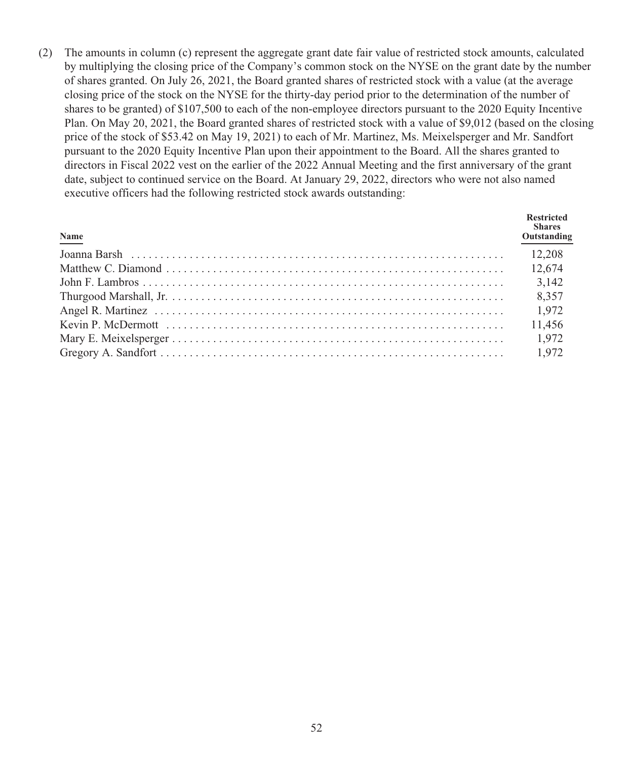(2) The amounts in column (c) represent the aggregate grant date fair value of restricted stock amounts, calculated by multiplying the closing price of the Company's common stock on the NYSE on the grant date by the number of shares granted. On July 26, 2021, the Board granted shares of restricted stock with a value (at the average closing price of the stock on the NYSE for the thirty-day period prior to the determination of the number of shares to be granted) of $107,500 to each of the non-employee directors pursuant to the 2020 Equity Incentive Plan. On May 20, 2021, the Board granted shares of restricted stock with a value of $9,012 (based on the closing price of the stock of $53.42 on May 19, 2021) to each of Mr. Martinez, Ms. Meixelsperger and Mr. Sandfort pursuant to the 2020 Equity Incentive Plan upon their appointment to the Board. All the shares granted to directors in Fiscal 2022 vest on the earlier of the 2022 Annual Meeting and the first anniversary of the grant date, subject to continued service on the Board. At January 29, 2022, directors who were not also named executive officers had the following restricted stock awards outstanding:

| Name | Restricted Shares Outstanding |
|---|---|
| Joanna Barsh | 12,208 |
| Matthew C. Diamond | 12,674 |
| John F. Lambros | 3,142 |
| Thurgood Marshall, Jr. | 8,357 |
| Angel R. Martinez | 1,972 |
| Kevin P. McDermott | 11,456 |
| Mary E. Meixelsperger | 1,972 |
| Gregory A. Sandfort | 1,972 |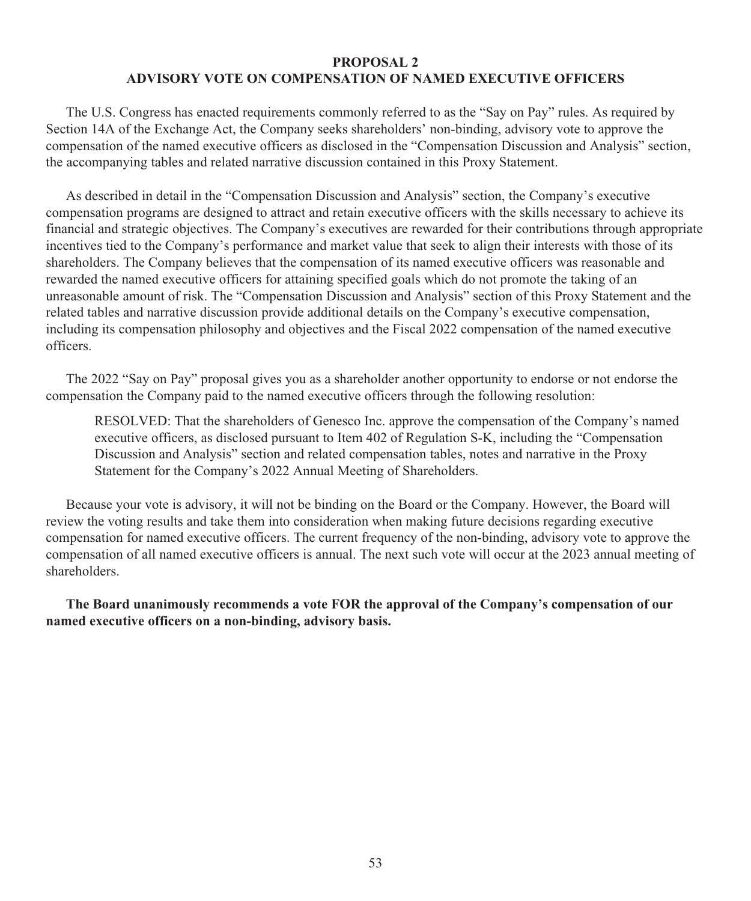## PROPOSAL 2
## ADVISORY VOTE ON COMPENSATION OF NAMED EXECUTIVE OFFICERS

The U.S. Congress has enacted requirements commonly referred to as the "Say on Pay" rules. As required by Section 14A of the Exchange Act, the Company seeks shareholders' non-binding, advisory vote to approve the compensation of the named executive officers as disclosed in the "Compensation Discussion and Analysis" section, the accompanying tables and related narrative discussion contained in this Proxy Statement.

As described in detail in the "Compensation Discussion and Analysis" section, the Company's executive compensation programs are designed to attract and retain executive officers with the skills necessary to achieve its financial and strategic objectives. The Company's executives are rewarded for their contributions through appropriate incentives tied to the Company's performance and market value that seek to align their interests with those of its shareholders. The Company believes that the compensation of its named executive officers was reasonable and rewarded the named executive officers for attaining specified goals which do not promote the taking of an unreasonable amount of risk. The "Compensation Discussion and Analysis" section of this Proxy Statement and the related tables and narrative discussion provide additional details on the Company's executive compensation, including its compensation philosophy and objectives and the Fiscal 2022 compensation of the named executive officers.

The 2022 "Say on Pay" proposal gives you as a shareholder another opportunity to endorse or not endorse the compensation the Company paid to the named executive officers through the following resolution:

> RESOLVED: That the shareholders of Genesco Inc. approve the compensation of the Company's named executive officers, as disclosed pursuant to Item 402 of Regulation S-K, including the "Compensation Discussion and Analysis" section and related compensation tables, notes and narrative in the Proxy Statement for the Company's 2022 Annual Meeting of Shareholders.

Because your vote is advisory, it will not be binding on the Board or the Company. However, the Board will review the voting results and take them into consideration when making future decisions regarding executive compensation for named executive officers. The current frequency of the non-binding, advisory vote to approve the compensation of all named executive officers is annual. The next such vote will occur at the 2023 annual meeting of shareholders.

**The Board unanimously recommends a vote FOR the approval of the Company's compensation of our named executive officers on a non-binding, advisory basis.**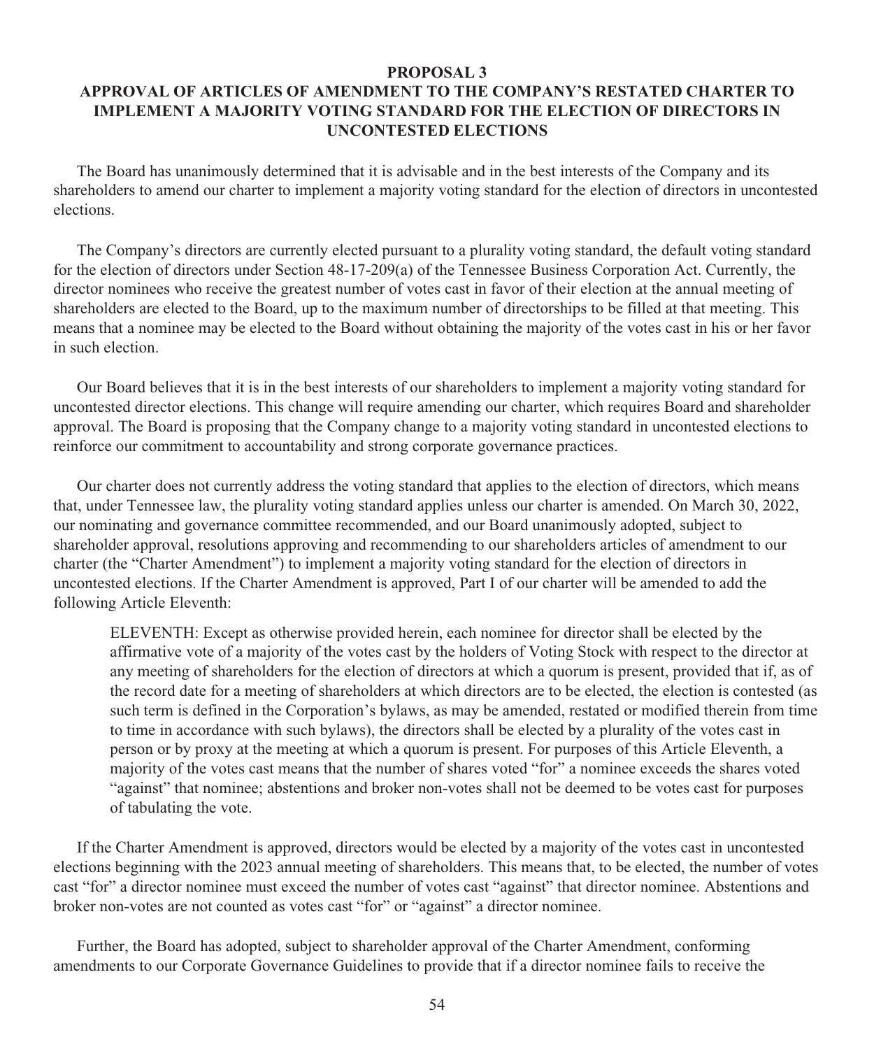## PROPOSAL 3

## APPROVAL OF ARTICLES OF AMENDMENT TO THE COMPANY'S RESTATED CHARTER TO IMPLEMENT A MAJORITY VOTING STANDARD FOR THE ELECTION OF DIRECTORS IN UNCONTESTED ELECTIONS

The Board has unanimously determined that it is advisable and in the best interests of the Company and its shareholders to amend our charter to implement a majority voting standard for the election of directors in uncontested elections.

The Company's directors are currently elected pursuant to a plurality voting standard, the default voting standard for the election of directors under Section 48-17-209(a) of the Tennessee Business Corporation Act. Currently, the director nominees who receive the greatest number of votes cast in favor of their election at the annual meeting of shareholders are elected to the Board, up to the maximum number of directorships to be filled at that meeting. This means that a nominee may be elected to the Board without obtaining the majority of the votes cast in his or her favor in such election.

Our Board believes that it is in the best interests of our shareholders to implement a majority voting standard for uncontested director elections. This change will require amending our charter, which requires Board and shareholder approval. The Board is proposing that the Company change to a majority voting standard in uncontested elections to reinforce our commitment to accountability and strong corporate governance practices.

Our charter does not currently address the voting standard that applies to the election of directors, which means that, under Tennessee law, the plurality voting standard applies unless our charter is amended. On March 30, 2022, our nominating and governance committee recommended, and our Board unanimously adopted, subject to shareholder approval, resolutions approving and recommending to our shareholders articles of amendment to our charter (the "Charter Amendment") to implement a majority voting standard for the election of directors in uncontested elections. If the Charter Amendment is approved, Part I of our charter will be amended to add the following Article Eleventh:

> ELEVENTH: Except as otherwise provided herein, each nominee for director shall be elected by the affirmative vote of a majority of the votes cast by the holders of Voting Stock with respect to the director at any meeting of shareholders for the election of directors at which a quorum is present, provided that if, as of the record date for a meeting of shareholders at which directors are to be elected, the election is contested (as such term is defined in the Corporation's bylaws, as may be amended, restated or modified therein from time to time in accordance with such bylaws), the directors shall be elected by a plurality of the votes cast in person or by proxy at the meeting at which a quorum is present. For purposes of this Article Eleventh, a majority of the votes cast means that the number of shares voted "for" a nominee exceeds the shares voted "against" that nominee; abstentions and broker non-votes shall not be deemed to be votes cast for purposes of tabulating the vote.

If the Charter Amendment is approved, directors would be elected by a majority of the votes cast in uncontested elections beginning with the 2023 annual meeting of shareholders. This means that, to be elected, the number of votes cast "for" a director nominee must exceed the number of votes cast "against" that director nominee. Abstentions and broker non-votes are not counted as votes cast "for" or "against" a director nominee.

Further, the Board has adopted, subject to shareholder approval of the Charter Amendment, conforming amendments to our Corporate Governance Guidelines to provide that if a director nominee fails to receive the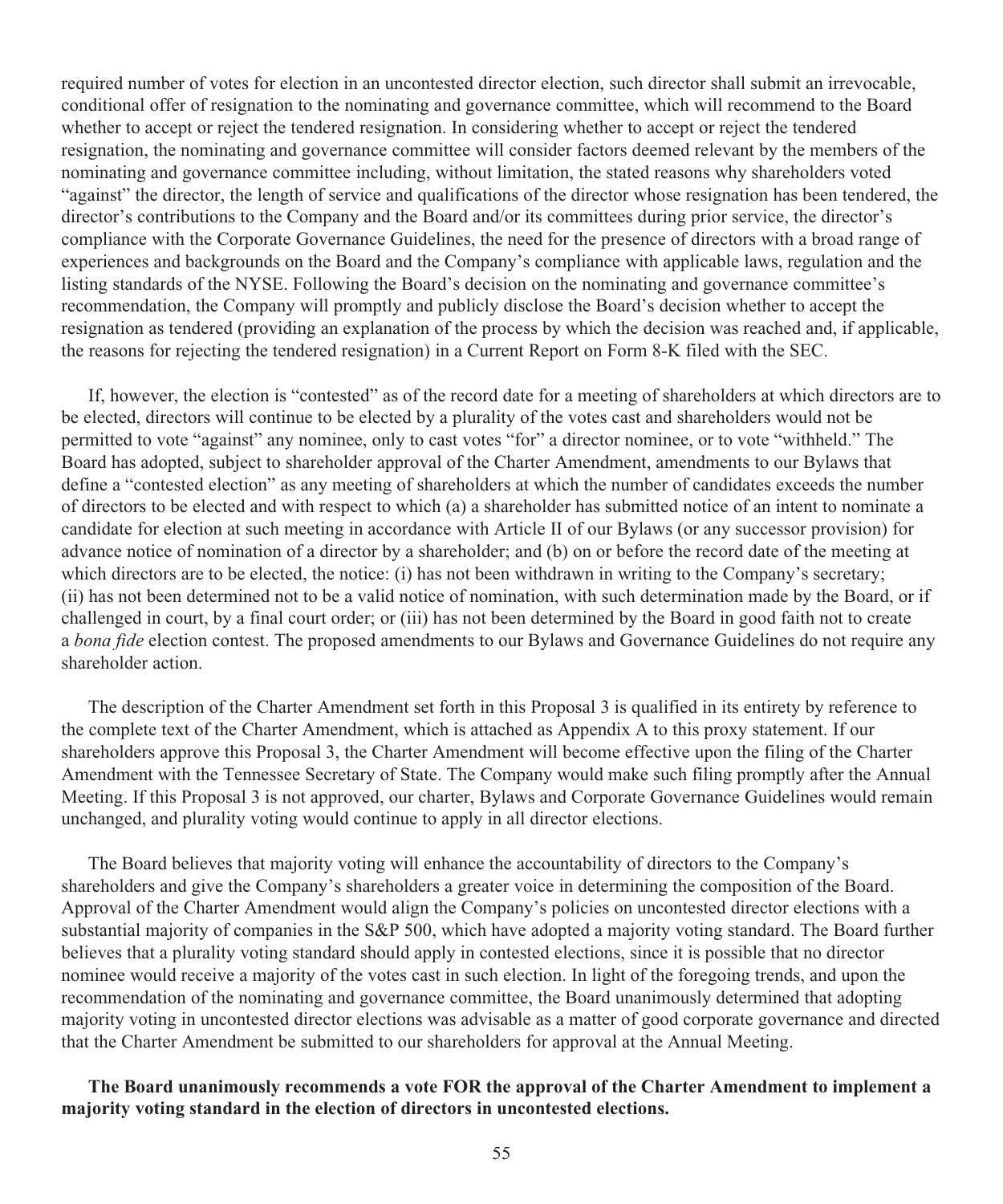required number of votes for election in an uncontested director election, such director shall submit an irrevocable, conditional offer of resignation to the nominating and governance committee, which will recommend to the Board whether to accept or reject the tendered resignation. In considering whether to accept or reject the tendered resignation, the nominating and governance committee will consider factors deemed relevant by the members of the nominating and governance committee including, without limitation, the stated reasons why shareholders voted "against" the director, the length of service and qualifications of the director whose resignation has been tendered, the director's contributions to the Company and the Board and/or its committees during prior service, the director's compliance with the Corporate Governance Guidelines, the need for the presence of directors with a broad range of experiences and backgrounds on the Board and the Company's compliance with applicable laws, regulation and the listing standards of the NYSE. Following the Board's decision on the nominating and governance committee's recommendation, the Company will promptly and publicly disclose the Board's decision whether to accept the resignation as tendered (providing an explanation of the process by which the decision was reached and, if applicable, the reasons for rejecting the tendered resignation) in a Current Report on Form 8-K filed with the SEC.

If, however, the election is "contested" as of the record date for a meeting of shareholders at which directors are to be elected, directors will continue to be elected by a plurality of the votes cast and shareholders would not be permitted to vote "against" any nominee, only to cast votes "for" a director nominee, or to vote "withheld." The Board has adopted, subject to shareholder approval of the Charter Amendment, amendments to our Bylaws that define a "contested election" as any meeting of shareholders at which the number of candidates exceeds the number of directors to be elected and with respect to which (a) a shareholder has submitted notice of an intent to nominate a candidate for election at such meeting in accordance with Article II of our Bylaws (or any successor provision) for advance notice of nomination of a director by a shareholder; and (b) on or before the record date of the meeting at which directors are to be elected, the notice: (i) has not been withdrawn in writing to the Company's secretary; (ii) has not been determined not to be a valid notice of nomination, with such determination made by the Board, or if challenged in court, by a final court order; or (iii) has not been determined by the Board in good faith not to create a *bona fide* election contest. The proposed amendments to our Bylaws and Governance Guidelines do not require any shareholder action.

The description of the Charter Amendment set forth in this Proposal 3 is qualified in its entirety by reference to the complete text of the Charter Amendment, which is attached as Appendix A to this proxy statement. If our shareholders approve this Proposal 3, the Charter Amendment will become effective upon the filing of the Charter Amendment with the Tennessee Secretary of State. The Company would make such filing promptly after the Annual Meeting. If this Proposal 3 is not approved, our charter, Bylaws and Corporate Governance Guidelines would remain unchanged, and plurality voting would continue to apply in all director elections.

The Board believes that majority voting will enhance the accountability of directors to the Company's shareholders and give the Company's shareholders a greater voice in determining the composition of the Board. Approval of the Charter Amendment would align the Company's policies on uncontested director elections with a substantial majority of companies in the S&P 500, which have adopted a majority voting standard. The Board further believes that a plurality voting standard should apply in contested elections, since it is possible that no director nominee would receive a majority of the votes cast in such election. In light of the foregoing trends, and upon the recommendation of the nominating and governance committee, the Board unanimously determined that adopting majority voting in uncontested director elections was advisable as a matter of good corporate governance and directed that the Charter Amendment be submitted to our shareholders for approval at the Annual Meeting.

**The Board unanimously recommends a vote FOR the approval of the Charter Amendment to implement a majority voting standard in the election of directors in uncontested elections.**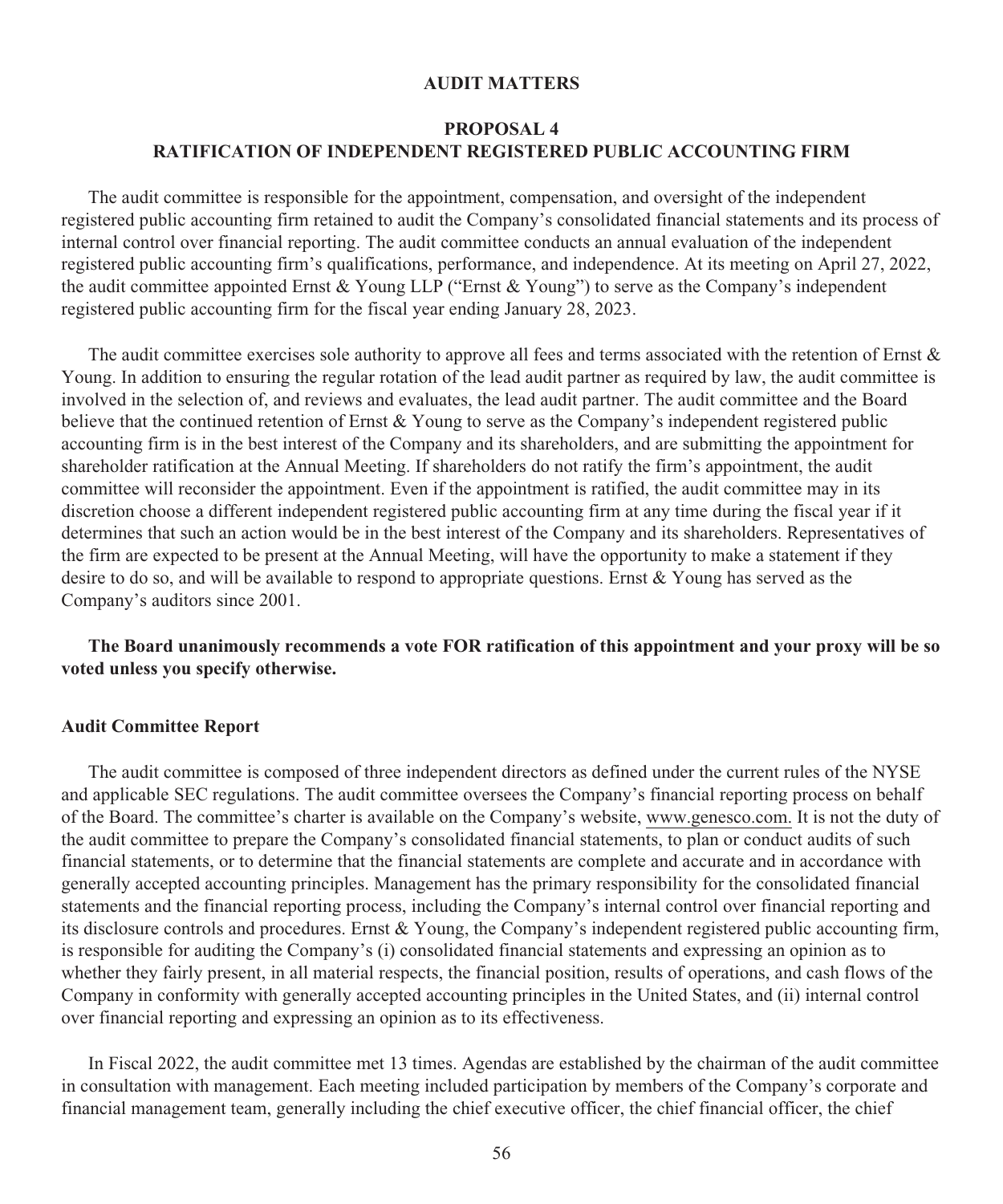# AUDIT MATTERS

## PROPOSAL 4
## RATIFICATION OF INDEPENDENT REGISTERED PUBLIC ACCOUNTING FIRM

The audit committee is responsible for the appointment, compensation, and oversight of the independent registered public accounting firm retained to audit the Company's consolidated financial statements and its process of internal control over financial reporting. The audit committee conducts an annual evaluation of the independent registered public accounting firm's qualifications, performance, and independence. At its meeting on April 27, 2022, the audit committee appointed Ernst & Young LLP ("Ernst & Young") to serve as the Company's independent registered public accounting firm for the fiscal year ending January 28, 2023.

The audit committee exercises sole authority to approve all fees and terms associated with the retention of Ernst & Young. In addition to ensuring the regular rotation of the lead audit partner as required by law, the audit committee is involved in the selection of, and reviews and evaluates, the lead audit partner. The audit committee and the Board believe that the continued retention of Ernst & Young to serve as the Company's independent registered public accounting firm is in the best interest of the Company and its shareholders, and are submitting the appointment for shareholder ratification at the Annual Meeting. If shareholders do not ratify the firm's appointment, the audit committee will reconsider the appointment. Even if the appointment is ratified, the audit committee may in its discretion choose a different independent registered public accounting firm at any time during the fiscal year if it determines that such an action would be in the best interest of the Company and its shareholders. Representatives of the firm are expected to be present at the Annual Meeting, will have the opportunity to make a statement if they desire to do so, and will be available to respond to appropriate questions. Ernst & Young has served as the Company's auditors since 2001.

**The Board unanimously recommends a vote FOR ratification of this appointment and your proxy will be so voted unless you specify otherwise.**

### Audit Committee Report

The audit committee is composed of three independent directors as defined under the current rules of the NYSE and applicable SEC regulations. The audit committee oversees the Company's financial reporting process on behalf of the Board. The committee's charter is available on the Company's website, www.genesco.com. It is not the duty of the audit committee to prepare the Company's consolidated financial statements, to plan or conduct audits of such financial statements, or to determine that the financial statements are complete and accurate and in accordance with generally accepted accounting principles. Management has the primary responsibility for the consolidated financial statements and the financial reporting process, including the Company's internal control over financial reporting and its disclosure controls and procedures. Ernst & Young, the Company's independent registered public accounting firm, is responsible for auditing the Company's (i) consolidated financial statements and expressing an opinion as to whether they fairly present, in all material respects, the financial position, results of operations, and cash flows of the Company in conformity with generally accepted accounting principles in the United States, and (ii) internal control over financial reporting and expressing an opinion as to its effectiveness.

In Fiscal 2022, the audit committee met 13 times. Agendas are established by the chairman of the audit committee in consultation with management. Each meeting included participation by members of the Company's corporate and financial management team, generally including the chief executive officer, the chief financial officer, the chief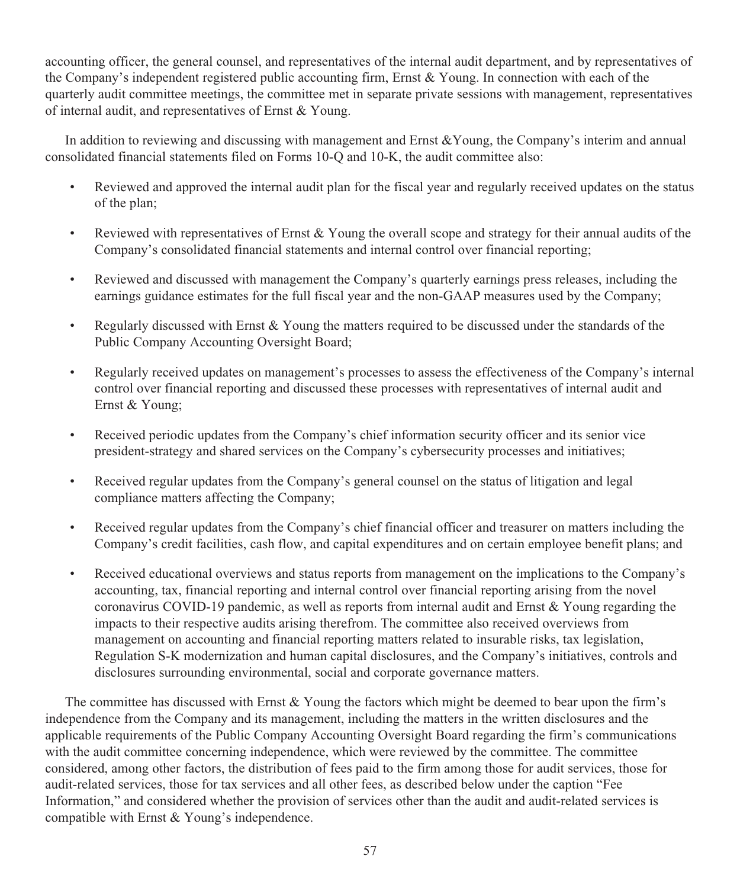accounting officer, the general counsel, and representatives of the internal audit department, and by representatives of the Company's independent registered public accounting firm, Ernst & Young. In connection with each of the quarterly audit committee meetings, the committee met in separate private sessions with management, representatives of internal audit, and representatives of Ernst & Young.

In addition to reviewing and discussing with management and Ernst &Young, the Company's interim and annual consolidated financial statements filed on Forms 10-Q and 10-K, the audit committee also:

- Reviewed and approved the internal audit plan for the fiscal year and regularly received updates on the status of the plan;
- Reviewed with representatives of Ernst & Young the overall scope and strategy for their annual audits of the Company's consolidated financial statements and internal control over financial reporting;
- Reviewed and discussed with management the Company's quarterly earnings press releases, including the earnings guidance estimates for the full fiscal year and the non-GAAP measures used by the Company;
- Regularly discussed with Ernst & Young the matters required to be discussed under the standards of the Public Company Accounting Oversight Board;
- Regularly received updates on management's processes to assess the effectiveness of the Company's internal control over financial reporting and discussed these processes with representatives of internal audit and Ernst & Young;
- Received periodic updates from the Company's chief information security officer and its senior vice president-strategy and shared services on the Company's cybersecurity processes and initiatives;
- Received regular updates from the Company's general counsel on the status of litigation and legal compliance matters affecting the Company;
- Received regular updates from the Company's chief financial officer and treasurer on matters including the Company's credit facilities, cash flow, and capital expenditures and on certain employee benefit plans; and
- Received educational overviews and status reports from management on the implications to the Company's accounting, tax, financial reporting and internal control over financial reporting arising from the novel coronavirus COVID-19 pandemic, as well as reports from internal audit and Ernst & Young regarding the impacts to their respective audits arising therefrom. The committee also received overviews from management on accounting and financial reporting matters related to insurable risks, tax legislation, Regulation S-K modernization and human capital disclosures, and the Company's initiatives, controls and disclosures surrounding environmental, social and corporate governance matters.

The committee has discussed with Ernst & Young the factors which might be deemed to bear upon the firm's independence from the Company and its management, including the matters in the written disclosures and the applicable requirements of the Public Company Accounting Oversight Board regarding the firm's communications with the audit committee concerning independence, which were reviewed by the committee. The committee considered, among other factors, the distribution of fees paid to the firm among those for audit services, those for audit-related services, those for tax services and all other fees, as described below under the caption "Fee Information," and considered whether the provision of services other than the audit and audit-related services is compatible with Ernst & Young's independence.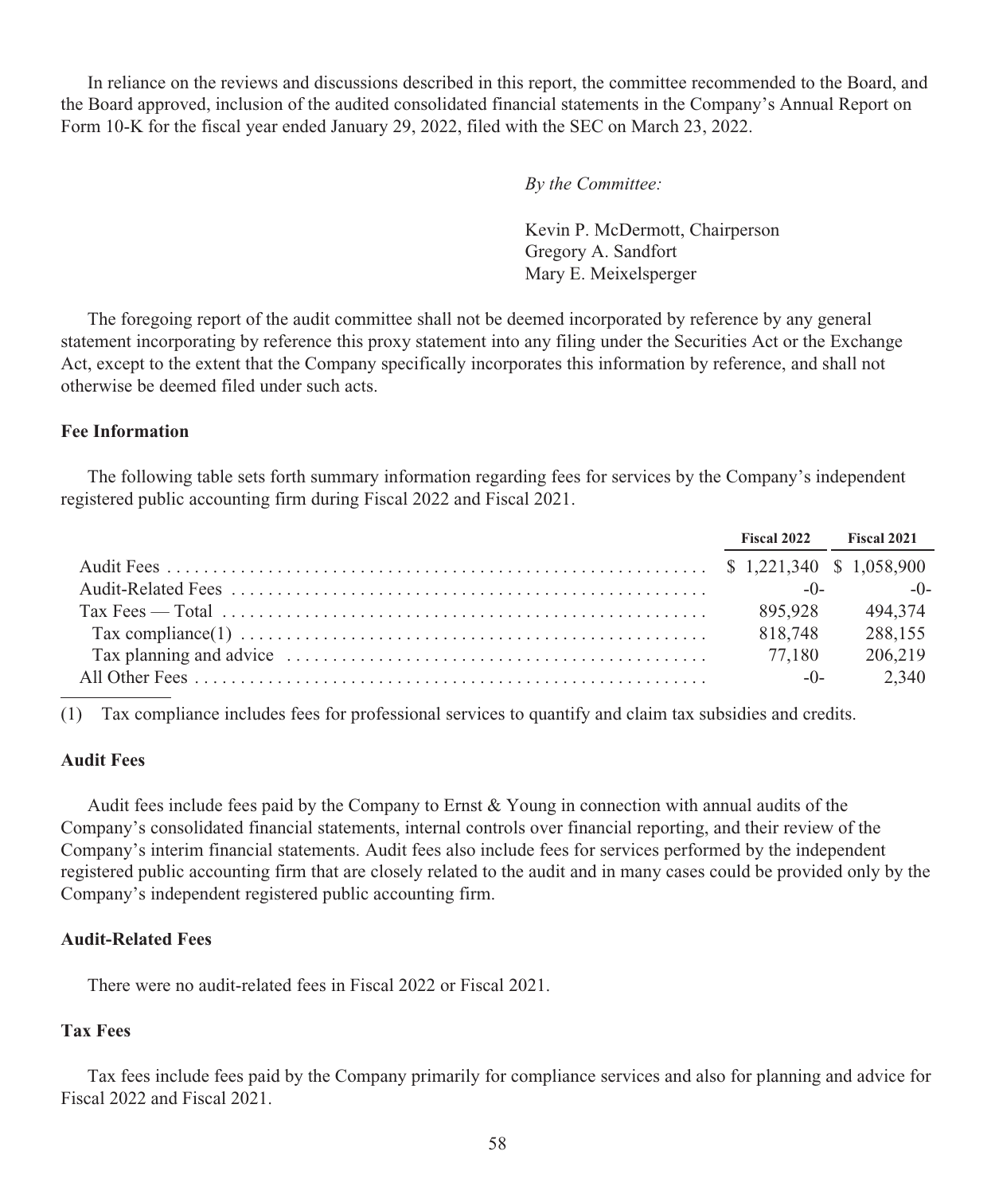In reliance on the reviews and discussions described in this report, the committee recommended to the Board, and the Board approved, inclusion of the audited consolidated financial statements in the Company's Annual Report on Form 10-K for the fiscal year ended January 29, 2022, filed with the SEC on March 23, 2022.

*By the Committee:*

Kevin P. McDermott, Chairperson
Gregory A. Sandfort
Mary E. Meixelsperger

The foregoing report of the audit committee shall not be deemed incorporated by reference by any general statement incorporating by reference this proxy statement into any filing under the Securities Act or the Exchange Act, except to the extent that the Company specifically incorporates this information by reference, and shall not otherwise be deemed filed under such acts.

### Fee Information

The following table sets forth summary information regarding fees for services by the Company's independent registered public accounting firm during Fiscal 2022 and Fiscal 2021.

| | Fiscal 2022 | Fiscal 2021 |
|---|---|---|
| Audit Fees | $ 1,221,340 | $ 1,058,900 |
| Audit-Related Fees | -0- | -0- |
| Tax Fees — Total | 895,928 | 494,374 |
| Tax compliance(1) | 818,748 | 288,155 |
| Tax planning and advice | 77,180 | 206,219 |
| All Other Fees | -0- | 2,340 |

(1) Tax compliance includes fees for professional services to quantify and claim tax subsidies and credits.

### Audit Fees

Audit fees include fees paid by the Company to Ernst & Young in connection with annual audits of the Company's consolidated financial statements, internal controls over financial reporting, and their review of the Company's interim financial statements. Audit fees also include fees for services performed by the independent registered public accounting firm that are closely related to the audit and in many cases could be provided only by the Company's independent registered public accounting firm.

### Audit-Related Fees

There were no audit-related fees in Fiscal 2022 or Fiscal 2021.

### Tax Fees

Tax fees include fees paid by the Company primarily for compliance services and also for planning and advice for Fiscal 2022 and Fiscal 2021.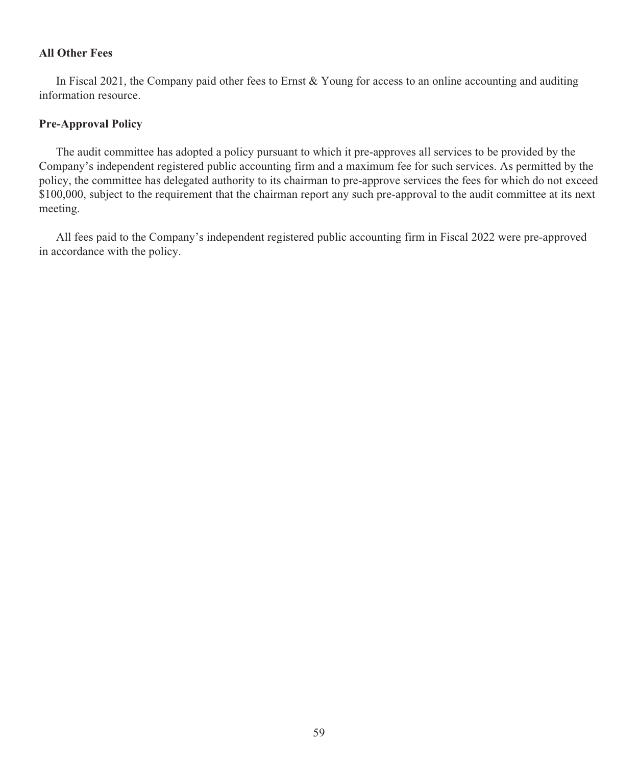**All Other Fees**

In Fiscal 2021, the Company paid other fees to Ernst & Young for access to an online accounting and auditing information resource.

**Pre-Approval Policy**

The audit committee has adopted a policy pursuant to which it pre-approves all services to be provided by the Company's independent registered public accounting firm and a maximum fee for such services. As permitted by the policy, the committee has delegated authority to its chairman to pre-approve services the fees for which do not exceed $100,000, subject to the requirement that the chairman report any such pre-approval to the audit committee at its next meeting.

All fees paid to the Company's independent registered public accounting firm in Fiscal 2022 were pre-approved in accordance with the policy.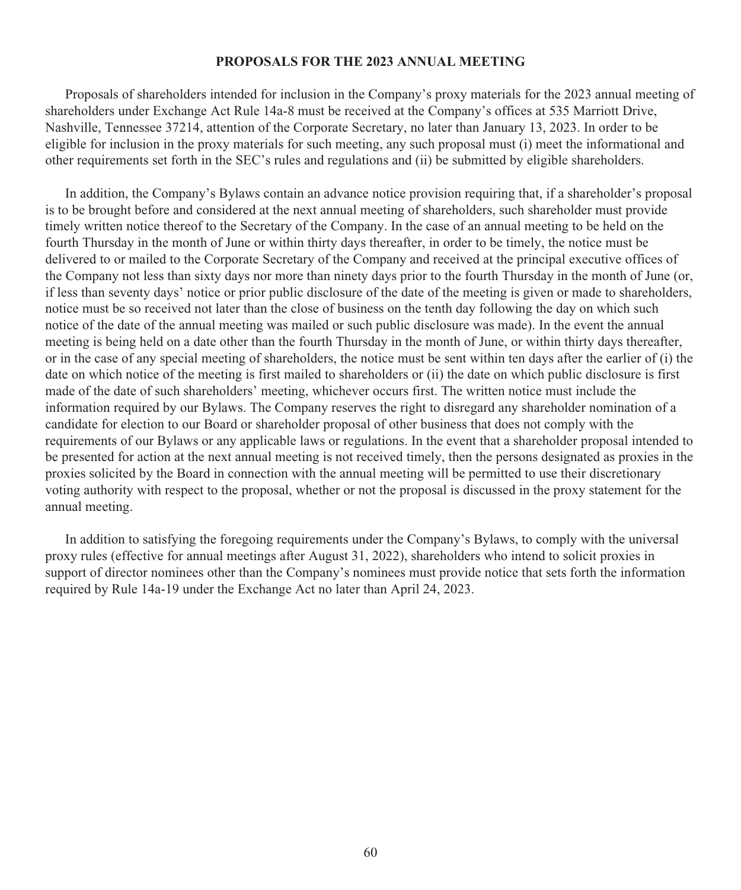## PROPOSALS FOR THE 2023 ANNUAL MEETING

Proposals of shareholders intended for inclusion in the Company's proxy materials for the 2023 annual meeting of shareholders under Exchange Act Rule 14a-8 must be received at the Company's offices at 535 Marriott Drive, Nashville, Tennessee 37214, attention of the Corporate Secretary, no later than January 13, 2023. In order to be eligible for inclusion in the proxy materials for such meeting, any such proposal must (i) meet the informational and other requirements set forth in the SEC's rules and regulations and (ii) be submitted by eligible shareholders.

In addition, the Company's Bylaws contain an advance notice provision requiring that, if a shareholder's proposal is to be brought before and considered at the next annual meeting of shareholders, such shareholder must provide timely written notice thereof to the Secretary of the Company. In the case of an annual meeting to be held on the fourth Thursday in the month of June or within thirty days thereafter, in order to be timely, the notice must be delivered to or mailed to the Corporate Secretary of the Company and received at the principal executive offices of the Company not less than sixty days nor more than ninety days prior to the fourth Thursday in the month of June (or, if less than seventy days' notice or prior public disclosure of the date of the meeting is given or made to shareholders, notice must be so received not later than the close of business on the tenth day following the day on which such notice of the date of the annual meeting was mailed or such public disclosure was made). In the event the annual meeting is being held on a date other than the fourth Thursday in the month of June, or within thirty days thereafter, or in the case of any special meeting of shareholders, the notice must be sent within ten days after the earlier of (i) the date on which notice of the meeting is first mailed to shareholders or (ii) the date on which public disclosure is first made of the date of such shareholders' meeting, whichever occurs first. The written notice must include the information required by our Bylaws. The Company reserves the right to disregard any shareholder nomination of a candidate for election to our Board or shareholder proposal of other business that does not comply with the requirements of our Bylaws or any applicable laws or regulations. In the event that a shareholder proposal intended to be presented for action at the next annual meeting is not received timely, then the persons designated as proxies in the proxies solicited by the Board in connection with the annual meeting will be permitted to use their discretionary voting authority with respect to the proposal, whether or not the proposal is discussed in the proxy statement for the annual meeting.

In addition to satisfying the foregoing requirements under the Company's Bylaws, to comply with the universal proxy rules (effective for annual meetings after August 31, 2022), shareholders who intend to solicit proxies in support of director nominees other than the Company's nominees must provide notice that sets forth the information required by Rule 14a-19 under the Exchange Act no later than April 24, 2023.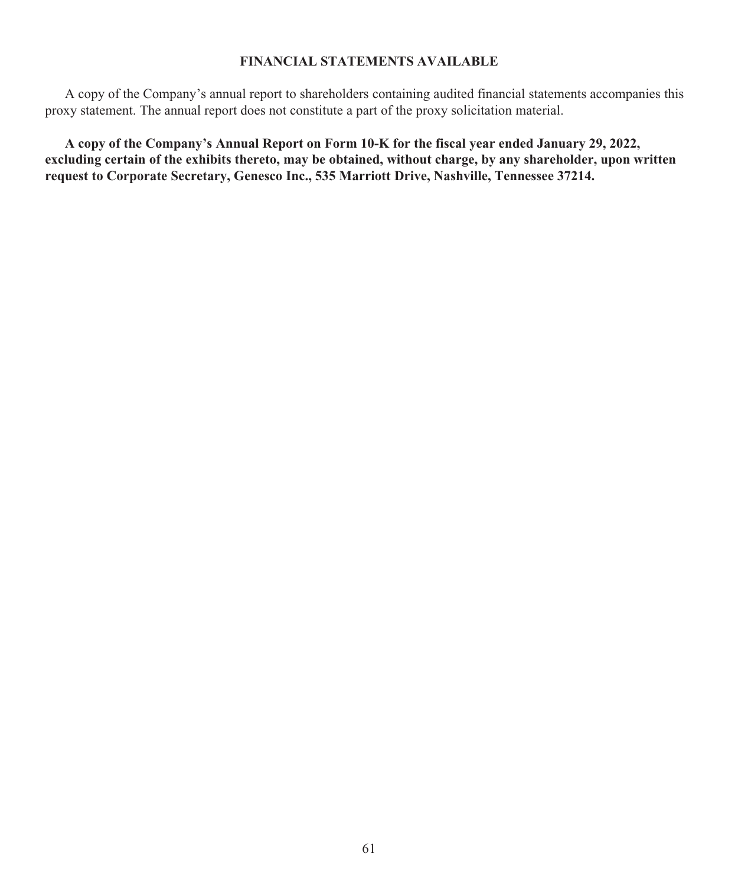## FINANCIAL STATEMENTS AVAILABLE

A copy of the Company's annual report to shareholders containing audited financial statements accompanies this proxy statement. The annual report does not constitute a part of the proxy solicitation material.

**A copy of the Company's Annual Report on Form 10-K for the fiscal year ended January 29, 2022, excluding certain of the exhibits thereto, may be obtained, without charge, by any shareholder, upon written request to Corporate Secretary, Genesco Inc., 535 Marriott Drive, Nashville, Tennessee 37214.**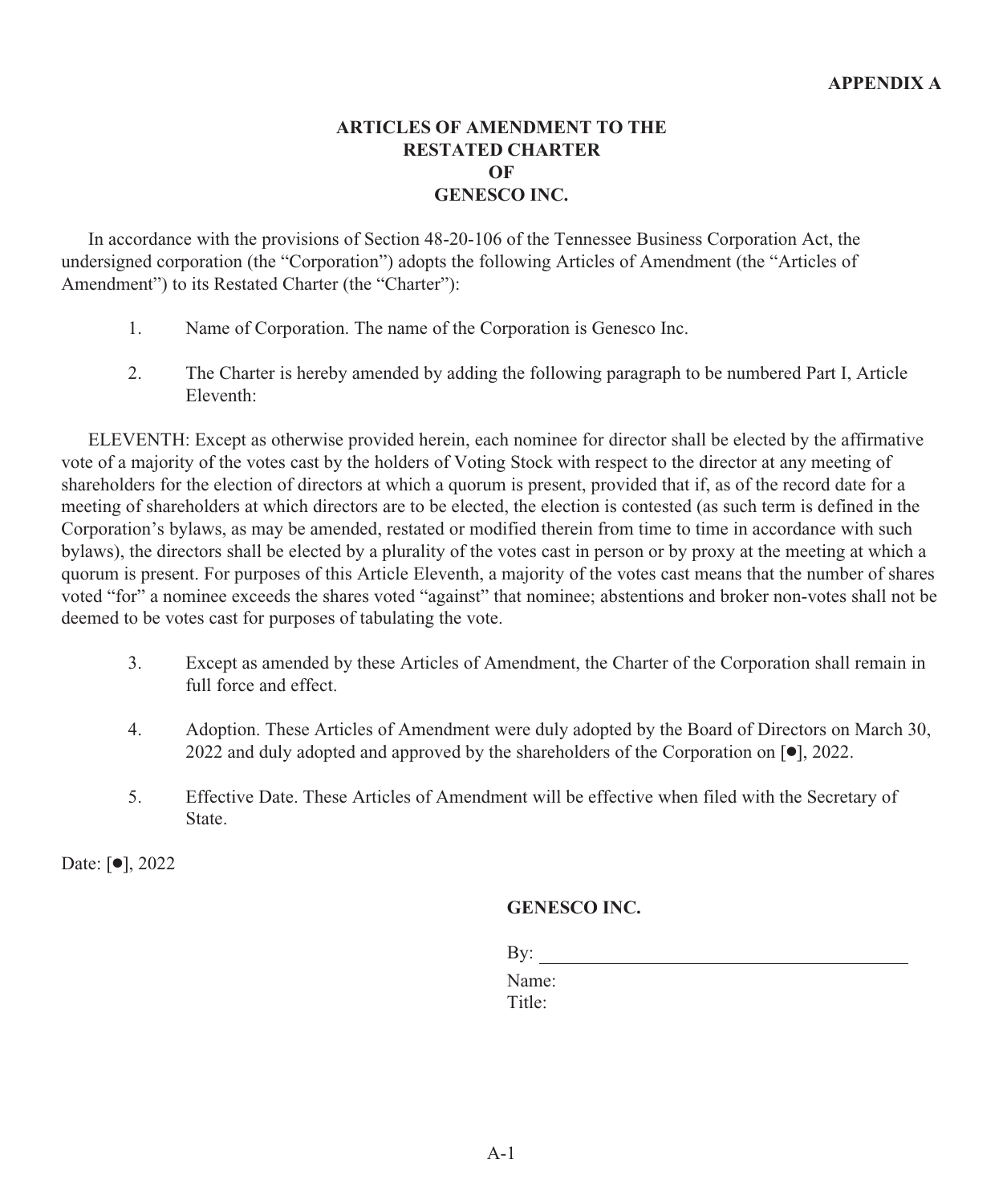**APPENDIX A**

# ARTICLES OF AMENDMENT TO THE RESTATED CHARTER OF GENESCO INC.

In accordance with the provisions of Section 48-20-106 of the Tennessee Business Corporation Act, the undersigned corporation (the "Corporation") adopts the following Articles of Amendment (the "Articles of Amendment") to its Restated Charter (the "Charter"):

1. Name of Corporation. The name of the Corporation is Genesco Inc.

2. The Charter is hereby amended by adding the following paragraph to be numbered Part I, Article Eleventh:

ELEVENTH: Except as otherwise provided herein, each nominee for director shall be elected by the affirmative vote of a majority of the votes cast by the holders of Voting Stock with respect to the director at any meeting of shareholders for the election of directors at which a quorum is present, provided that if, as of the record date for a meeting of shareholders at which directors are to be elected, the election is contested (as such term is defined in the Corporation's bylaws, as may be amended, restated or modified therein from time to time in accordance with such bylaws), the directors shall be elected by a plurality of the votes cast in person or by proxy at the meeting at which a quorum is present. For purposes of this Article Eleventh, a majority of the votes cast means that the number of shares voted "for" a nominee exceeds the shares voted "against" that nominee; abstentions and broker non-votes shall not be deemed to be votes cast for purposes of tabulating the vote.

3. Except as amended by these Articles of Amendment, the Charter of the Corporation shall remain in full force and effect.

4. Adoption. These Articles of Amendment were duly adopted by the Board of Directors on March 30, 2022 and duly adopted and approved by the shareholders of the Corporation on [●], 2022.

5. Effective Date. These Articles of Amendment will be effective when filed with the Secretary of State.

Date: [●], 2022

**GENESCO INC.**

By: ________________________________________

Name:

Title: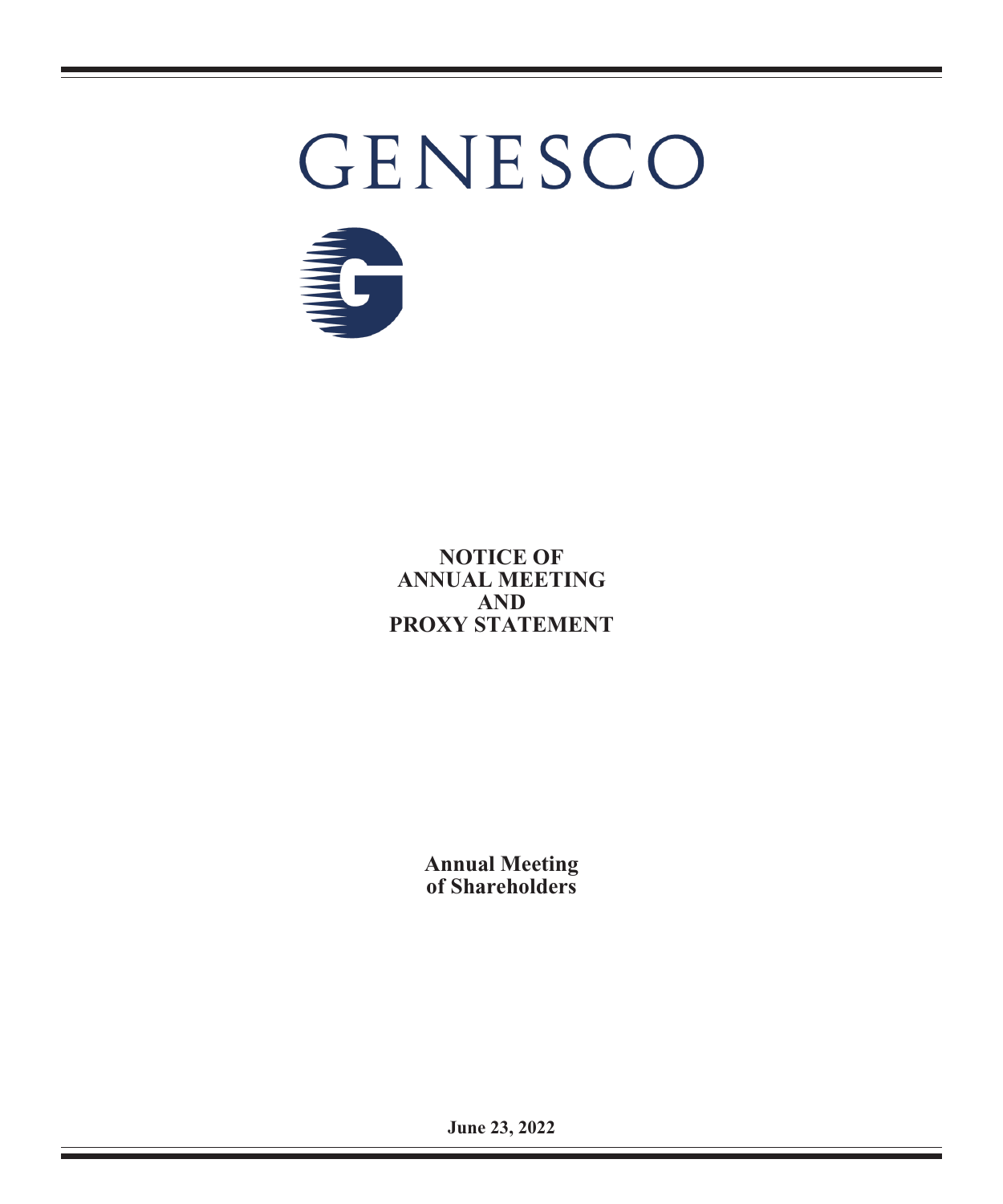# GENESCO

**NOTICE OF**
**ANNUAL MEETING**
**AND**
**PROXY STATEMENT**

**Annual Meeting**
**of Shareholders**

**June 23, 2022**